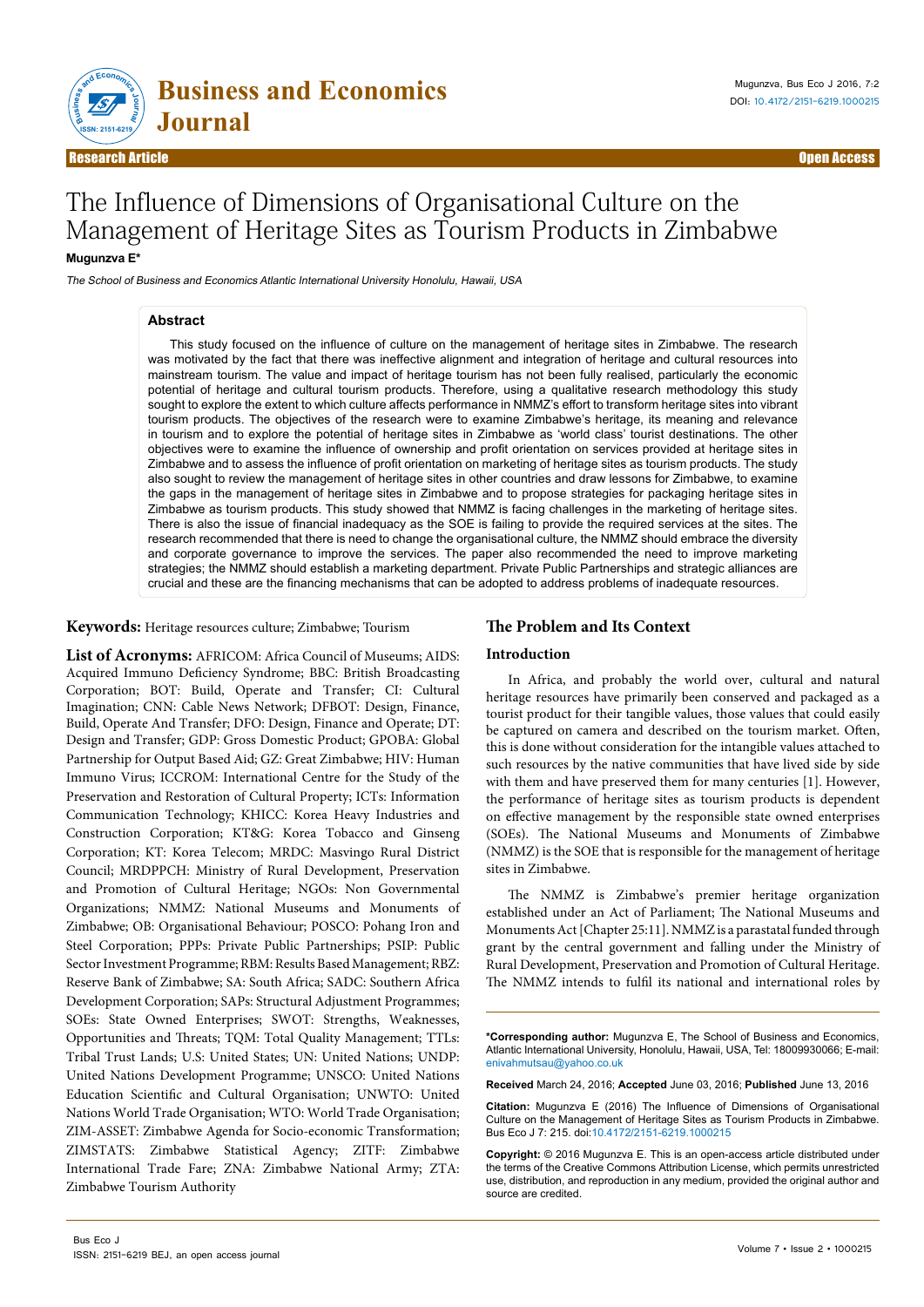**Research Article** **Open Access**

# The Influence of Dimensions of Organisational Culture on the Management of Heritage Sites as Tourism Products in Zimbabwe

**Mugunzva E***

*The School of Business and Economics Atlantic International University Honolulu, Hawaii, USA*

## Abstract

This study focused on the influence of culture on the management of heritage sites in Zimbabwe. The research was motivated by the fact that there was ineffective alignment and integration of heritage and cultural resources into mainstream tourism. The value and impact of heritage tourism has not been fully realised, particularly the economic potential of heritage and cultural tourism products. Therefore, using a qualitative research methodology this study sought to explore the extent to which culture affects performance in NMMZ's effort to transform heritage sites into vibrant tourism products. The objectives of the research were to examine Zimbabwe's heritage, its meaning and relevance in tourism and to explore the potential of heritage sites in Zimbabwe as 'world class' tourist destinations. The other objectives were to examine the influence of ownership and profit orientation on services provided at heritage sites in Zimbabwe and to assess the influence of profit orientation on marketing of heritage sites as tourism products. The study also sought to review the management of heritage sites in other countries and draw lessons for Zimbabwe, to examine the gaps in the management of heritage sites in Zimbabwe and to propose strategies for packaging heritage sites in Zimbabwe as tourism products. This study showed that NMMZ is facing challenges in the marketing of heritage sites. There is also the issue of financial inadequacy as the SOE is failing to provide the required services at the sites. The research recommended that there is need to change the organisational culture, the NMMZ should embrace the diversity and corporate governance to improve the services. The paper also recommended the need to improve marketing strategies; the NMMZ should establish a marketing department. Private Public Partnerships and strategic alliances are crucial and these are the financing mechanisms that can be adopted to address problems of inadequate resources.

**Keywords:** Heritage resources culture; Zimbabwe; Tourism

**List of Acronyms:** AFRICOM: Africa Council of Museums; AIDS: Acquired Immuno Deficiency Syndrome; BBC: British Broadcasting Corporation; BOT: Build, Operate and Transfer; CI: Cultural Imagination; CNN: Cable News Network; DFBOT: Design, Finance, Build, Operate And Transfer; DFO: Design, Finance and Operate; DT: Design and Transfer; GDP: Gross Domestic Product; GPOBA: Global Partnership for Output Based Aid; GZ: Great Zimbabwe; HIV: Human Immuno Virus; ICCROM: International Centre for the Study of the Preservation and Restoration of Cultural Property; ICTs: Information Communication Technology; KHICC: Korea Heavy Industries and Construction Corporation; KT&G: Korea Tobacco and Ginseng Corporation; KT: Korea Telecom; MRDC: Masvingo Rural District Council; MRDPPCH: Ministry of Rural Development, Preservation and Promotion of Cultural Heritage; NGOs: Non Governmental Organizations; NMMZ: National Museums and Monuments of Zimbabwe; OB: Organisational Behaviour; POSCO: Pohang Iron and Steel Corporation; PPPs: Private Public Partnerships; PSIP: Public Sector Investment Programme; RBM: Results Based Management; RBZ: Reserve Bank of Zimbabwe; SA: South Africa; SADC: Southern Africa Development Corporation; SAPs: Structural Adjustment Programmes; SOEs: State Owned Enterprises; SWOT: Strengths, Weaknesses, Opportunities and Threats; TQM: Total Quality Management; TTLs: Tribal Trust Lands; U.S: United States; UN: United Nations; UNDP: United Nations Development Programme; UNSCO: United Nations Education Scientific and Cultural Organisation; UNWTO: United Nations World Trade Organisation; WTO: World Trade Organisation; ZIM-ASSET: Zimbabwe Agenda for Socio-economic Transformation; ZIMSTATS: Zimbabwe Statistical Agency; ZITF: Zimbabwe International Trade Fare; ZNA: Zimbabwe National Army; ZTA: Zimbabwe Tourism Authority

## The Problem and Its Context

### Introduction

In Africa, and probably the world over, cultural and natural heritage resources have primarily been conserved and packaged as a tourist product for their tangible values, those values that could easily be captured on camera and described on the tourism market. Often, this is done without consideration for the intangible values attached to such resources by the native communities that have lived side by side with them and have preserved them for many centuries [1]. However, the performance of heritage sites as tourism products is dependent on effective management by the responsible state owned enterprises (SOEs). The National Museums and Monuments of Zimbabwe (NMMZ) is the SOE that is responsible for the management of heritage sites in Zimbabwe.

The NMMZ is Zimbabwe's premier heritage organization established under an Act of Parliament; The National Museums and Monuments Act [Chapter 25:11]. NMMZ is a parastatal funded through grant by the central government and falling under the Ministry of Rural Development, Preservation and Promotion of Cultural Heritage. The NMMZ intends to fulfil its national and international roles by

**\*Corresponding author:** Mugunzva E, The School of Business and Economics, Atlantic International University, Honolulu, Hawaii, USA, Tel: 18009930066; E-mail: enivahmutsau@yahoo.co.uk

**Received** March 24, 2016; **Accepted** June 03, 2016; **Published** June 13, 2016

**Citation:** Mugunzva E (2016) The Influence of Dimensions of Organisational Culture on the Management of Heritage Sites as Tourism Products in Zimbabwe. Bus Eco J 7: 215. doi:10.4172/2151-6219.1000215

**Copyright:** © 2016 Mugunzva E. This is an open-access article distributed under the terms of the Creative Commons Attribution License, which permits unrestricted use, distribution, and reproduction in any medium, provided the original author and source are credited.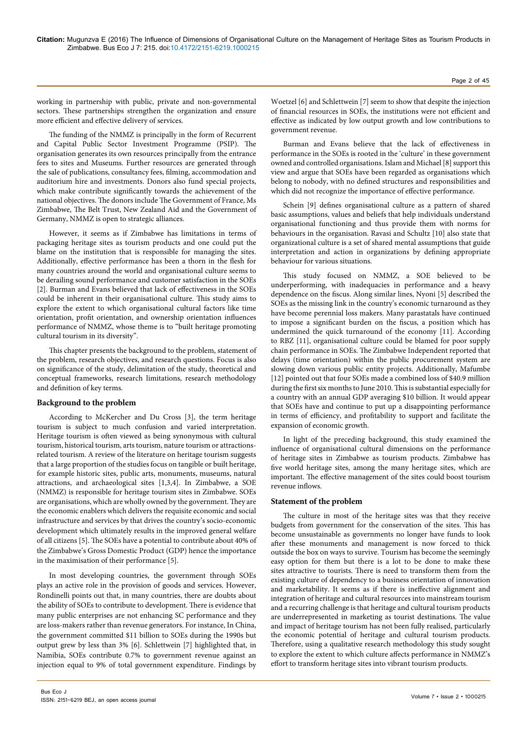working in partnership with public, private and non-governmental sectors. These partnerships strengthen the organization and ensure more efficient and effective delivery of services.

The funding of the NMMZ is principally in the form of Recurrent and Capital Public Sector Investment Programme (PSIP). The organisation generates its own resources principally from the entrance fees to sites and Museums. Further resources are generated through the sale of publications, consultancy fees, filming, accommodation and auditorium hire and investments. Donors also fund special projects, which make contribute significantly towards the achievement of the national objectives. The donors include The Government of France, Ms Zimbabwe, The Belt Trust, New Zealand Aid and the Government of Germany, NMMZ is open to strategic alliances.

However, it seems as if Zimbabwe has limitations in terms of packaging heritage sites as tourism products and one could put the blame on the institution that is responsible for managing the sites. Additionally, effective performance has been a thorn in the flesh for many countries around the world and organisational culture seems to be derailing sound performance and customer satisfaction in the SOEs [2]. Burman and Evans believed that lack of effectiveness in the SOEs could be inherent in their organisational culture. This study aims to explore the extent to which organisational cultural factors like time orientation, profit orientation, and ownership orientation influences performance of NMMZ, whose theme is to "built heritage promoting cultural tourism in its diversity".

This chapter presents the background to the problem, statement of the problem, research objectives, and research questions. Focus is also on significance of the study, delimitation of the study, theoretical and conceptual frameworks, research limitations, research methodology and definition of key terms.

### Background to the problem

According to McKercher and Du Cross [3], the term heritage tourism is subject to much confusion and varied interpretation. Heritage tourism is often viewed as being synonymous with cultural tourism, historical tourism, arts tourism, nature tourism or attractions-related tourism. A review of the literature on heritage tourism suggests that a large proportion of the studies focus on tangible or built heritage, for example historic sites, public arts, monuments, museums, natural attractions, and archaeological sites [1,3,4]. In Zimbabwe, a SOE (NMMZ) is responsible for heritage tourism sites in Zimbabwe. SOEs are organisations, which are wholly owned by the government. They are the economic enablers which delivers the requisite economic and social infrastructure and services by that drives the country's socio-economic development which ultimately results in the improved general welfare of all citizens [5]. The SOEs have a potential to contribute about 40% of the Zimbabwe's Gross Domestic Product (GDP) hence the importance in the maximisation of their performance [5].

In most developing countries, the government through SOEs plays an active role in the provision of goods and services. However, Rondinelli points out that, in many countries, there are doubts about the ability of SOEs to contribute to development. There is evidence that many public enterprises are not enhancing SC performance and they are loss-makers rather than revenue generators. For instance, In China, the government committed $11 billion to SOEs during the 1990s but output grew by less than 3% [6]. Schlettwein [7] highlighted that, in Namibia, SOEs contribute 0.7% to government revenue against an injection equal to 9% of total government expenditure. Findings by Woetzel [6] and Schlettwein [7] seem to show that despite the injection of financial resources in SOEs, the institutions were not efficient and effective as indicated by low output growth and low contributions to government revenue.

Burman and Evans believe that the lack of effectiveness in performance in the SOEs is rooted in the 'culture' in these government owned and controlled organisations. Islam and Michael [8] support this view and argue that SOEs have been regarded as organisations which belong to nobody, with no defined structures and responsibilities and which did not recognize the importance of effective performance.

Schein [9] defines organisational culture as a pattern of shared basic assumptions, values and beliefs that help individuals understand organisational functioning and thus provide them with norms for behaviours in the organisation. Ravasi and Schultz [10] also state that organizational culture is a set of shared mental assumptions that guide interpretation and action in organizations by defining appropriate behaviour for various situations.

This study focused on NMMZ, a SOE believed to be underperforming, with inadequacies in performance and a heavy dependence on the fiscus. Along similar lines, Nyoni [5] described the SOEs as the missing link in the country's economic turnaround as they have become perennial loss makers. Many parastatals have continued to impose a significant burden on the fiscus, a position which has undermined the quick turnaround of the economy [11]. According to RBZ [11], organisational culture could be blamed for poor supply chain performance in SOEs. The Zimbabwe Independent reported that delays (time orientation) within the public procurement system are slowing down various public entity projects. Additionally, Mafumbe [12] pointed out that four SOEs made a combined loss of $40.9 million during the first six months to June 2010. This is substantial especially for a country with an annual GDP averaging $10 billion. It would appear that SOEs have and continue to put up a disappointing performance in terms of efficiency, and profitability to support and facilitate the expansion of economic growth.

In light of the preceding background, this study examined the influence of organisational cultural dimensions on the performance of heritage sites in Zimbabwe as tourism products. Zimbabwe has five world heritage sites, among the many heritage sites, which are important. The effective management of the sites could boost tourism revenue inflows.

### Statement of the problem

The culture in most of the heritage sites was that they receive budgets from government for the conservation of the sites. This has become unsustainable as governments no longer have funds to look after these monuments and management is now forced to thick outside the box on ways to survive. Tourism has become the seemingly easy option for them but there is a lot to be done to make these sites attractive to tourists. There is need to transform them from the existing culture of dependency to a business orientation of innovation and marketability. It seems as if there is ineffective alignment and integration of heritage and cultural resources into mainstream tourism and a recurring challenge is that heritage and cultural tourism products are underrepresented in marketing as tourist destinations. The value and impact of heritage tourism has not been fully realised, particularly the economic potential of heritage and cultural tourism products. Therefore, using a qualitative research methodology this study sought to explore the extent to which culture affects performance in NMMZ's effort to transform heritage sites into vibrant tourism products.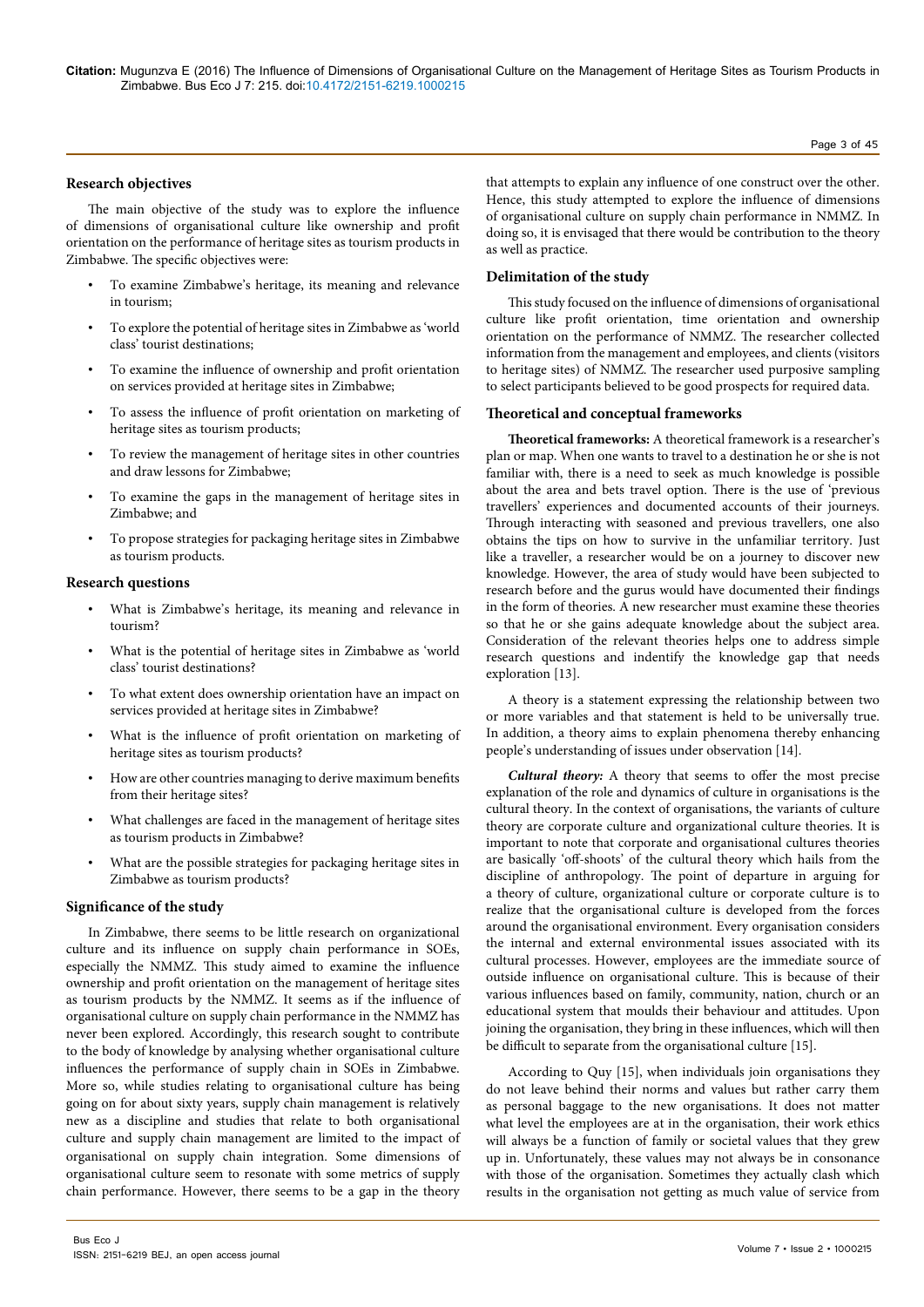### Research objectives

The main objective of the study was to explore the influence of dimensions of organisational culture like ownership and profit orientation on the performance of heritage sites as tourism products in Zimbabwe. The specific objectives were:

- To examine Zimbabwe's heritage, its meaning and relevance in tourism;
- To explore the potential of heritage sites in Zimbabwe as 'world class' tourist destinations;
- To examine the influence of ownership and profit orientation on services provided at heritage sites in Zimbabwe;
- To assess the influence of profit orientation on marketing of heritage sites as tourism products;
- To review the management of heritage sites in other countries and draw lessons for Zimbabwe;
- To examine the gaps in the management of heritage sites in Zimbabwe; and
- To propose strategies for packaging heritage sites in Zimbabwe as tourism products.

### Research questions

- What is Zimbabwe's heritage, its meaning and relevance in tourism?
- What is the potential of heritage sites in Zimbabwe as 'world class' tourist destinations?
- To what extent does ownership orientation have an impact on services provided at heritage sites in Zimbabwe?
- What is the influence of profit orientation on marketing of heritage sites as tourism products?
- How are other countries managing to derive maximum benefits from their heritage sites?
- What challenges are faced in the management of heritage sites as tourism products in Zimbabwe?
- What are the possible strategies for packaging heritage sites in Zimbabwe as tourism products?

### Significance of the study

In Zimbabwe, there seems to be little research on organizational culture and its influence on supply chain performance in SOEs, especially the NMMZ. This study aimed to examine the influence ownership and profit orientation on the management of heritage sites as tourism products by the NMMZ. It seems as if the influence of organisational culture on supply chain performance in the NMMZ has never been explored. Accordingly, this research sought to contribute to the body of knowledge by analysing whether organisational culture influences the performance of supply chain in SOEs in Zimbabwe. More so, while studies relating to organisational culture has being going on for about sixty years, supply chain management is relatively new as a discipline and studies that relate to both organisational culture and supply chain management are limited to the impact of organisational on supply chain integration. Some dimensions of organisational culture seem to resonate with some metrics of supply chain performance. However, there seems to be a gap in the theory that attempts to explain any influence of one construct over the other. Hence, this study attempted to explore the influence of dimensions of organisational culture on supply chain performance in NMMZ. In doing so, it is envisaged that there would be contribution to the theory as well as practice.

### Delimitation of the study

This study focused on the influence of dimensions of organisational culture like profit orientation, time orientation and ownership orientation on the performance of NMMZ. The researcher collected information from the management and employees, and clients (visitors to heritage sites) of NMMZ. The researcher used purposive sampling to select participants believed to be good prospects for required data.

### Theoretical and conceptual frameworks

**Theoretical frameworks:** A theoretical framework is a researcher's plan or map. When one wants to travel to a destination he or she is not familiar with, there is a need to seek as much knowledge is possible about the area and bets travel option. There is the use of 'previous travellers' experiences and documented accounts of their journeys. Through interacting with seasoned and previous travellers, one also obtains the tips on how to survive in the unfamiliar territory. Just like a traveller, a researcher would be on a journey to discover new knowledge. However, the area of study would have been subjected to research before and the gurus would have documented their findings in the form of theories. A new researcher must examine these theories so that he or she gains adequate knowledge about the subject area. Consideration of the relevant theories helps one to address simple research questions and indentify the knowledge gap that needs exploration [13].

A theory is a statement expressing the relationship between two or more variables and that statement is held to be universally true. In addition, a theory aims to explain phenomena thereby enhancing people's understanding of issues under observation [14].

***Cultural theory:*** A theory that seems to offer the most precise explanation of the role and dynamics of culture in organisations is the cultural theory. In the context of organisations, the variants of culture theory are corporate culture and organizational culture theories. It is important to note that corporate and organisational cultures theories are basically 'off-shoots' of the cultural theory which hails from the discipline of anthropology. The point of departure in arguing for a theory of culture, organizational culture or corporate culture is to realize that the organisational culture is developed from the forces around the organisational environment. Every organisation considers the internal and external environmental issues associated with its cultural processes. However, employees are the immediate source of outside influence on organisational culture. This is because of their various influences based on family, community, nation, church or an educational system that moulds their behaviour and attitudes. Upon joining the organisation, they bring in these influences, which will then be difficult to separate from the organisational culture [15].

According to Quy [15], when individuals join organisations they do not leave behind their norms and values but rather carry them as personal baggage to the new organisations. It does not matter what level the employees are at in the organisation, their work ethics will always be a function of family or societal values that they grew up in. Unfortunately, these values may not always be in consonance with those of the organisation. Sometimes they actually clash which results in the organisation not getting as much value of service from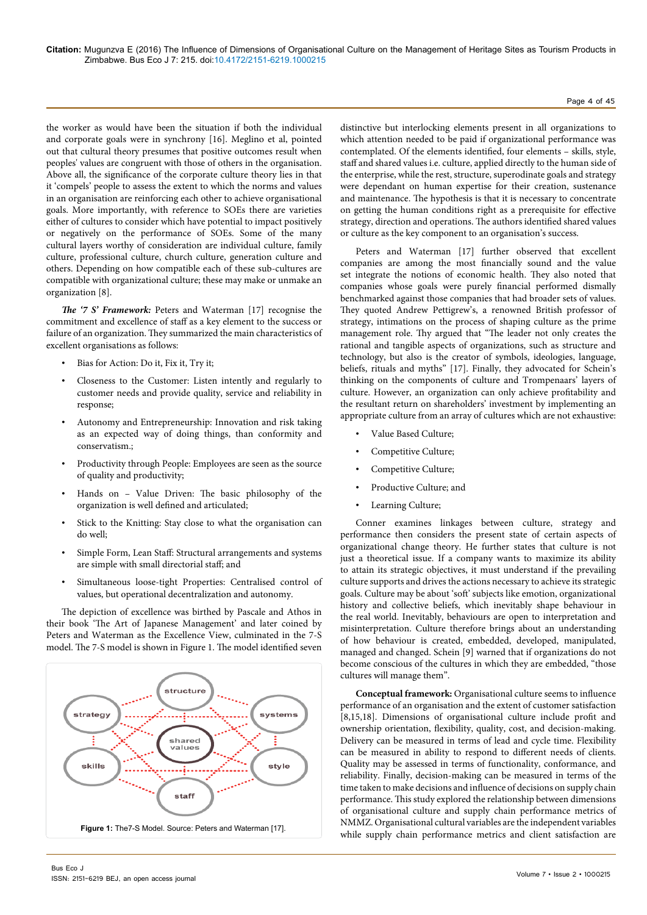the worker as would have been the situation if both the individual and corporate goals were in synchrony [16]. Meglino et al, pointed out that cultural theory presumes that positive outcomes result when peoples' values are congruent with those of others in the organisation. Above all, the significance of the corporate culture theory lies in that it 'compels' people to assess the extent to which the norms and values in an organisation are reinforcing each other to achieve organisational goals. More importantly, with reference to SOEs there are varieties either of cultures to consider which have potential to impact positively or negatively on the performance of SOEs. Some of the many cultural layers worthy of consideration are individual culture, family culture, professional culture, church culture, generation culture and others. Depending on how compatible each of these sub-cultures are compatible with organizational culture; these may make or unmake an organization [8].

***The '7 S' Framework:*** Peters and Waterman [17] recognise the commitment and excellence of staff as a key element to the success or failure of an organization. They summarized the main characteristics of excellent organisations as follows:

- Bias for Action: Do it, Fix it, Try it;
- Closeness to the Customer: Listen intently and regularly to customer needs and provide quality, service and reliability in response;
- Autonomy and Entrepreneurship: Innovation and risk taking as an expected way of doing things, than conformity and conservatism.;
- Productivity through People: Employees are seen as the source of quality and productivity;
- Hands on – Value Driven: The basic philosophy of the organization is well defined and articulated;
- Stick to the Knitting: Stay close to what the organisation can do well;
- Simple Form, Lean Staff: Structural arrangements and systems are simple with small directorial staff; and
- Simultaneous loose-tight Properties: Centralised control of values, but operational decentralization and autonomy.

The depiction of excellence was birthed by Pascale and Athos in their book 'The Art of Japanese Management' and later coined by Peters and Waterman as the Excellence View, culminated in the 7-S model. The 7-S model is shown in Figure 1. The model identified seven

**Figure 1:** The7-S Model. Source: Peters and Waterman [17].

distinctive but interlocking elements present in all organizations to which attention needed to be paid if organizational performance was contemplated. Of the elements identified, four elements – skills, style, staff and shared values i.e. culture, applied directly to the human side of the enterprise, while the rest, structure, superodinate goals and strategy were dependant on human expertise for their creation, sustenance and maintenance. The hypothesis is that it is necessary to concentrate on getting the human conditions right as a prerequisite for effective strategy, direction and operations. The authors identified shared values or culture as the key component to an organisation's success.

Peters and Waterman [17] further observed that excellent companies are among the most financially sound and the value set integrate the notions of economic health. They also noted that companies whose goals were purely financial performed dismally benchmarked against those companies that had broader sets of values. They quoted Andrew Pettigrew's, a renowned British professor of strategy, intimations on the process of shaping culture as the prime management role. Thy argued that "The leader not only creates the rational and tangible aspects of organizations, such as structure and technology, but also is the creator of symbols, ideologies, language, beliefs, rituals and myths" [17]. Finally, they advocated for Schein's thinking on the components of culture and Trompenaars' layers of culture. However, an organization can only achieve profitability and the resultant return on shareholders' investment by implementing an appropriate culture from an array of cultures which are not exhaustive:

- Value Based Culture;
- Competitive Culture;
- Competitive Culture;
- Productive Culture; and
- Learning Culture;

Conner examines linkages between culture, strategy and performance then considers the present state of certain aspects of organizational change theory. He further states that culture is not just a theoretical issue. If a company wants to maximize its ability to attain its strategic objectives, it must understand if the prevailing culture supports and drives the actions necessary to achieve its strategic goals. Culture may be about 'soft' subjects like emotion, organizational history and collective beliefs, which inevitably shape behaviour in the real world. Inevitably, behaviours are open to interpretation and misinterpretation. Culture therefore brings about an understanding of how behaviour is created, embedded, developed, manipulated, managed and changed. Schein [9] warned that if organizations do not become conscious of the cultures in which they are embedded, "those cultures will manage them".

**Conceptual framework:** Organisational culture seems to influence performance of an organisation and the extent of customer satisfaction [8,15,18]. Dimensions of organisational culture include profit and ownership orientation, flexibility, quality, cost, and decision-making. Delivery can be measured in terms of lead and cycle time. Flexibility can be measured in ability to respond to different needs of clients. Quality may be assessed in terms of functionality, conformance, and reliability. Finally, decision-making can be measured in terms of the time taken to make decisions and influence of decisions on supply chain performance. This study explored the relationship between dimensions of organisational culture and supply chain performance metrics of NMMZ. Organisational cultural variables are the independent variables while supply chain performance metrics and client satisfaction are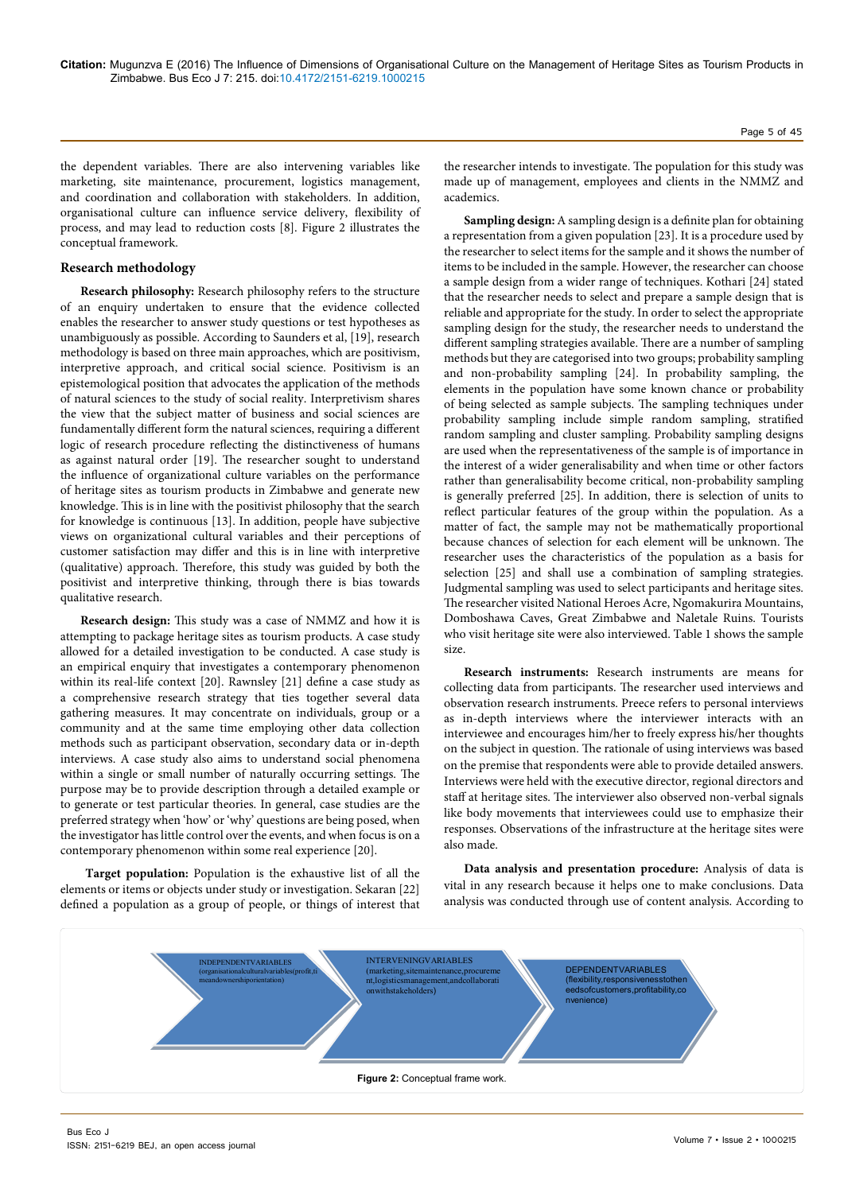the dependent variables. There are also intervening variables like marketing, site maintenance, procurement, logistics management, and coordination and collaboration with stakeholders. In addition, organisational culture can influence service delivery, flexibility of process, and may lead to reduction costs [8]. Figure 2 illustrates the conceptual framework.

## Research methodology

**Research philosophy:** Research philosophy refers to the structure of an enquiry undertaken to ensure that the evidence collected enables the researcher to answer study questions or test hypotheses as unambiguously as possible. According to Saunders et al, [19], research methodology is based on three main approaches, which are positivism, interpretive approach, and critical social science. Positivism is an epistemological position that advocates the application of the methods of natural sciences to the study of social reality. Interpretivism shares the view that the subject matter of business and social sciences are fundamentally different form the natural sciences, requiring a different logic of research procedure reflecting the distinctiveness of humans as against natural order [19]. The researcher sought to understand the influence of organizational culture variables on the performance of heritage sites as tourism products in Zimbabwe and generate new knowledge. This is in line with the positivist philosophy that the search for knowledge is continuous [13]. In addition, people have subjective views on organizational cultural variables and their perceptions of customer satisfaction may differ and this is in line with interpretive (qualitative) approach. Therefore, this study was guided by both the positivist and interpretive thinking, through there is bias towards qualitative research.

**Research design:** This study was a case of NMMZ and how it is attempting to package heritage sites as tourism products. A case study allowed for a detailed investigation to be conducted. A case study is an empirical enquiry that investigates a contemporary phenomenon within its real-life context [20]. Rawnsley [21] define a case study as a comprehensive research strategy that ties together several data gathering measures. It may concentrate on individuals, group or a community and at the same time employing other data collection methods such as participant observation, secondary data or in-depth interviews. A case study also aims to understand social phenomena within a single or small number of naturally occurring settings. The purpose may be to provide description through a detailed example or to generate or test particular theories. In general, case studies are the preferred strategy when 'how' or 'why' questions are being posed, when the investigator has little control over the events, and when focus is on a contemporary phenomenon within some real experience [20].

**Target population:** Population is the exhaustive list of all the elements or items or objects under study or investigation. Sekaran [22] defined a population as a group of people, or things of interest that the researcher intends to investigate. The population for this study was made up of management, employees and clients in the NMMZ and academics.

**Sampling design:** A sampling design is a definite plan for obtaining a representation from a given population [23]. It is a procedure used by the researcher to select items for the sample and it shows the number of items to be included in the sample. However, the researcher can choose a sample design from a wider range of techniques. Kothari [24] stated that the researcher needs to select and prepare a sample design that is reliable and appropriate for the study. In order to select the appropriate sampling design for the study, the researcher needs to understand the different sampling strategies available. There are a number of sampling methods but they are categorised into two groups; probability sampling and non-probability sampling [24]. In probability sampling, the elements in the population have some known chance or probability of being selected as sample subjects. The sampling techniques under probability sampling include simple random sampling, stratified random sampling and cluster sampling. Probability sampling designs are used when the representativeness of the sample is of importance in the interest of a wider generalisability and when time or other factors rather than generalisability become critical, non-probability sampling is generally preferred [25]. In addition, there is selection of units to reflect particular features of the group within the population. As a matter of fact, the sample may not be mathematically proportional because chances of selection for each element will be unknown. The researcher uses the characteristics of the population as a basis for selection [25] and shall use a combination of sampling strategies. Judgmental sampling was used to select participants and heritage sites. The researcher visited National Heroes Acre, Ngomakurira Mountains, Domboshawa Caves, Great Zimbabwe and Naletale Ruins. Tourists who visit heritage site were also interviewed. Table 1 shows the sample size.

**Research instruments:** Research instruments are means for collecting data from participants. The researcher used interviews and observation research instruments. Preece refers to personal interviews as in-depth interviews where the interviewer interacts with an interviewee and encourages him/her to freely express his/her thoughts on the subject in question. The rationale of using interviews was based on the premise that respondents were able to provide detailed answers. Interviews were held with the executive director, regional directors and staff at heritage sites. The interviewer also observed non-verbal signals like body movements that interviewees could use to emphasize their responses. Observations of the infrastructure at the heritage sites were also made.

**Data analysis and presentation procedure:** Analysis of data is vital in any research because it helps one to make conclusions. Data analysis was conducted through use of content analysis. According to

INDEPENDENTVARIABLES (organisationalculturalvariables(profit,timeandownershiporientation)

INTERVENINGVARIABLES (marketing,sitemaintenance,procurement,logisticsmanagement,andcollaborationwithstakeholders)

DEPENDENTVARIABLES (flexibility,responsivenesstotheneedsofcustomers,profitability,convenience)

**Figure 2:** Conceptual frame work.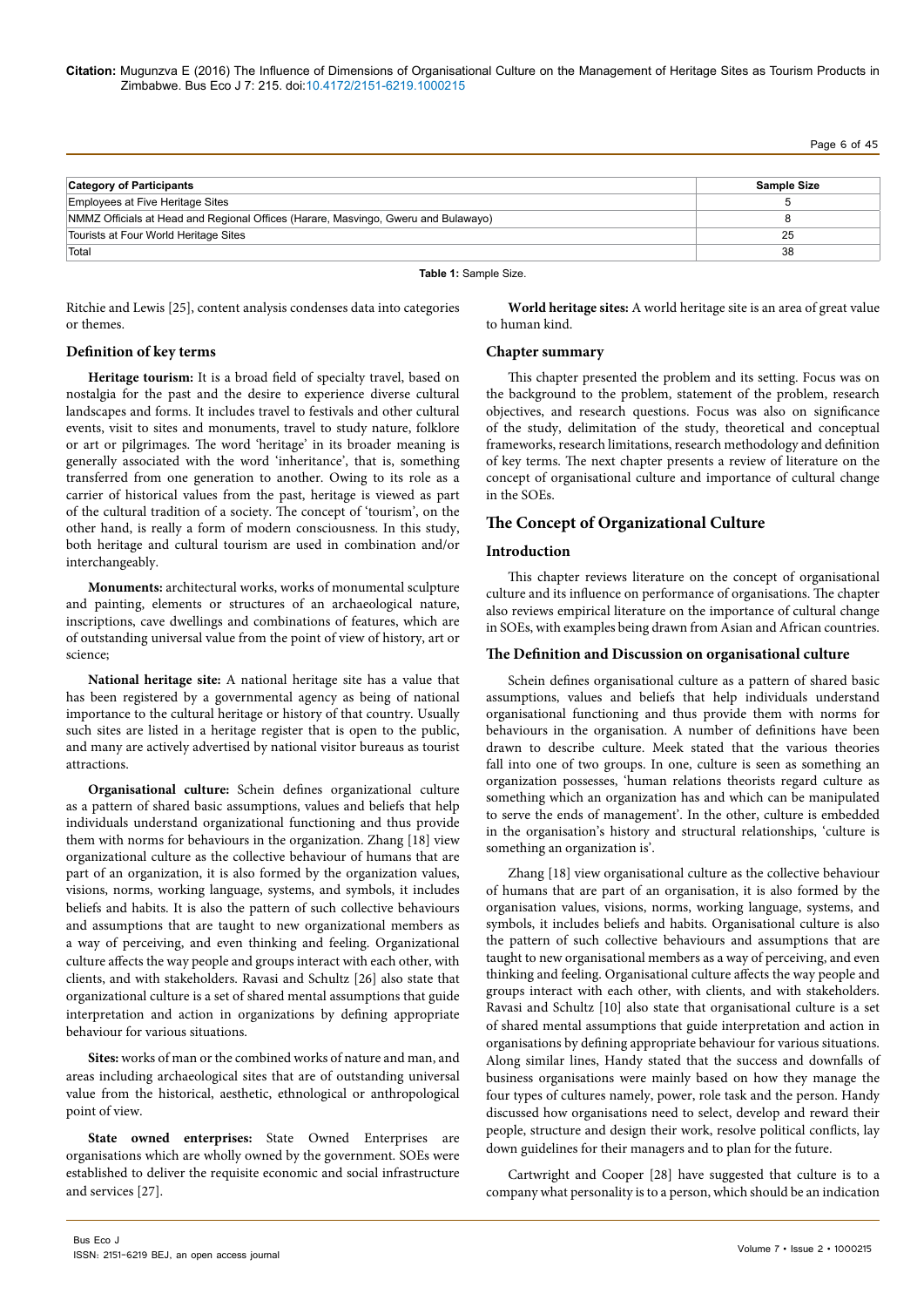| Category of Participants | Sample Size |
|---|---|
| Employees at Five Heritage Sites | 5 |
| NMMZ Officials at Head and Regional Offices (Harare, Masvingo, Gweru and Bulawayo) | 8 |
| Tourists at Four World Heritage Sites | 25 |
| Total | 38 |

**Table 1:** Sample Size.

Ritchie and Lewis [25], content analysis condenses data into categories or themes.

### Definition of key terms

**Heritage tourism:** It is a broad field of specialty travel, based on nostalgia for the past and the desire to experience diverse cultural landscapes and forms. It includes travel to festivals and other cultural events, visit to sites and monuments, travel to study nature, folklore or art or pilgrimages. The word 'heritage' in its broader meaning is generally associated with the word 'inheritance', that is, something transferred from one generation to another. Owing to its role as a carrier of historical values from the past, heritage is viewed as part of the cultural tradition of a society. The concept of 'tourism', on the other hand, is really a form of modern consciousness. In this study, both heritage and cultural tourism are used in combination and/or interchangeably.

**Monuments:** architectural works, works of monumental sculpture and painting, elements or structures of an archaeological nature, inscriptions, cave dwellings and combinations of features, which are of outstanding universal value from the point of view of history, art or science;

**National heritage site:** A national heritage site has a value that has been registered by a governmental agency as being of national importance to the cultural heritage or history of that country. Usually such sites are listed in a heritage register that is open to the public, and many are actively advertised by national visitor bureaus as tourist attractions.

**Organisational culture:** Schein defines organizational culture as a pattern of shared basic assumptions, values and beliefs that help individuals understand organizational functioning and thus provide them with norms for behaviours in the organization. Zhang [18] view organizational culture as the collective behaviour of humans that are part of an organization, it is also formed by the organization values, visions, norms, working language, systems, and symbols, it includes beliefs and habits. It is also the pattern of such collective behaviours and assumptions that are taught to new organizational members as a way of perceiving, and even thinking and feeling. Organizational culture affects the way people and groups interact with each other, with clients, and with stakeholders. Ravasi and Schultz [26] also state that organizational culture is a set of shared mental assumptions that guide interpretation and action in organizations by defining appropriate behaviour for various situations.

**Sites:** works of man or the combined works of nature and man, and areas including archaeological sites that are of outstanding universal value from the historical, aesthetic, ethnological or anthropological point of view.

**State owned enterprises:** State Owned Enterprises are organisations which are wholly owned by the government. SOEs were established to deliver the requisite economic and social infrastructure and services [27].

**World heritage sites:** A world heritage site is an area of great value to human kind.

### Chapter summary

This chapter presented the problem and its setting. Focus was on the background to the problem, statement of the problem, research objectives, and research questions. Focus was also on significance of the study, delimitation of the study, theoretical and conceptual frameworks, research limitations, research methodology and definition of key terms. The next chapter presents a review of literature on the concept of organisational culture and importance of cultural change in the SOEs.

## The Concept of Organizational Culture

### Introduction

This chapter reviews literature on the concept of organisational culture and its influence on performance of organisations. The chapter also reviews empirical literature on the importance of cultural change in SOEs, with examples being drawn from Asian and African countries.

### The Definition and Discussion on organisational culture

Schein defines organisational culture as a pattern of shared basic assumptions, values and beliefs that help individuals understand organisational functioning and thus provide them with norms for behaviours in the organisation. A number of definitions have been drawn to describe culture. Meek stated that the various theories fall into one of two groups. In one, culture is seen as something an organization possesses, 'human relations theorists regard culture as something which an organization has and which can be manipulated to serve the ends of management'. In the other, culture is embedded in the organisation's history and structural relationships, 'culture is something an organization is'.

Zhang [18] view organisational culture as the collective behaviour of humans that are part of an organisation, it is also formed by the organisation values, visions, norms, working language, systems, and symbols, it includes beliefs and habits. Organisational culture is also the pattern of such collective behaviours and assumptions that are taught to new organisational members as a way of perceiving, and even thinking and feeling. Organisational culture affects the way people and groups interact with each other, with clients, and with stakeholders. Ravasi and Schultz [10] also state that organisational culture is a set of shared mental assumptions that guide interpretation and action in organisations by defining appropriate behaviour for various situations. Along similar lines, Handy stated that the success and downfalls of business organisations were mainly based on how they manage the four types of cultures namely, power, role task and the person. Handy discussed how organisations need to select, develop and reward their people, structure and design their work, resolve political conflicts, lay down guidelines for their managers and to plan for the future.

Cartwright and Cooper [28] have suggested that culture is to a company what personality is to a person, which should be an indication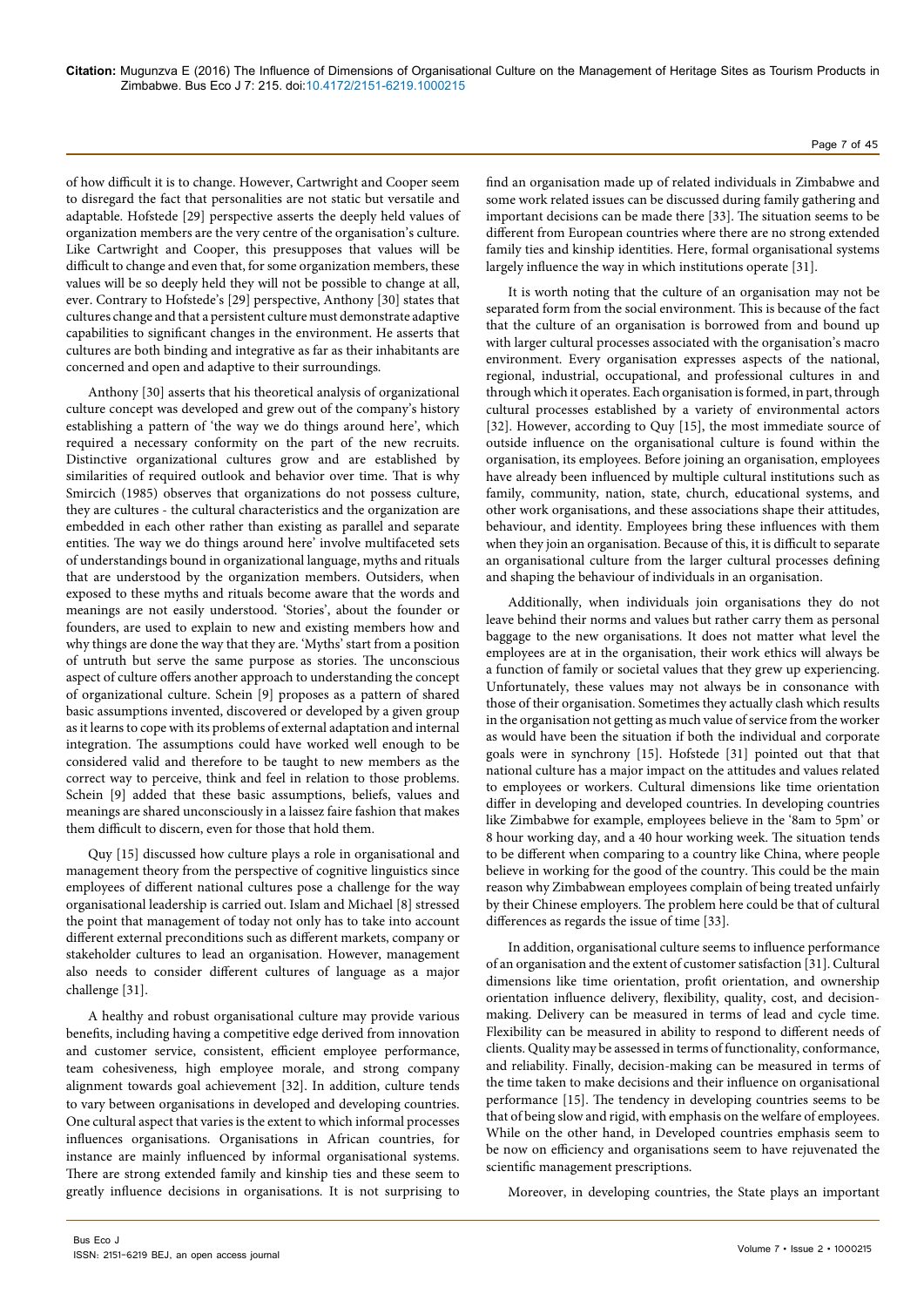of how difficult it is to change. However, Cartwright and Cooper seem to disregard the fact that personalities are not static but versatile and adaptable. Hofstede [29] perspective asserts the deeply held values of organization members are the very centre of the organisation's culture. Like Cartwright and Cooper, this presupposes that values will be difficult to change and even that, for some organization members, these values will be so deeply held they will not be possible to change at all, ever. Contrary to Hofstede's [29] perspective, Anthony [30] states that cultures change and that a persistent culture must demonstrate adaptive capabilities to significant changes in the environment. He asserts that cultures are both binding and integrative as far as their inhabitants are concerned and open and adaptive to their surroundings.

Anthony [30] asserts that his theoretical analysis of organizational culture concept was developed and grew out of the company's history establishing a pattern of 'the way we do things around here', which required a necessary conformity on the part of the new recruits. Distinctive organizational cultures grow and are established by similarities of required outlook and behavior over time. That is why Smircich (1985) observes that organizations do not possess culture, they are cultures - the cultural characteristics and the organization are embedded in each other rather than existing as parallel and separate entities. The way we do things around here' involve multifaceted sets of understandings bound in organizational language, myths and rituals that are understood by the organization members. Outsiders, when exposed to these myths and rituals become aware that the words and meanings are not easily understood. 'Stories', about the founder or founders, are used to explain to new and existing members how and why things are done the way that they are. 'Myths' start from a position of untruth but serve the same purpose as stories. The unconscious aspect of culture offers another approach to understanding the concept of organizational culture. Schein [9] proposes as a pattern of shared basic assumptions invented, discovered or developed by a given group as it learns to cope with its problems of external adaptation and internal integration. The assumptions could have worked well enough to be considered valid and therefore to be taught to new members as the correct way to perceive, think and feel in relation to those problems. Schein [9] added that these basic assumptions, beliefs, values and meanings are shared unconsciously in a laissez faire fashion that makes them difficult to discern, even for those that hold them.

Quy [15] discussed how culture plays a role in organisational and management theory from the perspective of cognitive linguistics since employees of different national cultures pose a challenge for the way organisational leadership is carried out. Islam and Michael [8] stressed the point that management of today not only has to take into account different external preconditions such as different markets, company or stakeholder cultures to lead an organisation. However, management also needs to consider different cultures of language as a major challenge [31].

A healthy and robust organisational culture may provide various benefits, including having a competitive edge derived from innovation and customer service, consistent, efficient employee performance, team cohesiveness, high employee morale, and strong company alignment towards goal achievement [32]. In addition, culture tends to vary between organisations in developed and developing countries. One cultural aspect that varies is the extent to which informal processes influences organisations. Organisations in African countries, for instance are mainly influenced by informal organisational systems. There are strong extended family and kinship ties and these seem to greatly influence decisions in organisations. It is not surprising to find an organisation made up of related individuals in Zimbabwe and some work related issues can be discussed during family gathering and important decisions can be made there [33]. The situation seems to be different from European countries where there are no strong extended family ties and kinship identities. Here, formal organisational systems largely influence the way in which institutions operate [31].

It is worth noting that the culture of an organisation may not be separated form from the social environment. This is because of the fact that the culture of an organisation is borrowed from and bound up with larger cultural processes associated with the organisation's macro environment. Every organisation expresses aspects of the national, regional, industrial, occupational, and professional cultures in and through which it operates. Each organisation is formed, in part, through cultural processes established by a variety of environmental actors [32]. However, according to Quy [15], the most immediate source of outside influence on the organisational culture is found within the organisation, its employees. Before joining an organisation, employees have already been influenced by multiple cultural institutions such as family, community, nation, state, church, educational systems, and other work organisations, and these associations shape their attitudes, behaviour, and identity. Employees bring these influences with them when they join an organisation. Because of this, it is difficult to separate an organisational culture from the larger cultural processes defining and shaping the behaviour of individuals in an organisation.

Additionally, when individuals join organisations they do not leave behind their norms and values but rather carry them as personal baggage to the new organisations. It does not matter what level the employees are at in the organisation, their work ethics will always be a function of family or societal values that they grew up experiencing. Unfortunately, these values may not always be in consonance with those of their organisation. Sometimes they actually clash which results in the organisation not getting as much value of service from the worker as would have been the situation if both the individual and corporate goals were in synchrony [15]. Hofstede [31] pointed out that that national culture has a major impact on the attitudes and values related to employees or workers. Cultural dimensions like time orientation differ in developing and developed countries. In developing countries like Zimbabwe for example, employees believe in the '8am to 5pm' or 8 hour working day, and a 40 hour working week. The situation tends to be different when comparing to a country like China, where people believe in working for the good of the country. This could be the main reason why Zimbabwean employees complain of being treated unfairly by their Chinese employers. The problem here could be that of cultural differences as regards the issue of time [33].

In addition, organisational culture seems to influence performance of an organisation and the extent of customer satisfaction [31]. Cultural dimensions like time orientation, profit orientation, and ownership orientation influence delivery, flexibility, quality, cost, and decision-making. Delivery can be measured in terms of lead and cycle time. Flexibility can be measured in ability to respond to different needs of clients. Quality may be assessed in terms of functionality, conformance, and reliability. Finally, decision-making can be measured in terms of the time taken to make decisions and their influence on organisational performance [15]. The tendency in developing countries seems to be that of being slow and rigid, with emphasis on the welfare of employees. While on the other hand, in Developed countries emphasis seem to be now on efficiency and organisations seem to have rejuvenated the scientific management prescriptions.

Moreover, in developing countries, the State plays an important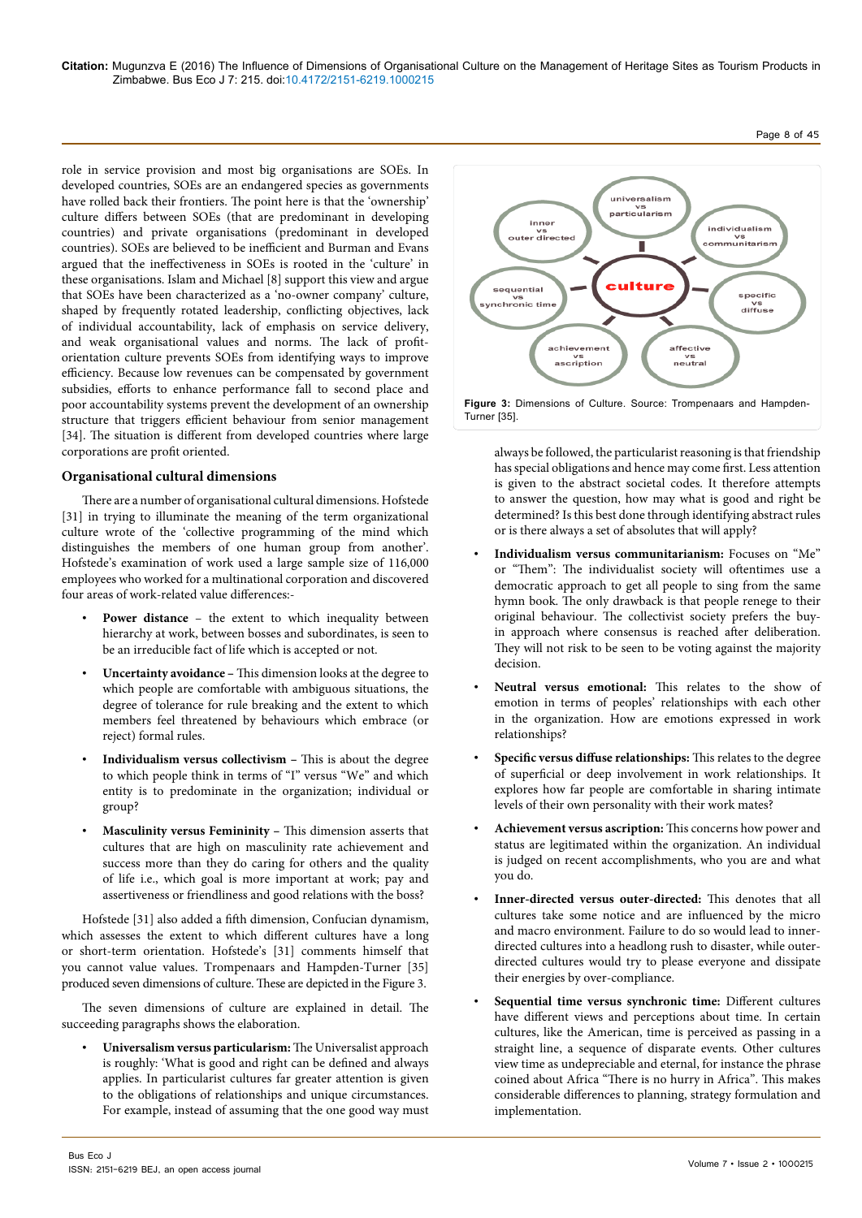role in service provision and most big organisations are SOEs. In developed countries, SOEs are an endangered species as governments have rolled back their frontiers. The point here is that the 'ownership' culture differs between SOEs (that are predominant in developing countries) and private organisations (predominant in developed countries). SOEs are believed to be inefficient and Burman and Evans argued that the ineffectiveness in SOEs is rooted in the 'culture' in these organisations. Islam and Michael [8] support this view and argue that SOEs have been characterized as a 'no-owner company' culture, shaped by frequently rotated leadership, conflicting objectives, lack of individual accountability, lack of emphasis on service delivery, and weak organisational values and norms. The lack of profit-orientation culture prevents SOEs from identifying ways to improve efficiency. Because low revenues can be compensated by government subsidies, efforts to enhance performance fall to second place and poor accountability systems prevent the development of an ownership structure that triggers efficient behaviour from senior management [34]. The situation is different from developed countries where large corporations are profit oriented.

### Organisational cultural dimensions

There are a number of organisational cultural dimensions. Hofstede [31] in trying to illuminate the meaning of the term organizational culture wrote of the 'collective programming of the mind which distinguishes the members of one human group from another'. Hofstede's examination of work used a large sample size of 116,000 employees who worked for a multinational corporation and discovered four areas of work-related value differences:-

- **Power distance** – the extent to which inequality between hierarchy at work, between bosses and subordinates, is seen to be an irreducible fact of life which is accepted or not.
- **Uncertainty avoidance –** This dimension looks at the degree to which people are comfortable with ambiguous situations, the degree of tolerance for rule breaking and the extent to which members feel threatened by behaviours which embrace (or reject) formal rules.
- **Individualism versus collectivism –** This is about the degree to which people think in terms of "I" versus "We" and which entity is to predominate in the organization; individual or group?
- **Masculinity versus Femininity –** This dimension asserts that cultures that are high on masculinity rate achievement and success more than they do caring for others and the quality of life i.e., which goal is more important at work; pay and assertiveness or friendliness and good relations with the boss?

Hofstede [31] also added a fifth dimension, Confucian dynamism, which assesses the extent to which different cultures have a long or short-term orientation. Hofstede's [31] comments himself that you cannot value values. Trompenaars and Hampden-Turner [35] produced seven dimensions of culture. These are depicted in the Figure 3.

The seven dimensions of culture are explained in detail. The succeeding paragraphs shows the elaboration.

- **Universalism versus particularism:** The Universalist approach is roughly: 'What is good and right can be defined and always applies. In particularist cultures far greater attention is given to the obligations of relationships and unique circumstances. For example, instead of assuming that the one good way must always be followed, the particularist reasoning is that friendship has special obligations and hence may come first. Less attention is given to the abstract societal codes. It therefore attempts to answer the question, how may what is good and right be determined? Is this best done through identifying abstract rules or is there always a set of absolutes that will apply?

**Figure 3:** Dimensions of Culture. Source: Trompenaars and Hampden-Turner [35].

- **Individualism versus communitarianism:** Focuses on "Me" or "Them": The individualist society will oftentimes use a democratic approach to get all people to sing from the same hymn book. The only drawback is that people renege to their original behaviour. The collectivist society prefers the buy-in approach where consensus is reached after deliberation. They will not risk to be seen to be voting against the majority decision.
- **Neutral versus emotional:** This relates to the show of emotion in terms of peoples' relationships with each other in the organization. How are emotions expressed in work relationships?
- **Specific versus diffuse relationships:** This relates to the degree of superficial or deep involvement in work relationships. It explores how far people are comfortable in sharing intimate levels of their own personality with their work mates?
- **Achievement versus ascription:** This concerns how power and status are legitimated within the organization. An individual is judged on recent accomplishments, who you are and what you do.
- **Inner-directed versus outer-directed:** This denotes that all cultures take some notice and are influenced by the micro and macro environment. Failure to do so would lead to inner-directed cultures into a headlong rush to disaster, while outer-directed cultures would try to please everyone and dissipate their energies by over-compliance.
- **Sequential time versus synchronic time:** Different cultures have different views and perceptions about time. In certain cultures, like the American, time is perceived as passing in a straight line, a sequence of disparate events. Other cultures view time as undepreciable and eternal, for instance the phrase coined about Africa "There is no hurry in Africa". This makes considerable differences to planning, strategy formulation and implementation.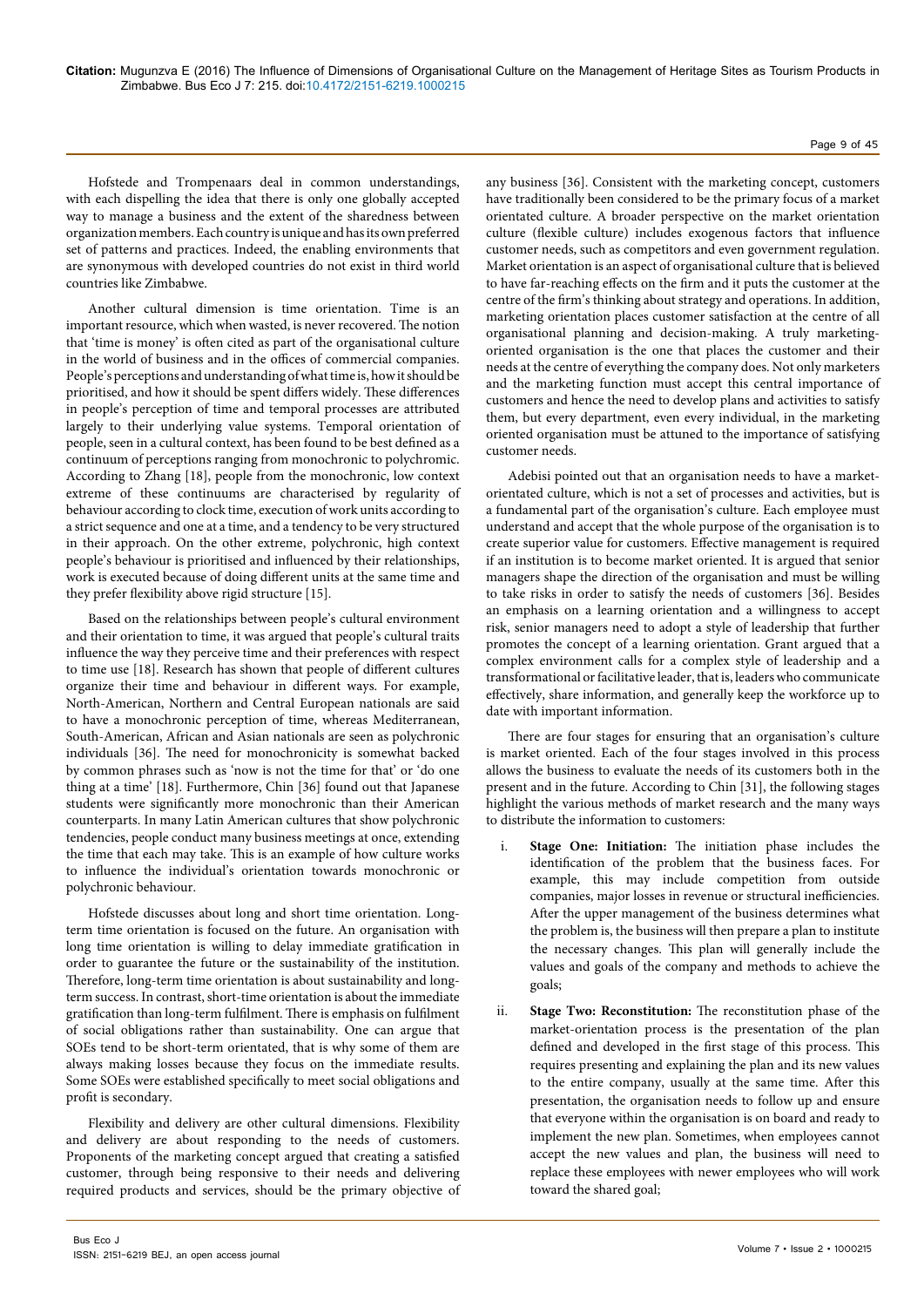Hofstede and Trompenaars deal in common understandings, with each dispelling the idea that there is only one globally accepted way to manage a business and the extent of the sharedness between organization members. Each country is unique and has its own preferred set of patterns and practices. Indeed, the enabling environments that are synonymous with developed countries do not exist in third world countries like Zimbabwe.

Another cultural dimension is time orientation. Time is an important resource, which when wasted, is never recovered. The notion that 'time is money' is often cited as part of the organisational culture in the world of business and in the offices of commercial companies. People's perceptions and understanding of what time is, how it should be prioritised, and how it should be spent differs widely. These differences in people's perception of time and temporal processes are attributed largely to their underlying value systems. Temporal orientation of people, seen in a cultural context, has been found to be best defined as a continuum of perceptions ranging from monochronic to polychronic. According to Zhang [18], people from the monochronic, low context extreme of these continuums are characterised by regularity of behaviour according to clock time, execution of work units according to a strict sequence and one at a time, and a tendency to be very structured in their approach. On the other extreme, polychronic, high context people's behaviour is prioritised and influenced by their relationships, work is executed because of doing different units at the same time and they prefer flexibility above rigid structure [15].

Based on the relationships between people's cultural environment and their orientation to time, it was argued that people's cultural traits influence the way they perceive time and their preferences with respect to time use [18]. Research has shown that people of different cultures organize their time and behaviour in different ways. For example, North-American, Northern and Central European nationals are said to have a monochronic perception of time, whereas Mediterranean, South-American, African and Asian nationals are seen as polychronic individuals [36]. The need for monochronicity is somewhat backed by common phrases such as 'now is not the time for that' or 'do one thing at a time' [18]. Furthermore, Chin [36] found out that Japanese students were significantly more monochronic than their American counterparts. In many Latin American cultures that show polychronic tendencies, people conduct many business meetings at once, extending the time that each may take. This is an example of how culture works to influence the individual's orientation towards monochronic or polychronic behaviour.

Hofstede discusses about long and short time orientation. Long-term time orientation is focused on the future. An organisation with long time orientation is willing to delay immediate gratification in order to guarantee the future or the sustainability of the institution. Therefore, long-term time orientation is about sustainability and long-term success. In contrast, short-time orientation is about the immediate gratification than long-term fulfilment. There is emphasis on fulfilment of social obligations rather than sustainability. One can argue that SOEs tend to be short-term orientated, that is why some of them are always making losses because they focus on the immediate results. Some SOEs were established specifically to meet social obligations and profit is secondary.

Flexibility and delivery are other cultural dimensions. Flexibility and delivery are about responding to the needs of customers. Proponents of the marketing concept argued that creating a satisfied customer, through being responsive to their needs and delivering required products and services, should be the primary objective of any business [36]. Consistent with the marketing concept, customers have traditionally been considered to be the primary focus of a market orientated culture. A broader perspective on the market orientation culture (flexible culture) includes exogenous factors that influence customer needs, such as competitors and even government regulation. Market orientation is an aspect of organisational culture that is believed to have far-reaching effects on the firm and it puts the customer at the centre of the firm's thinking about strategy and operations. In addition, marketing orientation places customer satisfaction at the centre of all organisational planning and decision-making. A truly marketing-oriented organisation is the one that places the customer and their needs at the centre of everything the company does. Not only marketers and the marketing function must accept this central importance of customers and hence the need to develop plans and activities to satisfy them, but every department, even every individual, in the marketing oriented organisation must be attuned to the importance of satisfying customer needs.

Adebisi pointed out that an organisation needs to have a market-oriented culture, which is not a set of processes and activities, but is a fundamental part of the organisation's culture. Each employee must understand and accept that the whole purpose of the organisation is to create superior value for customers. Effective management is required if an institution is to become market oriented. It is argued that senior managers shape the direction of the organisation and must be willing to take risks in order to satisfy the needs of customers [36]. Besides an emphasis on a learning orientation and a willingness to accept risk, senior managers need to adopt a style of leadership that further promotes the concept of a learning orientation. Grant argued that a complex environment calls for a complex style of leadership and a transformational or facilitative leader, that is, leaders who communicate effectively, share information, and generally keep the workforce up to date with important information.

There are four stages for ensuring that an organisation's culture is market oriented. Each of the four stages involved in this process allows the business to evaluate the needs of its customers both in the present and in the future. According to Chin [31], the following stages highlight the various methods of market research and the many ways to distribute the information to customers:

i. **Stage One: Initiation:** The initiation phase includes the identification of the problem that the business faces. For example, this may include competition from outside companies, major losses in revenue or structural inefficiencies. After the upper management of the business determines what the problem is, the business will then prepare a plan to institute the necessary changes. This plan will generally include the values and goals of the company and methods to achieve the goals;

ii. **Stage Two: Reconstitution:** The reconstitution phase of the market-orientation process is the presentation of the plan defined and developed in the first stage of this process. This requires presenting and explaining the plan and its new values to the entire company, usually at the same time. After this presentation, the organisation needs to follow up and ensure that everyone within the organisation is on board and ready to implement the new plan. Sometimes, when employees cannot accept the new values and plan, the business will need to replace these employees with newer employees who will work toward the shared goal;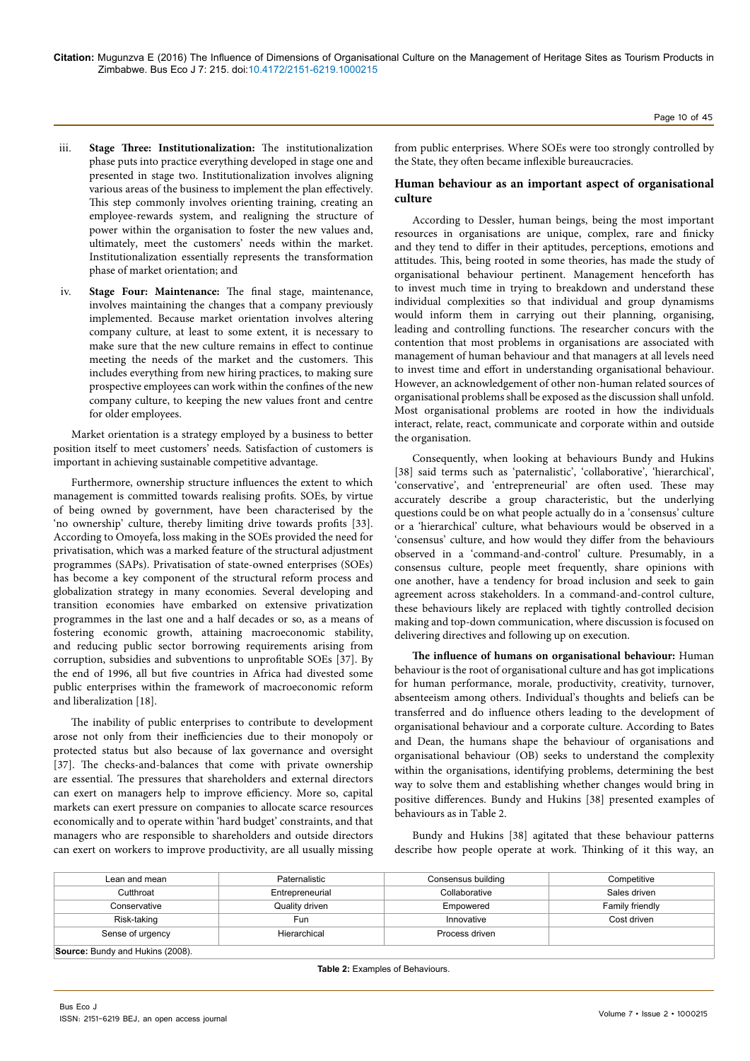iii. **Stage Three: Institutionalization:** The institutionalization phase puts into practice everything developed in stage one and presented in stage two. Institutionalization involves aligning various areas of the business to implement the plan effectively. This step commonly involves orienting training, creating an employee-rewards system, and realigning the structure of power within the organisation to foster the new values and, ultimately, meet the customers' needs within the market. Institutionalization essentially represents the transformation phase of market orientation; and

iv. **Stage Four: Maintenance:** The final stage, maintenance, involves maintaining the changes that a company previously implemented. Because market orientation involves altering company culture, at least to some extent, it is necessary to make sure that the new culture remains in effect to continue meeting the needs of the market and the customers. This includes everything from new hiring practices, to making sure prospective employees can work within the confines of the new company culture, to keeping the new values front and centre for older employees.

Market orientation is a strategy employed by a business to better position itself to meet customers' needs. Satisfaction of customers is important in achieving sustainable competitive advantage.

Furthermore, ownership structure influences the extent to which management is committed towards realising profits. SOEs, by virtue of being owned by government, have been characterised by the 'no ownership' culture, thereby limiting drive towards profits [33]. According to Omoyefa, loss making in the SOEs provided the need for privatisation, which was a marked feature of the structural adjustment programmes (SAPs). Privatisation of state-owned enterprises (SOEs) has become a key component of the structural reform process and globalization strategy in many economies. Several developing and transition economies have embarked on extensive privatization programmes in the last one and a half decades or so, as a means of fostering economic growth, attaining macroeconomic stability, and reducing public sector borrowing requirements arising from corruption, subsidies and subventions to unprofitable SOEs [37]. By the end of 1996, all but five countries in Africa had divested some public enterprises within the framework of macroeconomic reform and liberalization [18].

The inability of public enterprises to contribute to development arose not only from their inefficiencies due to their monopoly or protected status but also because of lax governance and oversight [37]. The checks-and-balances that come with private ownership are essential. The pressures that shareholders and external directors can exert on managers help to improve efficiency. More so, capital markets can exert pressure on companies to allocate scarce resources economically and to operate within 'hard budget' constraints, and that managers who are responsible to shareholders and outside directors can exert on workers to improve productivity, are all usually missing from public enterprises. Where SOEs were too strongly controlled by the State, they often became inflexible bureaucracies.

## Human behaviour as an important aspect of organisational culture

According to Dessler, human beings, being the most important resources in organisations are unique, complex, rare and finicky and they tend to differ in their aptitudes, perceptions, emotions and attitudes. This, being rooted in some theories, has made the study of organisational behaviour pertinent. Management henceforth has to invest much time in trying to breakdown and understand these individual complexities so that individual and group dynamisms would inform them in carrying out their planning, organising, leading and controlling functions. The researcher concurs with the contention that most problems in organisations are associated with management of human behaviour and that managers at all levels need to invest time and effort in understanding organisational behaviour. However, an acknowledgement of other non-human related sources of organisational problems shall be exposed as the discussion shall unfold. Most organisational problems are rooted in how the individuals interact, relate, react, communicate and corporate within and outside the organisation.

Consequently, when looking at behaviours Bundy and Hukins [38] said terms such as 'paternalistic', 'collaborative', 'hierarchical', 'conservative', and 'entrepreneurial' are often used. These may accurately describe a group characteristic, but the underlying questions could be on what people actually do in a 'consensus' culture or a 'hierarchical' culture, what behaviours would be observed in a 'consensus' culture, and how would they differ from the behaviours observed in a 'command-and-control' culture. Presumably, in a consensus culture, people meet frequently, share opinions with one another, have a tendency for broad inclusion and seek to gain agreement across stakeholders. In a command-and-control culture, these behaviours likely are replaced with tightly controlled decision making and top-down communication, where discussion is focused on delivering directives and following up on execution.

**The influence of humans on organisational behaviour:** Human behaviour is the root of organisational culture and has got implications for human performance, morale, productivity, creativity, turnover, absenteeism among others. Individual's thoughts and beliefs can be transferred and do influence others leading to the development of organisational behaviour and a corporate culture. According to Bates and Dean, the humans shape the behaviour of organisations and organisational behaviour (OB) seeks to understand the complexity within the organisations, identifying problems, determining the best way to solve them and establishing whether changes would bring in positive differences. Bundy and Hukins [38] presented examples of behaviours as in Table 2.

Bundy and Hukins [38] agitated that these behaviour patterns describe how people operate at work. Thinking of it this way, an

| Lean and mean | Paternalistic | Consensus building | Competitive |
|---|---|---|---|
| Cutthroat | Entrepreneurial | Collaborative | Sales driven |
| Conservative | Quality driven | Empowered | Family friendly |
| Risk-taking | Fun | Innovative | Cost driven |
| Sense of urgency | Hierarchical | Process driven | |

**Source:** Bundy and Hukins (2008).

**Table 2:** Examples of Behaviours.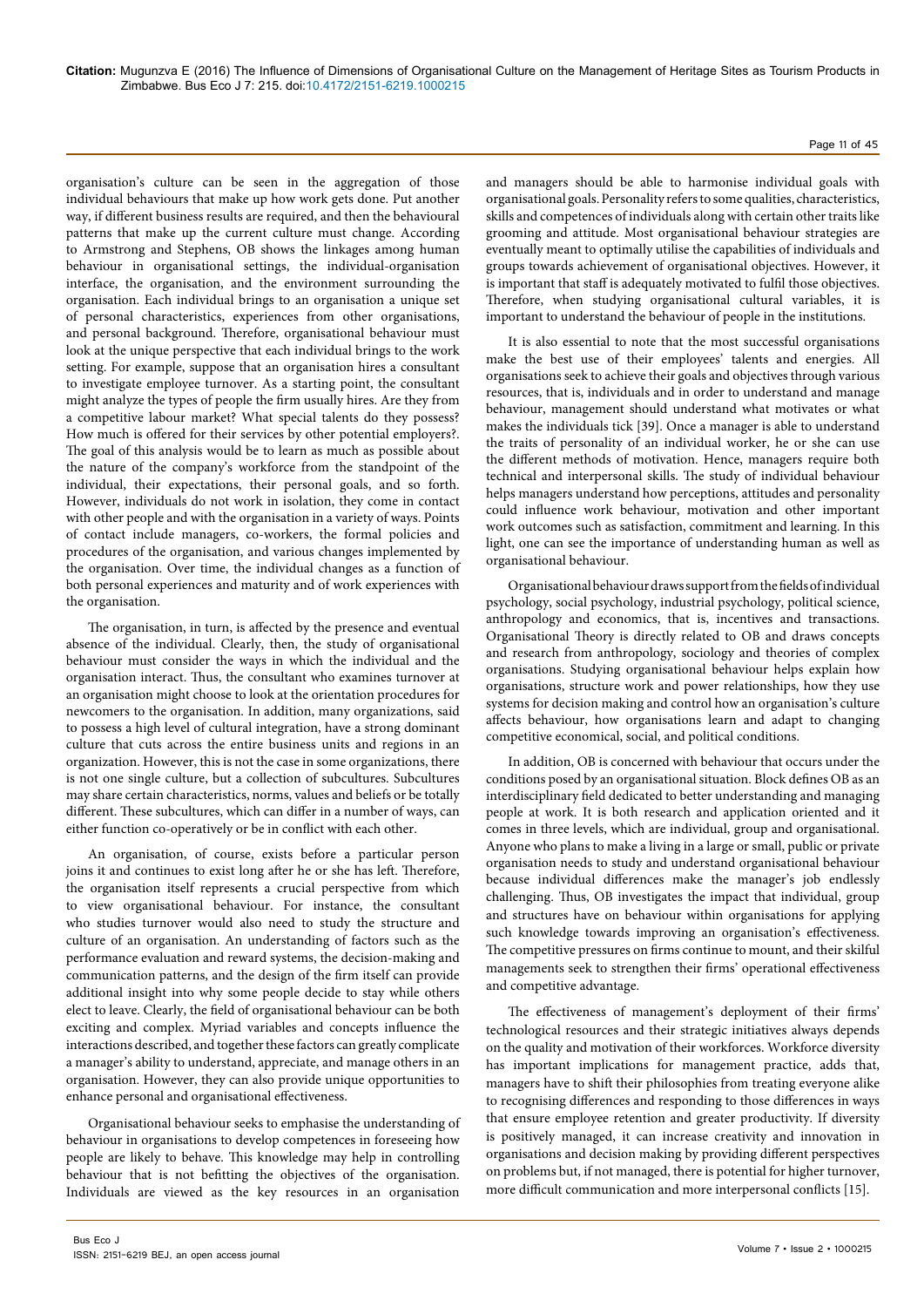organisation's culture can be seen in the aggregation of those individual behaviours that make up how work gets done. Put another way, if different business results are required, and then the behavioural patterns that make up the current culture must change. According to Armstrong and Stephens, OB shows the linkages among human behaviour in organisational settings, the individual-organisation interface, the organisation, and the environment surrounding the organisation. Each individual brings to an organisation a unique set of personal characteristics, experiences from other organisations, and personal background. Therefore, organisational behaviour must look at the unique perspective that each individual brings to the work setting. For example, suppose that an organisation hires a consultant to investigate employee turnover. As a starting point, the consultant might analyze the types of people the firm usually hires. Are they from a competitive labour market? What special talents do they possess? How much is offered for their services by other potential employers?. The goal of this analysis would be to learn as much as possible about the nature of the company's workforce from the standpoint of the individual, their expectations, their personal goals, and so forth. However, individuals do not work in isolation, they come in contact with other people and with the organisation in a variety of ways. Points of contact include managers, co-workers, the formal policies and procedures of the organisation, and various changes implemented by the organisation. Over time, the individual changes as a function of both personal experiences and maturity and of work experiences with the organisation.

The organisation, in turn, is affected by the presence and eventual absence of the individual. Clearly, then, the study of organisational behaviour must consider the ways in which the individual and the organisation interact. Thus, the consultant who examines turnover at an organisation might choose to look at the orientation procedures for newcomers to the organisation. In addition, many organizations, said to possess a high level of cultural integration, have a strong dominant culture that cuts across the entire business units and regions in an organization. However, this is not the case in some organizations, there is not one single culture, but a collection of subcultures. Subcultures may share certain characteristics, norms, values and beliefs or be totally different. These subcultures, which can differ in a number of ways, can either function co-operatively or be in conflict with each other.

An organisation, of course, exists before a particular person joins it and continues to exist long after he or she has left. Therefore, the organisation itself represents a crucial perspective from which to view organisational behaviour. For instance, the consultant who studies turnover would also need to study the structure and culture of an organisation. An understanding of factors such as the performance evaluation and reward systems, the decision-making and communication patterns, and the design of the firm itself can provide additional insight into why some people decide to stay while others elect to leave. Clearly, the field of organisational behaviour can be both exciting and complex. Myriad variables and concepts influence the interactions described, and together these factors can greatly complicate a manager's ability to understand, appreciate, and manage others in an organisation. However, they can also provide unique opportunities to enhance personal and organisational effectiveness.

Organisational behaviour seeks to emphasise the understanding of behaviour in organisations to develop competences in foreseeing how people are likely to behave. This knowledge may help in controlling behaviour that is not befitting the objectives of the organisation. Individuals are viewed as the key resources in an organisation and managers should be able to harmonise individual goals with organisational goals. Personality refers to some qualities, characteristics, skills and competences of individuals along with certain other traits like grooming and attitude. Most organisational behaviour strategies are eventually meant to optimally utilise the capabilities of individuals and groups towards achievement of organisational objectives. However, it is important that staff is adequately motivated to fulfil those objectives. Therefore, when studying organisational cultural variables, it is important to understand the behaviour of people in the institutions.

It is also essential to note that the most successful organisations make the best use of their employees' talents and energies. All organisations seek to achieve their goals and objectives through various resources, that is, individuals and in order to understand and manage behaviour, management should understand what motivates or what makes the individuals tick [39]. Once a manager is able to understand the traits of personality of an individual worker, he or she can use the different methods of motivation. Hence, managers require both technical and interpersonal skills. The study of individual behaviour helps managers understand how perceptions, attitudes and personality could influence work behaviour, motivation and other important work outcomes such as satisfaction, commitment and learning. In this light, one can see the importance of understanding human as well as organisational behaviour.

Organisational behaviour draws support from the fields of individual psychology, social psychology, industrial psychology, political science, anthropology and economics, that is, incentives and transactions. Organisational Theory is directly related to OB and draws concepts and research from anthropology, sociology and theories of complex organisations. Studying organisational behaviour helps explain how organisations, structure work and power relationships, how they use systems for decision making and control how an organisation's culture affects behaviour, how organisations learn and adapt to changing competitive economical, social, and political conditions.

In addition, OB is concerned with behaviour that occurs under the conditions posed by an organisational situation. Block defines OB as an interdisciplinary field dedicated to better understanding and managing people at work. It is both research and application oriented and it comes in three levels, which are individual, group and organisational. Anyone who plans to make a living in a large or small, public or private organisation needs to study and understand organisational behaviour because individual differences make the manager's job endlessly challenging. Thus, OB investigates the impact that individual, group and structures have on behaviour within organisations for applying such knowledge towards improving an organisation's effectiveness. The competitive pressures on firms continue to mount, and their skilful managements seek to strengthen their firms' operational effectiveness and competitive advantage.

The effectiveness of management's deployment of their firms' technological resources and their strategic initiatives always depends on the quality and motivation of their workforces. Workforce diversity has important implications for management practice, adds that, managers have to shift their philosophies from treating everyone alike to recognising differences and responding to those differences in ways that ensure employee retention and greater productivity. If diversity is positively managed, it can increase creativity and innovation in organisations and decision making by providing different perspectives on problems but, if not managed, there is potential for higher turnover, more difficult communication and more interpersonal conflicts [15].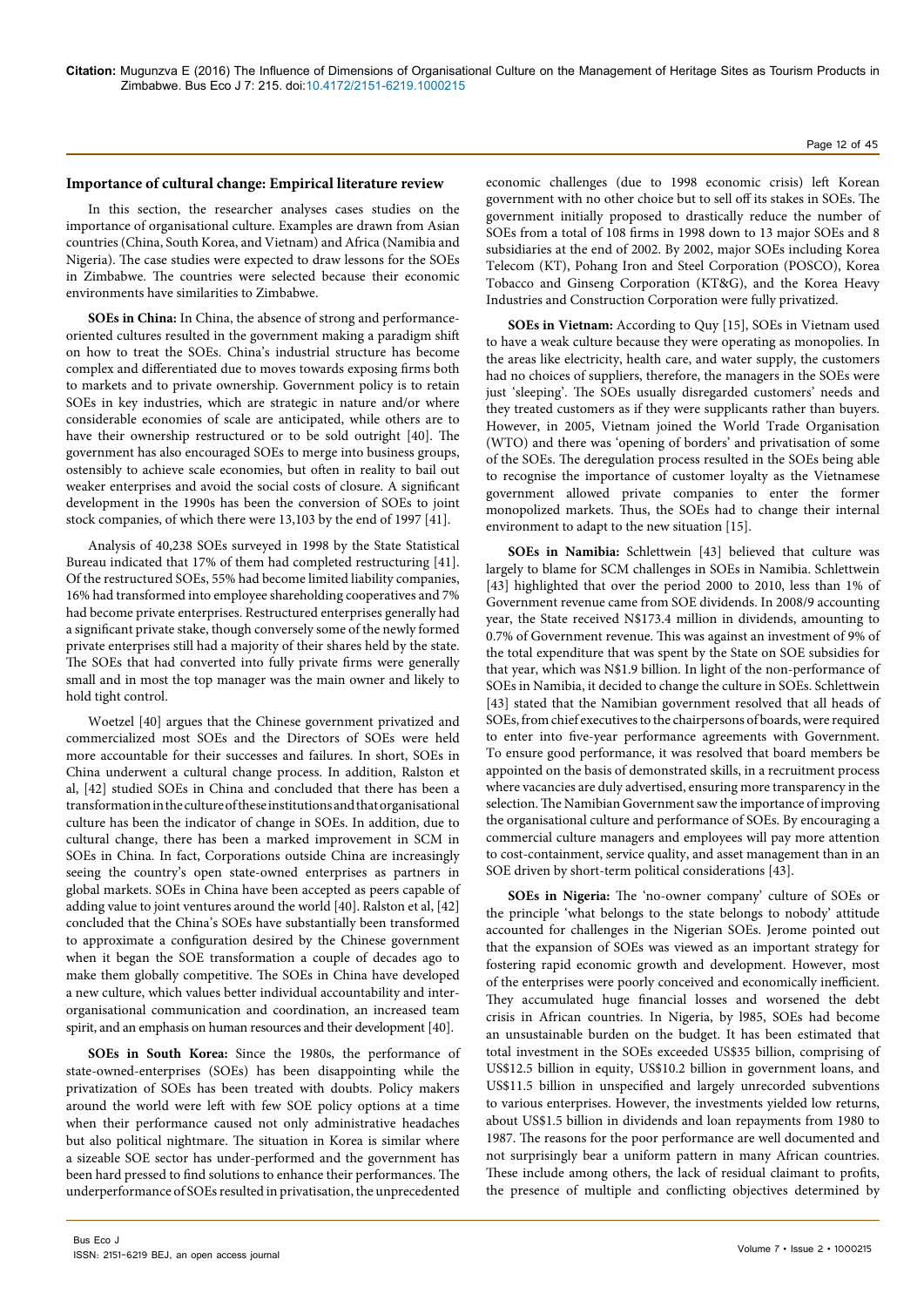### Importance of cultural change: Empirical literature review

In this section, the researcher analyses cases studies on the importance of organisational culture. Examples are drawn from Asian countries (China, South Korea, and Vietnam) and Africa (Namibia and Nigeria). The case studies were expected to draw lessons for the SOEs in Zimbabwe. The countries were selected because their economic environments have similarities to Zimbabwe.

**SOEs in China:** In China, the absence of strong and performance-oriented cultures resulted in the government making a paradigm shift on how to treat the SOEs. China's industrial structure has become complex and differentiated due to moves towards exposing firms both to markets and to private ownership. Government policy is to retain SOEs in key industries, which are strategic in nature and/or where considerable economies of scale are anticipated, while others are to have their ownership restructured or to be sold outright [40]. The government has also encouraged SOEs to merge into business groups, ostensibly to achieve scale economies, but often in reality to bail out weaker enterprises and avoid the social costs of closure. A significant development in the 1990s has been the conversion of SOEs to joint stock companies, of which there were 13,103 by the end of 1997 [41].

Analysis of 40,238 SOEs surveyed in 1998 by the State Statistical Bureau indicated that 17% of them had completed restructuring [41]. Of the restructured SOEs, 55% had become limited liability companies, 16% had transformed into employee shareholding cooperatives and 7% had become private enterprises. Restructured enterprises generally had a significant private stake, though conversely some of the newly formed private enterprises still had a majority of their shares held by the state. The SOEs that had converted into fully private firms were generally small and in most the top manager was the main owner and likely to hold tight control.

Woetzel [40] argues that the Chinese government privatized and commercialized most SOEs and the Directors of SOEs were held more accountable for their successes and failures. In short, SOEs in China underwent a cultural change process. In addition, Ralston et al, [42] studied SOEs in China and concluded that there has been a transformation in the culture of these institutions and that organisational culture has been the indicator of change in SOEs. In addition, due to cultural change, there has been a marked improvement in SCM in SOEs in China. In fact, Corporations outside China are increasingly seeing the country's open state-owned enterprises as partners in global markets. SOEs in China have been accepted as peers capable of adding value to joint ventures around the world [40]. Ralston et al, [42] concluded that the China's SOEs have substantially been transformed to approximate a configuration desired by the Chinese government when it began the SOE transformation a couple of decades ago to make them globally competitive. The SOEs in China have developed a new culture, which values better individual accountability and inter-organisational communication and coordination, an increased team spirit, and an emphasis on human resources and their development [40].

**SOEs in South Korea:** Since the 1980s, the performance of state-owned-enterprises (SOEs) has been disappointing while the privatization of SOEs has been treated with doubts. Policy makers around the world were left with few SOE policy options at a time when their performance caused not only administrative headaches but also political nightmare. The situation in Korea is similar where a sizeable SOE sector has under-performed and the government has been hard pressed to find solutions to enhance their performances. The underperformance of SOEs resulted in privatisation, the unprecedented economic challenges (due to 1998 economic crisis) left Korean government with no other choice but to sell off its stakes in SOEs. The government initially proposed to drastically reduce the number of SOEs from a total of 108 firms in 1998 down to 13 major SOEs and 8 subsidiaries at the end of 2002. By 2002, major SOEs including Korea Telecom (KT), Pohang Iron and Steel Corporation (POSCO), Korea Tobacco and Ginseng Corporation (KT&G), and the Korea Heavy Industries and Construction Corporation were fully privatized.

**SOEs in Vietnam:** According to Quy [15], SOEs in Vietnam used to have a weak culture because they were operating as monopolies. In the areas like electricity, health care, and water supply, the customers had no choices of suppliers, therefore, the managers in the SOEs were just 'sleeping'. The SOEs usually disregarded customers' needs and they treated customers as if they were supplicants rather than buyers. However, in 2005, Vietnam joined the World Trade Organisation (WTO) and there was 'opening of borders' and privatisation of some of the SOEs. The deregulation process resulted in the SOEs being able to recognise the importance of customer loyalty as the Vietnamese government allowed private companies to enter the former monopolized markets. Thus, the SOEs had to change their internal environment to adapt to the new situation [15].

**SOEs in Namibia:** Schlettwein [43] believed that culture was largely to blame for SCM challenges in SOEs in Namibia. Schlettwein [43] highlighted that over the period 2000 to 2010, less than 1% of Government revenue came from SOE dividends. In 2008/9 accounting year, the State received N$173.4 million in dividends, amounting to 0.7% of Government revenue. This was against an investment of 9% of the total expenditure that was spent by the State on SOE subsidies for that year, which was N$1.9 billion. In light of the non-performance of SOEs in Namibia, it decided to change the culture in SOEs. Schlettwein [43] stated that the Namibian government resolved that all heads of SOEs, from chief executives to the chairpersons of boards, were required to enter into five-year performance agreements with Government. To ensure good performance, it was resolved that board members be appointed on the basis of demonstrated skills, in a recruitment process where vacancies are duly advertised, ensuring more transparency in the selection. The Namibian Government saw the importance of improving the organisational culture and performance of SOEs. By encouraging a commercial culture managers and employees will pay more attention to cost-containment, service quality, and asset management than in an SOE driven by short-term political considerations [43].

**SOEs in Nigeria:** The 'no-owner company' culture of SOEs or the principle 'what belongs to the state belongs to nobody' attitude accounted for challenges in the Nigerian SOEs. Jerome pointed out that the expansion of SOEs was viewed as an important strategy for fostering rapid economic growth and development. However, most of the enterprises were poorly conceived and economically inefficient. They accumulated huge financial losses and worsened the debt crisis in African countries. In Nigeria, by l985, SOEs had become an unsustainable burden on the budget. It has been estimated that total investment in the SOEs exceeded US$35 billion, comprising of US$12.5 billion in equity, US$10.2 billion in government loans, and US$11.5 billion in unspecified and largely unrecorded subventions to various enterprises. However, the investments yielded low returns, about US$1.5 billion in dividends and loan repayments from 1980 to 1987. The reasons for the poor performance are well documented and not surprisingly bear a uniform pattern in many African countries. These include among others, the lack of residual claimant to profits, the presence of multiple and conflicting objectives determined by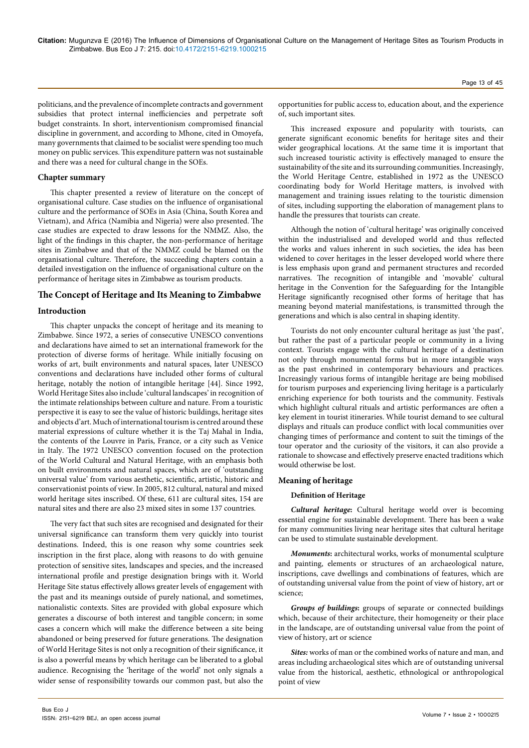politicians, and the prevalence of incomplete contracts and government subsidies that protect internal inefficiencies and perpetrate soft budget constraints. In short, interventionism compromised financial discipline in government, and according to Mhone, cited in Omoyefa, many governments that claimed to be socialist were spending too much money on public services. This expenditure pattern was not sustainable and there was a need for cultural change in the SOEs.

### Chapter summary

This chapter presented a review of literature on the concept of organisational culture. Case studies on the influence of organisational culture and the performance of SOEs in Asia (China, South Korea and Vietnam), and Africa (Namibia and Nigeria) were also presented. The case studies are expected to draw lessons for the NMMZ. Also, the light of the findings in this chapter, the non-performance of heritage sites in Zimbabwe and that of the NMMZ could be blamed on the organisational culture. Therefore, the succeeding chapters contain a detailed investigation on the influence of organisational culture on the performance of heritage sites in Zimbabwe as tourism products.

## The Concept of Heritage and Its Meaning to Zimbabwe

### Introduction

This chapter unpacks the concept of heritage and its meaning to Zimbabwe. Since 1972, a series of consecutive UNESCO conventions and declarations have aimed to set an international framework for the protection of diverse forms of heritage. While initially focusing on works of art, built environments and natural spaces, later UNESCO conventions and declarations have included other forms of cultural heritage, notably the notion of intangible heritage [44]. Since 1992, World Heritage Sites also include 'cultural landscapes' in recognition of the intimate relationships between culture and nature. From a touristic perspective it is easy to see the value of historic buildings, heritage sites and objects d'art. Much of international tourism is centred around these material expressions of culture whether it is the Taj Mahal in India, the contents of the Louvre in Paris, France, or a city such as Venice in Italy. The 1972 UNESCO convention focused on the protection of the World Cultural and Natural Heritage, with an emphasis both on built environments and natural spaces, which are of 'outstanding universal value' from various aesthetic, scientific, artistic, historic and conservationist points of view. In 2005, 812 cultural, natural and mixed world heritage sites inscribed. Of these, 611 are cultural sites, 154 are natural sites and there are also 23 mixed sites in some 137 countries.

The very fact that such sites are recognised and designated for their universal significance can transform them very quickly into tourist destinations. Indeed, this is one reason why some countries seek inscription in the first place, along with reasons to do with genuine protection of sensitive sites, landscapes and species, and the increased international profile and prestige designation brings with it. World Heritage Site status effectively allows greater levels of engagement with the past and its meanings outside of purely national, and sometimes, nationalistic contexts. Sites are provided with global exposure which generates a discourse of both interest and tangible concern; in some cases a concern which will make the difference between a site being abandoned or being preserved for future generations. The designation of World Heritage Sites is not only a recognition of their significance, it is also a powerful means by which heritage can be liberated to a global audience. Recognising the 'heritage of the world' not only signals a wider sense of responsibility towards our common past, but also the opportunities for public access to, education about, and the experience of, such important sites.

This increased exposure and popularity with tourists, can generate significant economic benefits for heritage sites and their wider geographical locations. At the same time it is important that such increased touristic activity is effectively managed to ensure the sustainability of the site and its surrounding communities. Increasingly, the World Heritage Centre, established in 1972 as the UNESCO coordinating body for World Heritage matters, is involved with management and training issues relating to the touristic dimension of sites, including supporting the elaboration of management plans to handle the pressures that tourists can create.

Although the notion of 'cultural heritage' was originally conceived within the industrialised and developed world and thus reflected the works and values inherent in such societies, the idea has been widened to cover heritages in the lesser developed world where there is less emphasis upon grand and permanent structures and recorded narratives. The recognition of intangible and 'movable' cultural heritage in the Convention for the Safeguarding for the Intangible Heritage significantly recognised other forms of heritage that has meaning beyond material manifestations, is transmitted through the generations and which is also central in shaping identity.

Tourists do not only encounter cultural heritage as just 'the past', but rather the past of a particular people or community in a living context. Tourists engage with the cultural heritage of a destination not only through monumental forms but in more intangible ways as the past enshrined in contemporary behaviours and practices. Increasingly various forms of intangible heritage are being mobilised for tourism purposes and experiencing living heritage is a particularly enriching experience for both tourists and the community. Festivals which highlight cultural rituals and artistic performances are often a key element in tourist itineraries. While tourist demand to see cultural displays and rituals can produce conflict with local communities over changing times of performance and content to suit the timings of the tour operator and the curiosity of the visitors, it can also provide a rationale to showcase and effectively preserve enacted traditions which would otherwise be lost.

### Meaning of heritage

#### Definition of Heritage

***Cultural heritage*:** Cultural heritage world over is becoming essential engine for sustainable development. There has been a wake for many communities living near heritage sites that cultural heritage can be used to stimulate sustainable development.

***Monuments*:** architectural works, works of monumental sculpture and painting, elements or structures of an archaeological nature, inscriptions, cave dwellings and combinations of features, which are of outstanding universal value from the point of view of history, art or science;

***Groups of buildings*:** groups of separate or connected buildings which, because of their architecture, their homogeneity or their place in the landscape, are of outstanding universal value from the point of view of history, art or science

***Sites:*** works of man or the combined works of nature and man, and areas including archaeological sites which are of outstanding universal value from the historical, aesthetic, ethnological or anthropological point of view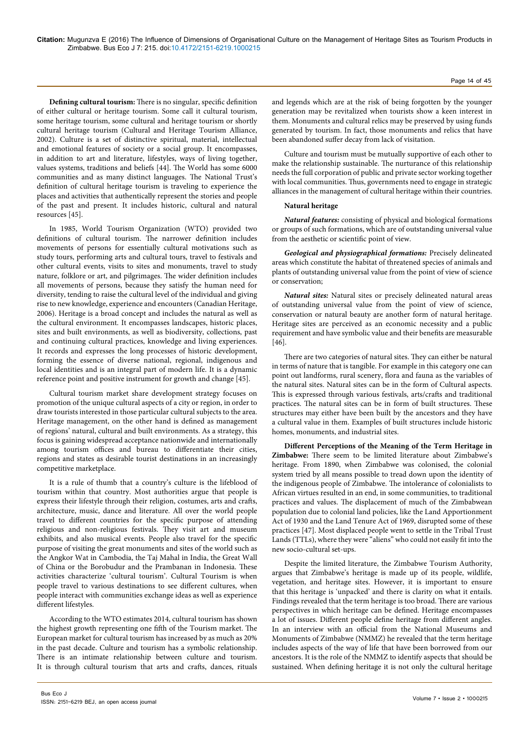**Defining cultural tourism:** There is no singular, specific definition of either cultural or heritage tourism. Some call it cultural tourism, some heritage tourism, some cultural and heritage tourism or shortly cultural heritage tourism (Cultural and Heritage Tourism Alliance, 2002). Culture is a set of distinctive spiritual, material, intellectual and emotional features of society or a social group. It encompasses, in addition to art and literature, lifestyles, ways of living together, values systems, traditions and beliefs [44]. The World has some 6000 communities and as many distinct languages. The National Trust's definition of cultural heritage tourism is traveling to experience the places and activities that authentically represent the stories and people of the past and present. It includes historic, cultural and natural resources [45].

In 1985, World Tourism Organization (WTO) provided two definitions of cultural tourism. The narrower definition includes movements of persons for essentially cultural motivations such as study tours, performing arts and cultural tours, travel to festivals and other cultural events, visits to sites and monuments, travel to study nature, folklore or art, and pilgrimages. The wider definition includes all movements of persons, because they satisfy the human need for diversity, tending to raise the cultural level of the individual and giving rise to new knowledge, experience and encounters (Canadian Heritage, 2006). Heritage is a broad concept and includes the natural as well as the cultural environment. It encompasses landscapes, historic places, sites and built environments, as well as biodiversity, collections, past and continuing cultural practices, knowledge and living experiences. It records and expresses the long processes of historic development, forming the essence of diverse national, regional, indigenous and local identities and is an integral part of modern life. It is a dynamic reference point and positive instrument for growth and change [45].

Cultural tourism market share development strategy focuses on promotion of the unique cultural aspects of a city or region, in order to draw tourists interested in those particular cultural subjects to the area. Heritage management, on the other hand is defined as management of regions' natural, cultural and built environments. As a strategy, this focus is gaining widespread acceptance nationwide and internationally among tourism offices and bureau to differentiate their cities, regions and states as desirable tourist destinations in an increasingly competitive marketplace.

It is a rule of thumb that a country's culture is the lifeblood of tourism within that country. Most authorities argue that people is express their lifestyle through their religion, costumes, arts and crafts, architecture, music, dance and literature. All over the world people travel to different countries for the specific purpose of attending religious and non-religious festivals. They visit art and museum exhibits, and also musical events. People also travel for the specific purpose of visiting the great monuments and sites of the world such as the Angkor Wat in Cambodia, the Taj Mahal in India, the Great Wall of China or the Borobudur and the Prambanan in Indonesia. These activities characterize 'cultural tourism'. Cultural Tourism is when people travel to various destinations to see different cultures, when people interact with communities exchange ideas as well as experience different lifestyles.

According to the WTO estimates 2014, cultural tourism has shown the highest growth representing one fifth of the Tourism market. The European market for cultural tourism has increased by as much as 20% in the past decade. Culture and tourism has a symbolic relationship. There is an intimate relationship between culture and tourism. It is through cultural tourism that arts and crafts, dances, rituals and legends which are at the risk of being forgotten by the younger generation may be revitalized when tourists show a keen interest in them. Monuments and cultural relics may be preserved by using funds generated by tourism. In fact, those monuments and relics that have been abandoned suffer decay from lack of visitation.

Culture and tourism must be mutually supportive of each other to make the relationship sustainable. The nurturance of this relationship needs the full corporation of public and private sector working together with local communities. Thus, governments need to engage in strategic alliances in the management of cultural heritage within their countries.

**Natural heritage**

***Natural features:*** consisting of physical and biological formations or groups of such formations, which are of outstanding universal value from the aesthetic or scientific point of view.

***Geological and physiographical formations:*** Precisely delineated areas which constitute the habitat of threatened species of animals and plants of outstanding universal value from the point of view of science or conservation;

***Natural sites:*** Natural sites or precisely delineated natural areas of outstanding universal value from the point of view of science, conservation or natural beauty are another form of natural heritage. Heritage sites are perceived as an economic necessity and a public requirement and have symbolic value and their benefits are measurable [46].

There are two categories of natural sites. They can either be natural in terms of nature that is tangible. For example in this category one can point out landforms, rural scenery, flora and fauna as the variables of the natural sites. Natural sites can be in the form of Cultural aspects. This is expressed through various festivals, arts/crafts and traditional practices. The natural sites can be in form of built structures. These structures may either have been built by the ancestors and they have a cultural value in them. Examples of built structures include historic homes, monuments, and industrial sites.

**Different Perceptions of the Meaning of the Term Heritage in Zimbabwe:** There seem to be limited literature about Zimbabwe's heritage. From 1890, when Zimbabwe was colonised, the colonial system tried by all means possible to tread down upon the identity of the indigenous people of Zimbabwe. The intolerance of colonialists to African virtues resulted in an end, in some communities, to traditional practices and values. The displacement of much of the Zimbabwean population due to colonial land policies, like the Land Apportionment Act of 1930 and the Land Tenure Act of 1969, disrupted some of these practices [47]. Most displaced people went to settle in the Tribal Trust Lands (TTLs), where they were "aliens" who could not easily fit into the new socio-cultural set-ups.

Despite the limited literature, the Zimbabwe Tourism Authority, argues that Zimbabwe's heritage is made up of its people, wildlife, vegetation, and heritage sites. However, it is important to ensure that this heritage is 'unpacked' and there is clarity on what it entails. Findings revealed that the term heritage is too broad. There are various perspectives in which heritage can be defined. Heritage encompasses a lot of issues. Different people define heritage from different angles. In an interview with an official from the National Museums and Monuments of Zimbabwe (NMMZ) he revealed that the term heritage includes aspects of the way of life that have been borrowed from our ancestors. It is the role of the NMMZ to identify aspects that should be sustained. When defining heritage it is not only the cultural heritage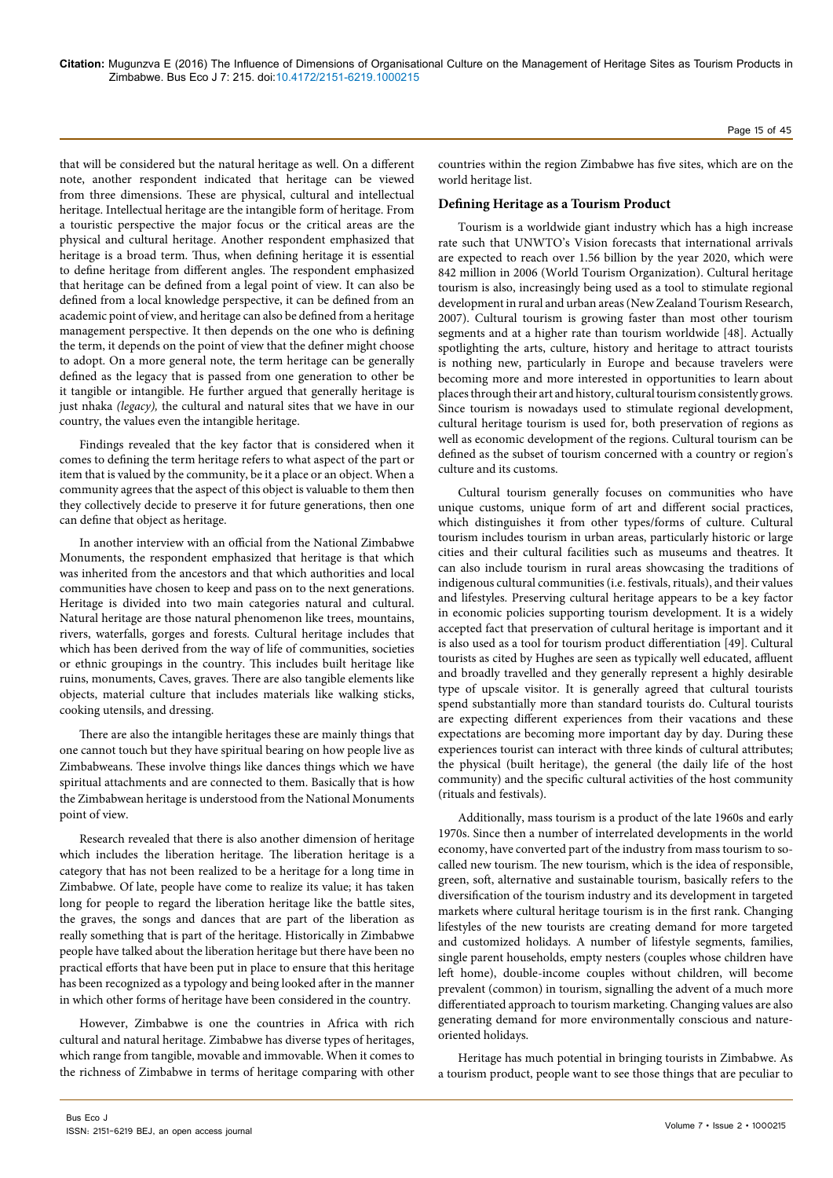that will be considered but the natural heritage as well. On a different note, another respondent indicated that heritage can be viewed from three dimensions. These are physical, cultural and intellectual heritage. Intellectual heritage are the intangible form of heritage. From a touristic perspective the major focus or the critical areas are the physical and cultural heritage. Another respondent emphasized that heritage is a broad term. Thus, when defining heritage it is essential to define heritage from different angles. The respondent emphasized that heritage can be defined from a legal point of view. It can also be defined from a local knowledge perspective, it can be defined from an academic point of view, and heritage can also be defined from a heritage management perspective. It then depends on the one who is defining the term, it depends on the point of view that the definer might choose to adopt. On a more general note, the term heritage can be generally defined as the legacy that is passed from one generation to other be it tangible or intangible. He further argued that generally heritage is just nhaka *(legacy),* the cultural and natural sites that we have in our country, the values even the intangible heritage.

Findings revealed that the key factor that is considered when it comes to defining the term heritage refers to what aspect of the part or item that is valued by the community, be it a place or an object. When a community agrees that the aspect of this object is valuable to them then they collectively decide to preserve it for future generations, then one can define that object as heritage.

In another interview with an official from the National Zimbabwe Monuments, the respondent emphasized that heritage is that which was inherited from the ancestors and that which authorities and local communities have chosen to keep and pass on to the next generations. Heritage is divided into two main categories natural and cultural. Natural heritage are those natural phenomenon like trees, mountains, rivers, waterfalls, gorges and forests. Cultural heritage includes that which has been derived from the way of life of communities, societies or ethnic groupings in the country. This includes built heritage like ruins, monuments, Caves, graves. There are also tangible elements like objects, material culture that includes materials like walking sticks, cooking utensils, and dressing.

There are also the intangible heritages these are mainly things that one cannot touch but they have spiritual bearing on how people live as Zimbabweans. These involve things like dances things which we have spiritual attachments and are connected to them. Basically that is how the Zimbabwean heritage is understood from the National Monuments point of view.

Research revealed that there is also another dimension of heritage which includes the liberation heritage. The liberation heritage is a category that has not been realized to be a heritage for a long time in Zimbabwe. Of late, people have come to realize its value; it has taken long for people to regard the liberation heritage like the battle sites, the graves, the songs and dances that are part of the liberation as really something that is part of the heritage. Historically in Zimbabwe people have talked about the liberation heritage but there have been no practical efforts that have been put in place to ensure that this heritage has been recognized as a typology and being looked after in the manner in which other forms of heritage have been considered in the country.

However, Zimbabwe is one the countries in Africa with rich cultural and natural heritage. Zimbabwe has diverse types of heritages, which range from tangible, movable and immovable. When it comes to the richness of Zimbabwe in terms of heritage comparing with other countries within the region Zimbabwe has five sites, which are on the world heritage list.

## Defining Heritage as a Tourism Product

Tourism is a worldwide giant industry which has a high increase rate such that UNWTO's Vision forecasts that international arrivals are expected to reach over 1.56 billion by the year 2020, which were 842 million in 2006 (World Tourism Organization). Cultural heritage tourism is also, increasingly being used as a tool to stimulate regional development in rural and urban areas (New Zealand Tourism Research, 2007). Cultural tourism is growing faster than most other tourism segments and at a higher rate than tourism worldwide [48]. Actually spotlighting the arts, culture, history and heritage to attract tourists is nothing new, particularly in Europe and because travelers were becoming more and more interested in opportunities to learn about places through their art and history, cultural tourism consistently grows. Since tourism is nowadays used to stimulate regional development, cultural heritage tourism is used for, both preservation of regions as well as economic development of the regions. Cultural tourism can be defined as the subset of tourism concerned with a country or region's culture and its customs.

Cultural tourism generally focuses on communities who have unique customs, unique form of art and different social practices, which distinguishes it from other types/forms of culture. Cultural tourism includes tourism in urban areas, particularly historic or large cities and their cultural facilities such as museums and theatres. It can also include tourism in rural areas showcasing the traditions of indigenous cultural communities (i.e. festivals, rituals), and their values and lifestyles. Preserving cultural heritage appears to be a key factor in economic policies supporting tourism development. It is a widely accepted fact that preservation of cultural heritage is important and it is also used as a tool for tourism product differentiation [49]. Cultural tourists as cited by Hughes are seen as typically well educated, affluent and broadly travelled and they generally represent a highly desirable type of upscale visitor. It is generally agreed that cultural tourists spend substantially more than standard tourists do. Cultural tourists are expecting different experiences from their vacations and these expectations are becoming more important day by day. During these experiences tourist can interact with three kinds of cultural attributes; the physical (built heritage), the general (the daily life of the host community) and the specific cultural activities of the host community (rituals and festivals).

Additionally, mass tourism is a product of the late 1960s and early 1970s. Since then a number of interrelated developments in the world economy, have converted part of the industry from mass tourism to so-called new tourism. The new tourism, which is the idea of responsible, green, soft, alternative and sustainable tourism, basically refers to the diversification of the tourism industry and its development in targeted markets where cultural heritage tourism is in the first rank. Changing lifestyles of the new tourists are creating demand for more targeted and customized holidays. A number of lifestyle segments, families, single parent households, empty nesters (couples whose children have left home), double-income couples without children, will become prevalent (common) in tourism, signalling the advent of a much more differentiated approach to tourism marketing. Changing values are also generating demand for more environmentally conscious and nature-oriented holidays.

Heritage has much potential in bringing tourists in Zimbabwe. As a tourism product, people want to see those things that are peculiar to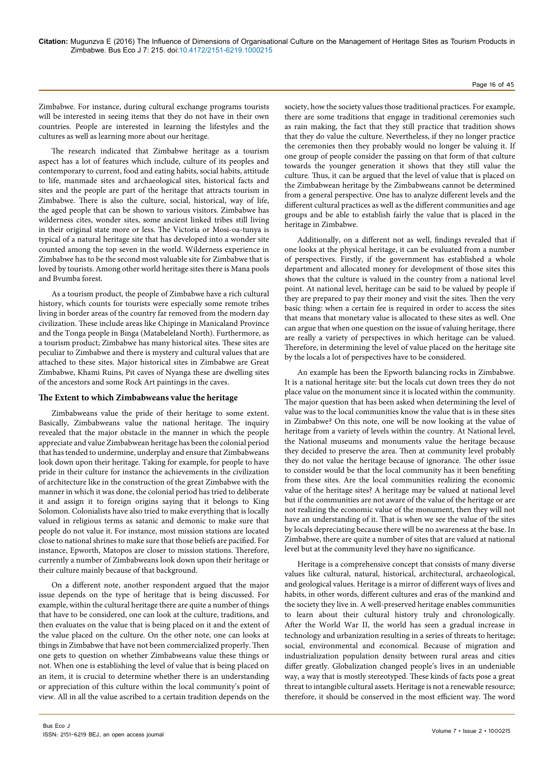Zimbabwe. For instance, during cultural exchange programs tourists will be interested in seeing items that they do not have in their own countries. People are interested in learning the lifestyles and the cultures as well as learning more about our heritage.

The research indicated that Zimbabwe heritage as a tourism aspect has a lot of features which include, culture of its peoples and contemporary to current, food and eating habits, social habits, attitude to life, manmade sites and archaeological sites, historical facts and sites and the people are part of the heritage that attracts tourism in Zimbabwe. There is also the culture, social, historical, way of life, the aged people that can be shown to various visitors. Zimbabwe has wilderness cites, wonder sites, some ancient linked tribes still living in their original state more or less. The Victoria or Mosi-oa-tunya is typical of a natural heritage site that has developed into a wonder site counted among the top seven in the world. Wilderness experience in Zimbabwe has to be the second most valuable site for Zimbabwe that is loved by tourists. Among other world heritage sites there is Mana pools and Bvumba forest.

As a tourism product, the people of Zimbabwe have a rich cultural history, which counts for tourists were especially some remote tribes living in border areas of the country far removed from the modern day civilization. These include areas like Chipinge in Manicaland Province and the Tonga people in Binga (Matabeleland North). Furthermore, as a tourism product; Zimbabwe has many historical sites. These sites are peculiar to Zimbabwe and there is mystery and cultural values that are attached to these sites. Major historical sites in Zimbabwe are Great Zimbabwe, Khami Ruins, Pit caves of Nyanga these are dwelling sites of the ancestors and some Rock Art paintings in the caves.

### The Extent to which Zimbabweans value the heritage

Zimbabweans value the pride of their heritage to some extent. Basically, Zimbabweans value the national heritage. The inquiry revealed that the major obstacle in the manner in which the people appreciate and value Zimbabwean heritage has been the colonial period that has tended to undermine, underplay and ensure that Zimbabweans look down upon their heritage. Taking for example, for people to have pride in their culture for instance the achievements in the civilization of architecture like in the construction of the great Zimbabwe with the manner in which it was done, the colonial period has tried to deliberate it and assign it to foreign origins saying that it belongs to King Solomon. Colonialists have also tried to make everything that is locally valued in religious terms as satanic and demonic to make sure that people do not value it. For instance, most mission stations are located close to national shrines to make sure that those beliefs are pacified. For instance, Epworth, Matopos are closer to mission stations. Therefore, currently a number of Zimbabweans look down upon their heritage or their culture mainly because of that background.

On a different note, another respondent argued that the major issue depends on the type of heritage that is being discussed. For example, within the cultural heritage there are quite a number of things that have to be considered, one can look at the culture, traditions, and then evaluates on the value that is being placed on it and the extent of the value placed on the culture. On the other note, one can looks at things in Zimbabwe that have not been commercialized properly. Then one gets to question on whether Zimbabweans value these things or not. When one is establishing the level of value that is being placed on an item, it is crucial to determine whether there is an understanding or appreciation of this culture within the local community's point of view. All in all the value ascribed to a certain tradition depends on the society, how the society values those traditional practices. For example, there are some traditions that engage in traditional ceremonies such as rain making, the fact that they still practice that tradition shows that they do value the culture. Nevertheless, if they no longer practice the ceremonies then they probably would no longer be valuing it. If one group of people consider the passing on that form of that culture towards the younger generation it shows that they still value the culture. Thus, it can be argued that the level of value that is placed on the Zimbabwean heritage by the Zimbabweans cannot be determined from a general perspective. One has to analyze different levels and the different cultural practices as well as the different communities and age groups and be able to establish fairly the value that is placed in the heritage in Zimbabwe.

Additionally, on a different not as well, findings revealed that if one looks at the physical heritage, it can be evaluated from a number of perspectives. Firstly, if the government has established a whole department and allocated money for development of those sites this shows that the culture is valued in the country from a national level point. At national level, heritage can be said to be valued by people if they are prepared to pay their money and visit the sites. Then the very basic thing: when a certain fee is required in order to access the sites that means that monetary value is allocated to these sites as well. One can argue that when one question on the issue of valuing heritage, there are really a variety of perspectives in which heritage can be valued. Therefore, in determining the level of value placed on the heritage site by the locals a lot of perspectives have to be considered.

An example has been the Epworth balancing rocks in Zimbabwe. It is a national heritage site: but the locals cut down trees they do not place value on the monument since it is located within the community. The major question that has been asked when determining the level of value was to the local communities know the value that is in these sites in Zimbabwe? On this note, one will be now looking at the value of heritage from a variety of levels within the country. At National level, the National museums and monuments value the heritage because they decided to preserve the area. Then at community level probably they do not value the heritage because of ignorance. The other issue to consider would be that the local community has it been benefiting from these sites. Are the local communities realizing the economic value of the heritage sites? A heritage may be valued at national level but if the communities are not aware of the value of the heritage or are not realizing the economic value of the monument, then they will not have an understanding of it. That is when we see the value of the sites by locals depreciating because there will be no awareness at the base. In Zimbabwe, there are quite a number of sites that are valued at national level but at the community level they have no significance.

Heritage is a comprehensive concept that consists of many diverse values like cultural, natural, historical, architectural, archaeological, and geological values. Heritage is a mirror of different ways of lives and habits, in other words, different cultures and eras of the mankind and the society they live in. A well-preserved heritage enables communities to learn about their cultural history truly and chronologically. After the World War II, the world has seen a gradual increase in technology and urbanization resulting in a series of threats to heritage; social, environmental and economical. Because of migration and industrialization population density between rural areas and cities differ greatly. Globalization changed people's lives in an undeniable way, a way that is mostly stereotyped. These kinds of facts pose a great threat to intangible cultural assets. Heritage is not a renewable resource; therefore, it should be conserved in the most efficient way. The word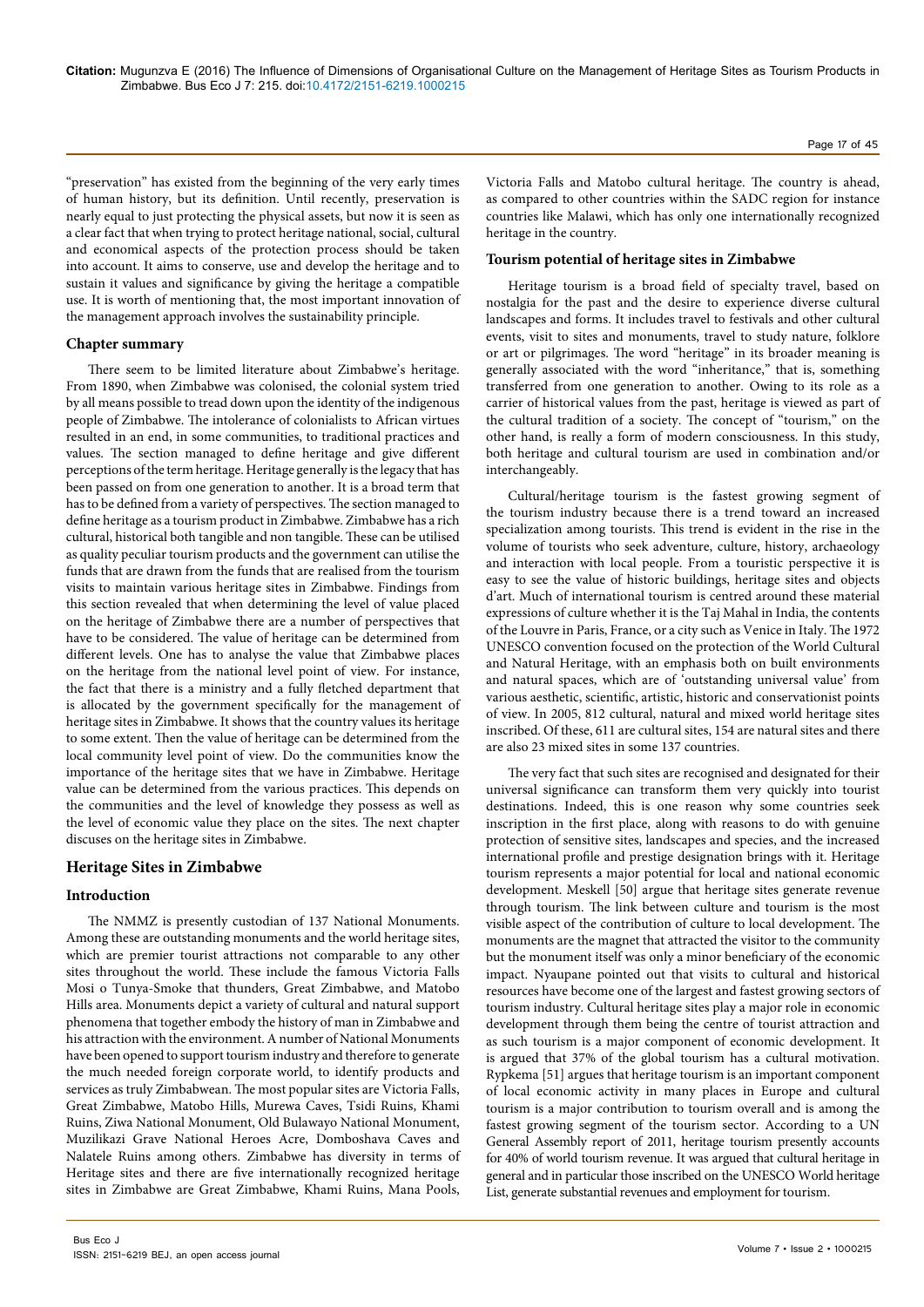"preservation" has existed from the beginning of the very early times of human history, but its definition. Until recently, preservation is nearly equal to just protecting the physical assets, but now it is seen as a clear fact that when trying to protect heritage national, social, cultural and economical aspects of the protection process should be taken into account. It aims to conserve, use and develop the heritage and to sustain it values and significance by giving the heritage a compatible use. It is worth of mentioning that, the most important innovation of the management approach involves the sustainability principle.

### Chapter summary

There seem to be limited literature about Zimbabwe's heritage. From 1890, when Zimbabwe was colonised, the colonial system tried by all means possible to tread down upon the identity of the indigenous people of Zimbabwe. The intolerance of colonialists to African virtues resulted in an end, in some communities, to traditional practices and values. The section managed to define heritage and give different perceptions of the term heritage. Heritage generally is the legacy that has been passed on from one generation to another. It is a broad term that has to be defined from a variety of perspectives. The section managed to define heritage as a tourism product in Zimbabwe. Zimbabwe has a rich cultural, historical both tangible and non tangible. These can be utilised as quality peculiar tourism products and the government can utilise the funds that are drawn from the funds that are realised from the tourism visits to maintain various heritage sites in Zimbabwe. Findings from this section revealed that when determining the level of value placed on the heritage of Zimbabwe there are a number of perspectives that have to be considered. The value of heritage can be determined from different levels. One has to analyse the value that Zimbabwe places on the heritage from the national level point of view. For instance, the fact that there is a ministry and a fully fletched department that is allocated by the government specifically for the management of heritage sites in Zimbabwe. It shows that the country values its heritage to some extent. Then the value of heritage can be determined from the local community level point of view. Do the communities know the importance of the heritage sites that we have in Zimbabwe. Heritage value can be determined from the various practices. This depends on the communities and the level of knowledge they possess as well as the level of economic value they place on the sites. The next chapter discuses on the heritage sites in Zimbabwe.

## Heritage Sites in Zimbabwe

### Introduction

The NMMZ is presently custodian of 137 National Monuments. Among these are outstanding monuments and the world heritage sites, which are premier tourist attractions not comparable to any other sites throughout the world. These include the famous Victoria Falls Mosi o Tunya-Smoke that thunders, Great Zimbabwe, and Matobo Hills area. Monuments depict a variety of cultural and natural support phenomena that together embody the history of man in Zimbabwe and his attraction with the environment. A number of National Monuments have been opened to support tourism industry and therefore to generate the much needed foreign corporate world, to identify products and services as truly Zimbabwean. The most popular sites are Victoria Falls, Great Zimbabwe, Matobo Hills, Murewa Caves, Tsidi Ruins, Khami Ruins, Ziwa National Monument, Old Bulawayo National Monument, Muzilikazi Grave National Heroes Acre, Domboshava Caves and Nalatele Ruins among others. Zimbabwe has diversity in terms of Heritage sites and there are five internationally recognized heritage sites in Zimbabwe are Great Zimbabwe, Khami Ruins, Mana Pools, Victoria Falls and Matobo cultural heritage. The country is ahead, as compared to other countries within the SADC region for instance countries like Malawi, which has only one internationally recognized heritage in the country.

### Tourism potential of heritage sites in Zimbabwe

Heritage tourism is a broad field of specialty travel, based on nostalgia for the past and the desire to experience diverse cultural landscapes and forms. It includes travel to festivals and other cultural events, visit to sites and monuments, travel to study nature, folklore or art or pilgrimages. The word "heritage" in its broader meaning is generally associated with the word "inheritance," that is, something transferred from one generation to another. Owing to its role as a carrier of historical values from the past, heritage is viewed as part of the cultural tradition of a society. The concept of "tourism," on the other hand, is really a form of modern consciousness. In this study, both heritage and cultural tourism are used in combination and/or interchangeably.

Cultural/heritage tourism is the fastest growing segment of the tourism industry because there is a trend toward an increased specialization among tourists. This trend is evident in the rise in the volume of tourists who seek adventure, culture, history, archaeology and interaction with local people. From a touristic perspective it is easy to see the value of historic buildings, heritage sites and objects d'art. Much of international tourism is centred around these material expressions of culture whether it is the Taj Mahal in India, the contents of the Louvre in Paris, France, or a city such as Venice in Italy. The 1972 UNESCO convention focused on the protection of the World Cultural and Natural Heritage, with an emphasis both on built environments and natural spaces, which are of 'outstanding universal value' from various aesthetic, scientific, artistic, historic and conservationist points of view. In 2005, 812 cultural, natural and mixed world heritage sites inscribed. Of these, 611 are cultural sites, 154 are natural sites and there are also 23 mixed sites in some 137 countries.

The very fact that such sites are recognised and designated for their universal significance can transform them very quickly into tourist destinations. Indeed, this is one reason why some countries seek inscription in the first place, along with reasons to do with genuine protection of sensitive sites, landscapes and species, and the increased international profile and prestige designation brings with it. Heritage tourism represents a major potential for local and national economic development. Meskell [50] argue that heritage sites generate revenue through tourism. The link between culture and tourism is the most visible aspect of the contribution of culture to local development. The monuments are the magnet that attracted the visitor to the community but the monument itself was only a minor beneficiary of the economic impact. Nyaupane pointed out that visits to cultural and historical resources have become one of the largest and fastest growing sectors of tourism industry. Cultural heritage sites play a major role in economic development through them being the centre of tourist attraction and as such tourism is a major component of economic development. It is argued that 37% of the global tourism has a cultural motivation. Rypkema [51] argues that heritage tourism is an important component of local economic activity in many places in Europe and cultural tourism is a major contribution to tourism overall and is among the fastest growing segment of the tourism sector. According to a UN General Assembly report of 2011, heritage tourism presently accounts for 40% of world tourism revenue. It was argued that cultural heritage in general and in particular those inscribed on the UNESCO World heritage List, generate substantial revenues and employment for tourism.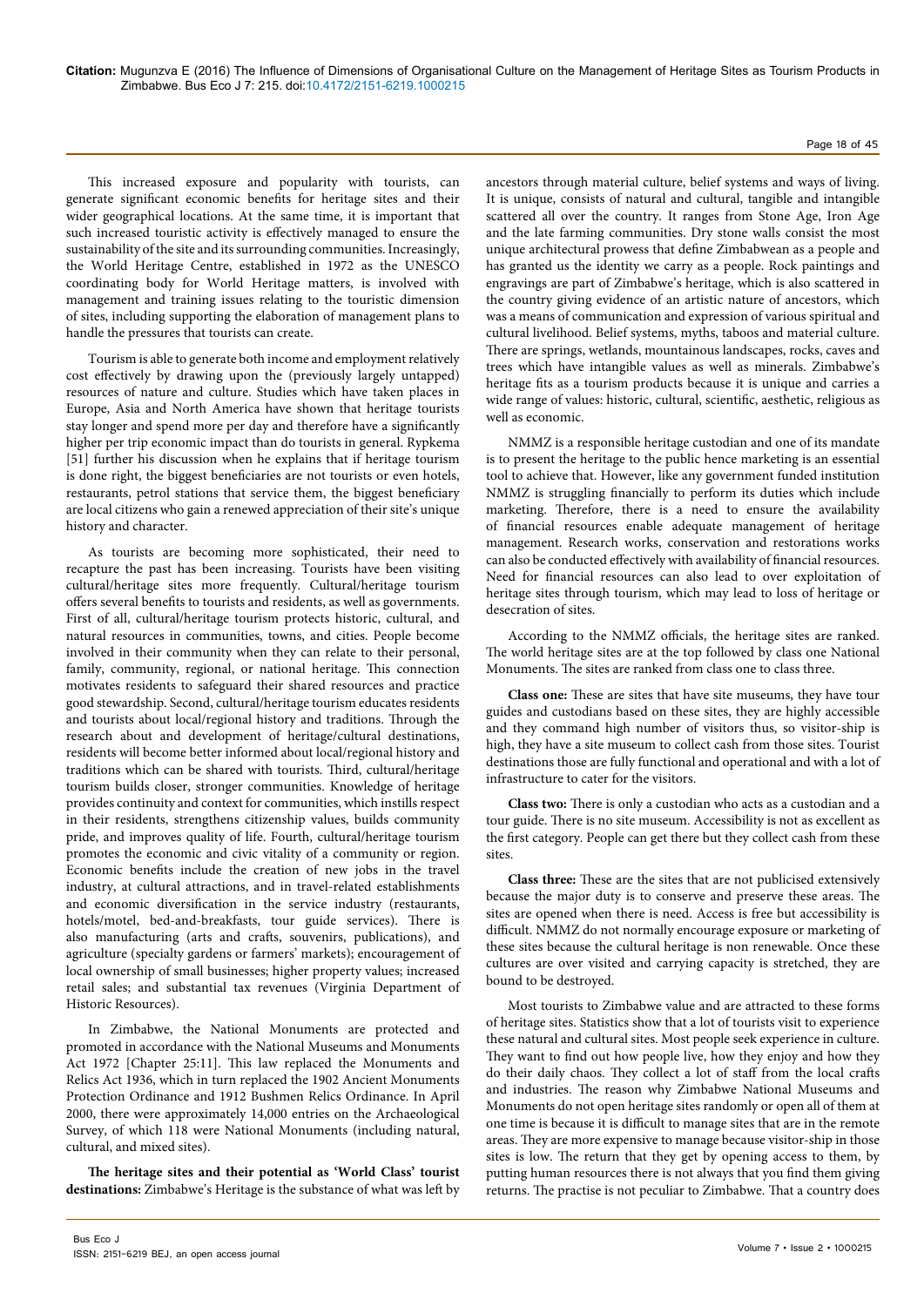This increased exposure and popularity with tourists, can generate significant economic benefits for heritage sites and their wider geographical locations. At the same time, it is important that such increased touristic activity is effectively managed to ensure the sustainability of the site and its surrounding communities. Increasingly, the World Heritage Centre, established in 1972 as the UNESCO coordinating body for World Heritage matters, is involved with management and training issues relating to the touristic dimension of sites, including supporting the elaboration of management plans to handle the pressures that tourists can create.

Tourism is able to generate both income and employment relatively cost effectively by drawing upon the (previously largely untapped) resources of nature and culture. Studies which have taken places in Europe, Asia and North America have shown that heritage tourists stay longer and spend more per day and therefore have a significantly higher per trip economic impact than do tourists in general. Rypkema [51] further his discussion when he explains that if heritage tourism is done right, the biggest beneficiaries are not tourists or even hotels, restaurants, petrol stations that service them, the biggest beneficiary are local citizens who gain a renewed appreciation of their site's unique history and character.

As tourists are becoming more sophisticated, their need to recapture the past has been increasing. Tourists have been visiting cultural/heritage sites more frequently. Cultural/heritage tourism offers several benefits to tourists and residents, as well as governments. First of all, cultural/heritage tourism protects historic, cultural, and natural resources in communities, towns, and cities. People become involved in their community when they can relate to their personal, family, community, regional, or national heritage. This connection motivates residents to safeguard their shared resources and practice good stewardship. Second, cultural/heritage tourism educates residents and tourists about local/regional history and traditions. Through the research about and development of heritage/cultural destinations, residents will become better informed about local/regional history and traditions which can be shared with tourists. Third, cultural/heritage tourism builds closer, stronger communities. Knowledge of heritage provides continuity and context for communities, which instills respect in their residents, strengthens citizenship values, builds community pride, and improves quality of life. Fourth, cultural/heritage tourism promotes the economic and civic vitality of a community or region. Economic benefits include the creation of new jobs in the travel industry, at cultural attractions, and in travel-related establishments and economic diversification in the service industry (restaurants, hotels/motel, bed-and-breakfasts, tour guide services). There is also manufacturing (arts and crafts, souvenirs, publications), and agriculture (specialty gardens or farmers' markets); encouragement of local ownership of small businesses; higher property values; increased retail sales; and substantial tax revenues (Virginia Department of Historic Resources).

In Zimbabwe, the National Monuments are protected and promoted in accordance with the National Museums and Monuments Act 1972 [Chapter 25:11]. This law replaced the Monuments and Relics Act 1936, which in turn replaced the 1902 Ancient Monuments Protection Ordinance and 1912 Bushmen Relics Ordinance. In April 2000, there were approximately 14,000 entries on the Archaeological Survey, of which 118 were National Monuments (including natural, cultural, and mixed sites).

**The heritage sites and their potential as 'World Class' tourist destinations:** Zimbabwe's Heritage is the substance of what was left by ancestors through material culture, belief systems and ways of living. It is unique, consists of natural and cultural, tangible and intangible scattered all over the country. It ranges from Stone Age, Iron Age and the late farming communities. Dry stone walls consist the most unique architectural prowess that define Zimbabwean as a people and has granted us the identity we carry as a people. Rock paintings and engravings are part of Zimbabwe's heritage, which is also scattered in the country giving evidence of an artistic nature of ancestors, which was a means of communication and expression of various spiritual and cultural livelihood. Belief systems, myths, taboos and material culture. There are springs, wetlands, mountainous landscapes, rocks, caves and trees which have intangible values as well as minerals. Zimbabwe's heritage fits as a tourism products because it is unique and carries a wide range of values: historic, cultural, scientific, aesthetic, religious as well as economic.

NMMZ is a responsible heritage custodian and one of its mandate is to present the heritage to the public hence marketing is an essential tool to achieve that. However, like any government funded institution NMMZ is struggling financially to perform its duties which include marketing. Therefore, there is a need to ensure the availability of financial resources enable adequate management of heritage management. Research works, conservation and restorations works can also be conducted effectively with availability of financial resources. Need for financial resources can also lead to over exploitation of heritage sites through tourism, which may lead to loss of heritage or desecration of sites.

According to the NMMZ officials, the heritage sites are ranked. The world heritage sites are at the top followed by class one National Monuments. The sites are ranked from class one to class three.

**Class one:** These are sites that have site museums, they have tour guides and custodians based on these sites, they are highly accessible and they command high number of visitors thus, so visitor-ship is high, they have a site museum to collect cash from those sites. Tourist destinations those are fully functional and operational and with a lot of infrastructure to cater for the visitors.

**Class two:** There is only a custodian who acts as a custodian and a tour guide. There is no site museum. Accessibility is not as excellent as the first category. People can get there but they collect cash from these sites.

**Class three:** These are the sites that are not publicised extensively because the major duty is to conserve and preserve these areas. The sites are opened when there is need. Access is free but accessibility is difficult. NMMZ do not normally encourage exposure or marketing of these sites because the cultural heritage is non renewable. Once these cultures are over visited and carrying capacity is stretched, they are bound to be destroyed.

Most tourists to Zimbabwe value and are attracted to these forms of heritage sites. Statistics show that a lot of tourists visit to experience these natural and cultural sites. Most people seek experience in culture. They want to find out how people live, how they enjoy and how they do their daily chaos. They collect a lot of staff from the local crafts and industries. The reason why Zimbabwe National Museums and Monuments do not open heritage sites randomly or open all of them at one time is because it is difficult to manage sites that are in the remote areas. They are more expensive to manage because visitor-ship in those sites is low. The return that they get by opening access to them, by putting human resources there is not always that you find them giving returns. The practise is not peculiar to Zimbabwe. That a country does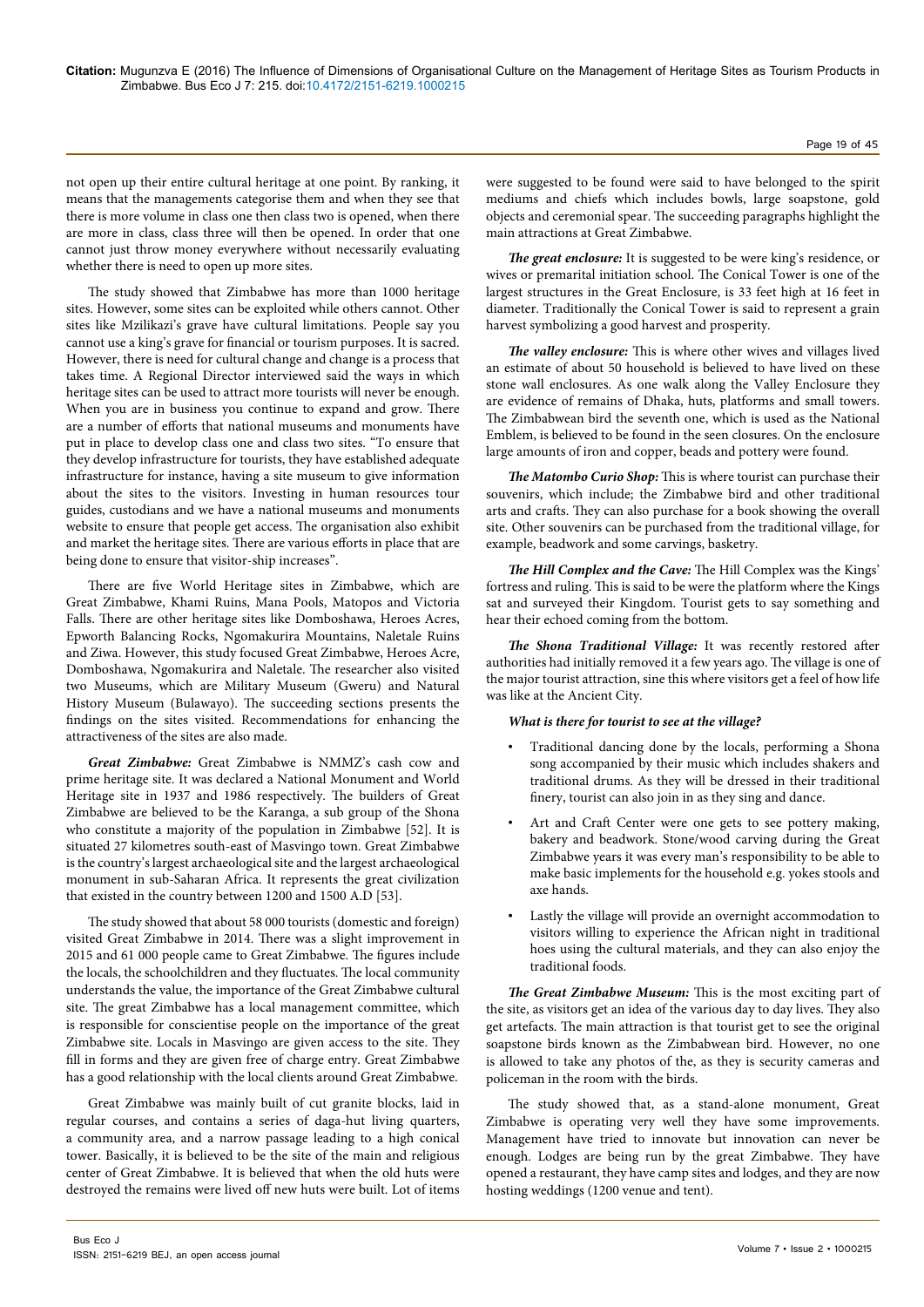not open up their entire cultural heritage at one point. By ranking, it means that the managements categorise them and when they see that there is more volume in class one then class two is opened, when there are more in class, class three will then be opened. In order that one cannot just throw money everywhere without necessarily evaluating whether there is need to open up more sites.

The study showed that Zimbabwe has more than 1000 heritage sites. However, some sites can be exploited while others cannot. Other sites like Mzilikazi's grave have cultural limitations. People say you cannot use a king's grave for financial or tourism purposes. It is sacred. However, there is need for cultural change and change is a process that takes time. A Regional Director interviewed said the ways in which heritage sites can be used to attract more tourists will never be enough. When you are in business you continue to expand and grow. There are a number of efforts that national museums and monuments have put in place to develop class one and class two sites. "To ensure that they develop infrastructure for tourists, they have established adequate infrastructure for instance, having a site museum to give information about the sites to the visitors. Investing in human resources tour guides, custodians and we have a national museums and monuments website to ensure that people get access. The organisation also exhibit and market the heritage sites. There are various efforts in place that are being done to ensure that visitor-ship increases".

There are five World Heritage sites in Zimbabwe, which are Great Zimbabwe, Khami Ruins, Mana Pools, Matopos and Victoria Falls. There are other heritage sites like Domboshawa, Heroes Acres, Epworth Balancing Rocks, Ngomakurira Mountains, Naletale Ruins and Ziwa. However, this study focused Great Zimbabwe, Heroes Acre, Domboshawa, Ngomakurira and Naletale. The researcher also visited two Museums, which are Military Museum (Gweru) and Natural History Museum (Bulawayo). The succeeding sections presents the findings on the sites visited. Recommendations for enhancing the attractiveness of the sites are also made.

***Great Zimbabwe:*** Great Zimbabwe is NMMZ's cash cow and prime heritage site. It was declared a National Monument and World Heritage site in 1937 and 1986 respectively. The builders of Great Zimbabwe are believed to be the Karanga, a sub group of the Shona who constitute a majority of the population in Zimbabwe [52]. It is situated 27 kilometres south-east of Masvingo town. Great Zimbabwe is the country's largest archaeological site and the largest archaeological monument in sub-Saharan Africa. It represents the great civilization that existed in the country between 1200 and 1500 A.D [53].

The study showed that about 58 000 tourists (domestic and foreign) visited Great Zimbabwe in 2014. There was a slight improvement in 2015 and 61 000 people came to Great Zimbabwe. The figures include the locals, the schoolchildren and they fluctuates. The local community understands the value, the importance of the Great Zimbabwe cultural site. The great Zimbabwe has a local management committee, which is responsible for conscientise people on the importance of the great Zimbabwe site. Locals in Masvingo are given access to the site. They fill in forms and they are given free of charge entry. Great Zimbabwe has a good relationship with the local clients around Great Zimbabwe.

Great Zimbabwe was mainly built of cut granite blocks, laid in regular courses, and contains a series of daga-hut living quarters, a community area, and a narrow passage leading to a high conical tower. Basically, it is believed to be the site of the main and religious center of Great Zimbabwe. It is believed that when the old huts were destroyed the remains were lived off new huts were built. Lot of items were suggested to be found were said to have belonged to the spirit mediums and chiefs which includes bowls, large soapstone, gold objects and ceremonial spear. The succeeding paragraphs highlight the main attractions at Great Zimbabwe.

***The great enclosure:*** It is suggested to be were king's residence, or wives or premarital initiation school. The Conical Tower is one of the largest structures in the Great Enclosure, is 33 feet high at 16 feet in diameter. Traditionally the Conical Tower is said to represent a grain harvest symbolizing a good harvest and prosperity.

***The valley enclosure:*** This is where other wives and villages lived an estimate of about 50 household is believed to have lived on these stone wall enclosures. As one walk along the Valley Enclosure they are evidence of remains of Dhaka, huts, platforms and small towers. The Zimbabwean bird the seventh one, which is used as the National Emblem, is believed to be found in the seen closures. On the enclosure large amounts of iron and copper, beads and pottery were found.

***The Matombo Curio Shop:*** This is where tourist can purchase their souvenirs, which include; the Zimbabwe bird and other traditional arts and crafts. They can also purchase for a book showing the overall site. Other souvenirs can be purchased from the traditional village, for example, beadwork and some carvings, basketry.

***The Hill Complex and the Cave:*** The Hill Complex was the Kings' fortress and ruling. This is said to be were the platform where the Kings sat and surveyed their Kingdom. Tourist gets to say something and hear their echoed coming from the bottom.

***The Shona Traditional Village:*** It was recently restored after authorities had initially removed it a few years ago. The village is one of the major tourist attraction, sine this where visitors get a feel of how life was like at the Ancient City.

***What is there for tourist to see at the village?***

- Traditional dancing done by the locals, performing a Shona song accompanied by their music which includes shakers and traditional drums. As they will be dressed in their traditional finery, tourist can also join in as they sing and dance.
- Art and Craft Center were one gets to see pottery making, bakery and beadwork. Stone/wood carving during the Great Zimbabwe years it was every man's responsibility to be able to make basic implements for the household e.g. yokes stools and axe hands.
- Lastly the village will provide an overnight accommodation to visitors willing to experience the African night in traditional hoes using the cultural materials, and they can also enjoy the traditional foods.

***The Great Zimbabwe Museum:*** This is the most exciting part of the site, as visitors get an idea of the various day to day lives. They also get artefacts. The main attraction is that tourist get to see the original soapstone birds known as the Zimbabwean bird. However, no one is allowed to take any photos of the, as they is security cameras and policeman in the room with the birds.

The study showed that, as a stand-alone monument, Great Zimbabwe is operating very well they have some improvements. Management have tried to innovate but innovation can never be enough. Lodges are being run by the great Zimbabwe. They have opened a restaurant, they have camp sites and lodges, and they are now hosting weddings (1200 venue and tent).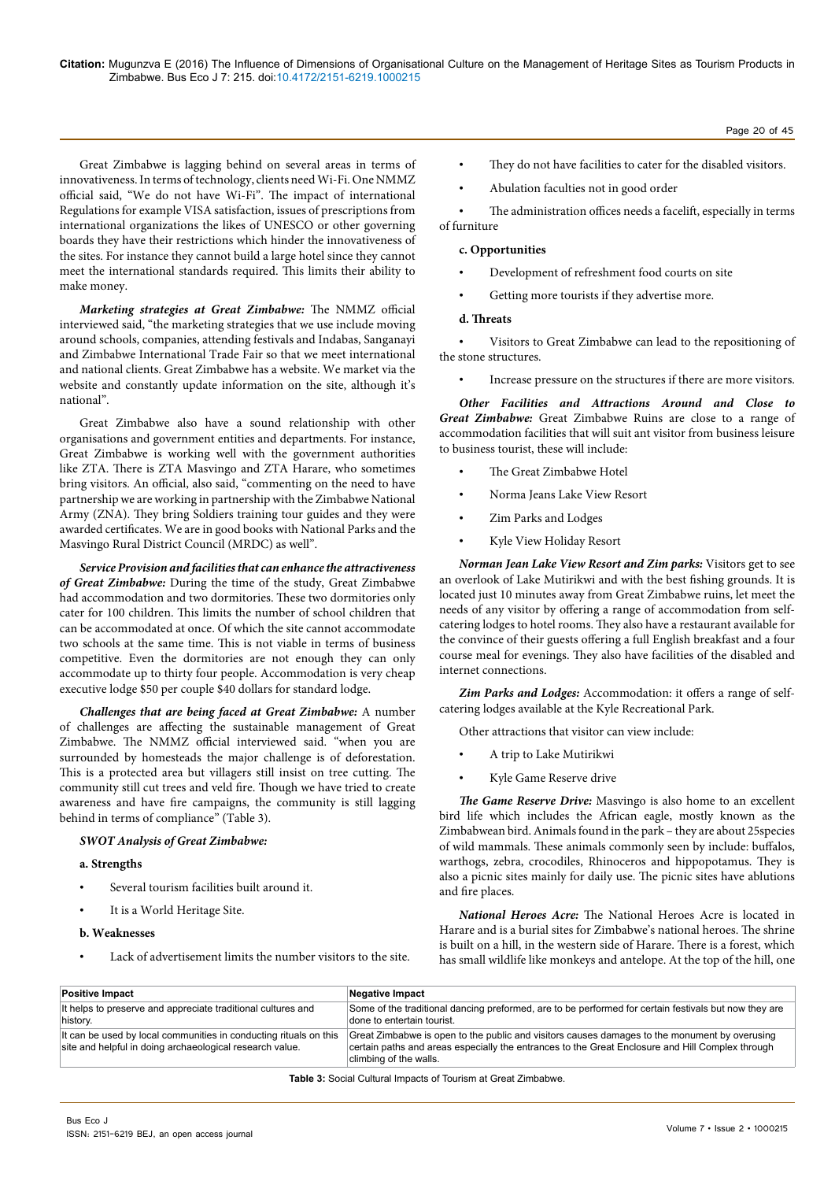Great Zimbabwe is lagging behind on several areas in terms of innovativeness. In terms of technology, clients need Wi-Fi. One NMMZ official said, "We do not have Wi-Fi". The impact of international Regulations for example VISA satisfaction, issues of prescriptions from international organizations the likes of UNESCO or other governing boards they have their restrictions which hinder the innovativeness of the sites. For instance they cannot build a large hotel since they cannot meet the international standards required. This limits their ability to make money.

***Marketing strategies at Great Zimbabwe:*** The NMMZ official interviewed said, "the marketing strategies that we use include moving around schools, companies, attending festivals and Indabas, Sanganayi and Zimbabwe International Trade Fair so that we meet international and national clients. Great Zimbabwe has a website. We market via the website and constantly update information on the site, although it's national".

Great Zimbabwe also have a sound relationship with other organisations and government entities and departments. For instance, Great Zimbabwe is working well with the government authorities like ZTA. There is ZTA Masvingo and ZTA Harare, who sometimes bring visitors. An official, also said, "commenting on the need to have partnership we are working in partnership with the Zimbabwe National Army (ZNA). They bring Soldiers training tour guides and they were awarded certificates. We are in good books with National Parks and the Masvingo Rural District Council (MRDC) as well".

***Service Provision and facilities that can enhance the attractiveness of Great Zimbabwe:*** During the time of the study, Great Zimbabwe had accommodation and two dormitories. These two dormitories only cater for 100 children. This limits the number of school children that can be accommodated at once. Of which the site cannot accommodate two schools at the same time. This is not viable in terms of business competitive. Even the dormitories are not enough they can only accommodate up to thirty four people. Accommodation is very cheap executive lodge $50 per couple $40 dollars for standard lodge.

***Challenges that are being faced at Great Zimbabwe:*** A number of challenges are affecting the sustainable management of Great Zimbabwe. The NMMZ official interviewed said. "when you are surrounded by homesteads the major challenge is of deforestation. This is a protected area but villagers still insist on tree cutting. The community still cut trees and veld fire. Though we have tried to create awareness and have fire campaigns, the community is still lagging behind in terms of compliance" (Table 3).

***SWOT Analysis of Great Zimbabwe:***

**a. Strengths**

- Several tourism facilities built around it.
- It is a World Heritage Site.

**b. Weaknesses**

- Lack of advertisement limits the number visitors to the site.
- They do not have facilities to cater for the disabled visitors.
- Abulation faculties not in good order
- The administration offices needs a facelift, especially in terms of furniture

**c. Opportunities**

- Development of refreshment food courts on site
- Getting more tourists if they advertise more.

**d. Threats**

- Visitors to Great Zimbabwe can lead to the repositioning of the stone structures.
- Increase pressure on the structures if there are more visitors.

***Other Facilities and Attractions Around and Close to Great Zimbabwe:*** Great Zimbabwe Ruins are close to a range of accommodation facilities that will suit ant visitor from business leisure to business tourist, these will include:

- The Great Zimbabwe Hotel
- Norma Jeans Lake View Resort
- Zim Parks and Lodges
- Kyle View Holiday Resort

***Norman Jean Lake View Resort and Zim parks:*** Visitors get to see an overlook of Lake Mutirikwi and with the best fishing grounds. It is located just 10 minutes away from Great Zimbabwe ruins, let meet the needs of any visitor by offering a range of accommodation from self-catering lodges to hotel rooms. They also have a restaurant available for the convince of their guests offering a full English breakfast and a four course meal for evenings. They also have facilities of the disabled and internet connections.

***Zim Parks and Lodges:*** Accommodation: it offers a range of self-catering lodges available at the Kyle Recreational Park.

Other attractions that visitor can view include:

- A trip to Lake Mutirikwi
- Kyle Game Reserve drive

***The Game Reserve Drive:*** Masvingo is also home to an excellent bird life which includes the African eagle, mostly known as the Zimbabwean bird. Animals found in the park – they are about 25species of wild mammals. These animals commonly seen by include: buffalos, warthogs, zebra, crocodiles, Rhinoceros and hippopotamus. They is also a picnic sites mainly for daily use. The picnic sites have ablutions and fire places.

***National Heroes Acre:*** The National Heroes Acre is located in Harare and is a burial sites for Zimbabwe's national heroes. The shrine is built on a hill, in the western side of Harare. There is a forest, which has small wildlife like monkeys and antelope. At the top of the hill, one

| Positive Impact | Negative Impact |
|---|---|
| It helps to preserve and appreciate traditional cultures and history. | Some of the traditional dancing preformed, are to be performed for certain festivals but now they are done to entertain tourist. |
| It can be used by local communities in conducting rituals on this site and helpful in doing archaeological research value. | Great Zimbabwe is open to the public and visitors causes damages to the monument by overusing certain paths and areas especially the entrances to the Great Enclosure and Hill Complex through climbing of the walls. |

**Table 3:** Social Cultural Impacts of Tourism at Great Zimbabwe.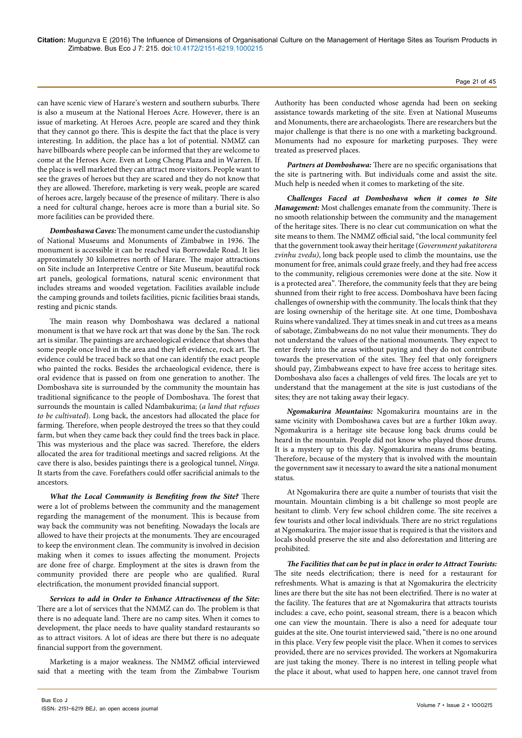can have scenic view of Harare's western and southern suburbs. There is also a museum at the National Heroes Acre. However, there is an issue of marketing. At Heroes Acre, people are scared and they think that they cannot go there. This is despite the fact that the place is very interesting. In addition, the place has a lot of potential. NMMZ can have billboards where people can be informed that they are welcome to come at the Heroes Acre. Even at Long Cheng Plaza and in Warren. If the place is well marketed they can attract more visitors. People want to see the graves of heroes but they are scared and they do not know that they are allowed. Therefore, marketing is very weak, people are scared of heroes acre, largely because of the presence of military. There is also a need for cultural change, heroes acre is more than a burial site. So more facilities can be provided there.

***Domboshawa Caves:*** The monument came under the custodianship of National Museums and Monuments of Zimbabwe in 1936. The monument is accessible it can be reached via Borrowdale Road. It lies approximately 30 kilometres north of Harare. The major attractions on Site include an Interpretive Centre or Site Museum, beautiful rock art panels, geological formations, natural scenic environment that includes streams and wooded vegetation. Facilities available include the camping grounds and toilets facilities, picnic facilities braai stands, resting and picnic stands.

The main reason why Domboshawa was declared a national monument is that we have rock art that was done by the San. The rock art is similar. The paintings are archaeological evidence that shows that some people once lived in the area and they left evidence, rock art. The evidence could be traced back so that one can identify the exact people who painted the rocks. Besides the archaeological evidence, there is oral evidence that is passed on from one generation to another. The Domboshava site is surrounded by the community the mountain has traditional significance to the people of Domboshava. The forest that surrounds the mountain is called Ndambakurima; (*a land that refuses to be cultivated*). Long back, the ancestors had allocated the place for farming. Therefore, when people destroyed the trees so that they could farm, but when they came back they could find the trees back in place. This was mysterious and the place was sacred. Therefore, the elders allocated the area for traditional meetings and sacred religions. At the cave there is also, besides paintings there is a geological tunnel, *Ninga*. It starts from the cave. Forefathers could offer sacrificial animals to the ancestors.

***What the Local Community is Benefiting from the Site?*** There were a lot of problems between the community and the management regarding the management of the monument. This is because from way back the community was not benefiting. Nowadays the locals are allowed to have their projects at the monuments. They are encouraged to keep the environment clean. The community is involved in decision making when it comes to issues affecting the monument. Projects are done free of charge. Employment at the sites is drawn from the community provided there are people who are qualified. Rural electrification, the monument provided financial support.

***Services to add in Order to Enhance Attractiveness of the Site:*** There are a lot of services that the NMMZ can do. The problem is that there is no adequate land. There are no camp sites. When it comes to development, the place needs to have quality standard restaurants so as to attract visitors. A lot of ideas are there but there is no adequate financial support from the government.

Marketing is a major weakness. The NMMZ official interviewed said that a meeting with the team from the Zimbabwe Tourism Authority has been conducted whose agenda had been on seeking assistance towards marketing of the site. Even at National Museums and Monuments, there are archaeologists. There are researchers but the major challenge is that there is no one with a marketing background. Monuments had no exposure for marketing purposes. They were treated as preserved places.

***Partners at Domboshawa:*** There are no specific organisations that the site is partnering with. But individuals come and assist the site. Much help is needed when it comes to marketing of the site.

***Challenges Faced at Domboshava when it comes to Site Management:*** Most challenges emanate from the community. There is no smooth relationship between the community and the management of the heritage sites. There is no clear cut communication on what the site means to them. The NMMZ official said, "the local community feel that the government took away their heritage (*Government yakatitorera zvinhu zvedu)*, long back people used to climb the mountains, use the monument for free, animals could graze freely, and they had free access to the community, religious ceremonies were done at the site. Now it is a protected area". Therefore, the community feels that they are being shunned from their right to free access. Domboshava have been facing challenges of ownership with the community. The locals think that they are losing ownership of the heritage site. At one time, Domboshava Ruins where vandalized. They at times sneak in and cut trees as a means of sabotage, Zimbabweans do not value their monuments. They do not understand the values of the national monuments. They expect to enter freely into the areas without paying and they do not contribute towards the preservation of the sites. They feel that only foreigners should pay, Zimbabweans expect to have free access to heritage sites. Domboshava also faces a challenges of veld fires. The locals are yet to understand that the management at the site is just custodians of the sites; they are not taking away their legacy.

***Ngomakurira Mountains:*** Ngomakurira mountains are in the same vicinity with Domboshawa caves but are a further 10km away. Ngomakurira is a heritage site because long back drums could be heard in the mountain. People did not know who played those drums. It is a mystery up to this day. Ngomakurira means drums beating. Therefore, because of the mystery that is involved with the mountain the government saw it necessary to award the site a national monument status.

At Ngomakurira there are quite a number of tourists that visit the mountain. Mountain climbing is a bit challenge so most people are hesitant to climb. Very few school children come. The site receives a few tourists and other local individuals. There are no strict regulations at Ngomakurira. The major issue that is required is that the visitors and locals should preserve the site and also deforestation and littering are prohibited.

***The Facilities that can be put in place in order to Attract Tourists:*** The site needs electrification; there is need for a restaurant for refreshments. What is amazing is that at Ngomakurira the electricity lines are there but the site has not been electrified. There is no water at the facility. The features that are at Ngomakurira that attracts tourists includes: a cave, echo point, seasonal stream, there is a beacon which one can view the mountain. There is also a need for adequate tour guides at the site. One tourist interviewed said, "there is no one around in this place. Very few people visit the place. When it comes to services provided, there are no services provided. The workers at Ngomakurira are just taking the money. There is no interest in telling people what the place it about, what used to happen here, one cannot travel from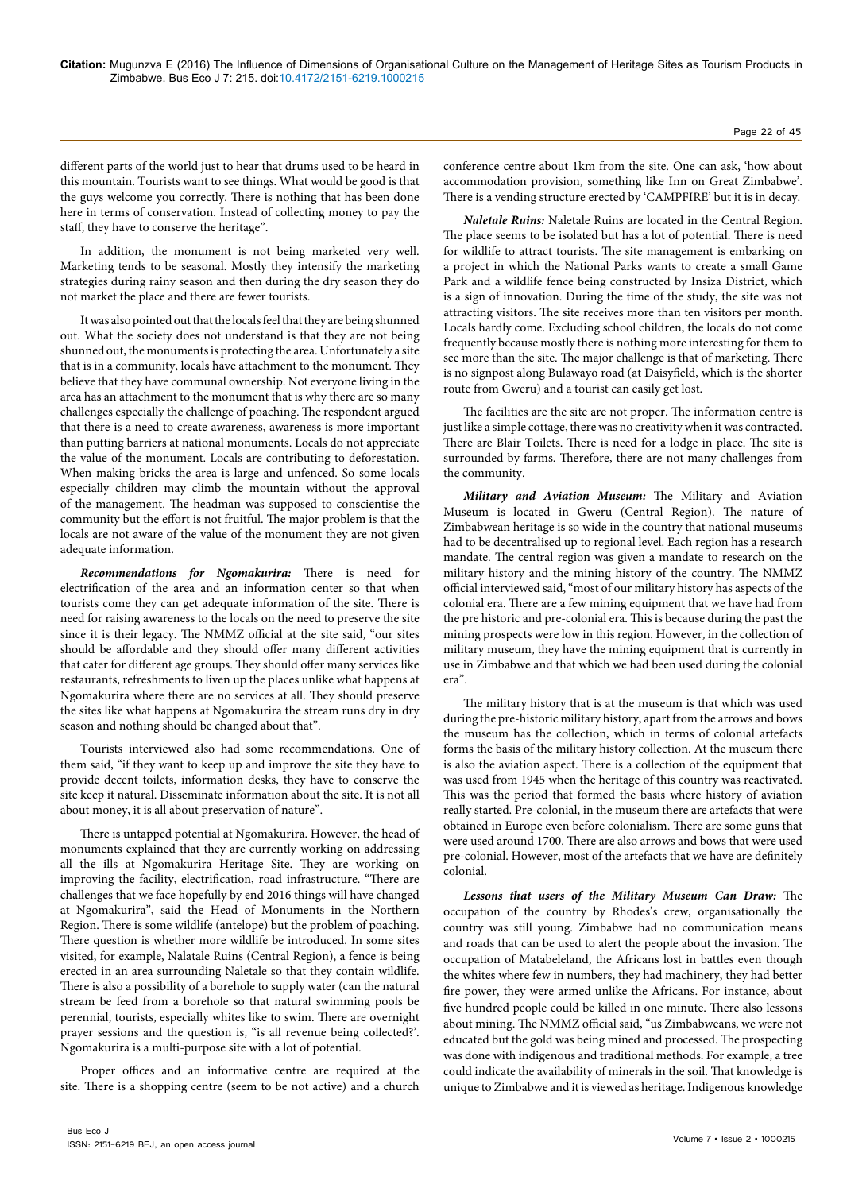different parts of the world just to hear that drums used to be heard in this mountain. Tourists want to see things. What would be good is that the guys welcome you correctly. There is nothing that has been done here in terms of conservation. Instead of collecting money to pay the staff, they have to conserve the heritage".

In addition, the monument is not being marketed very well. Marketing tends to be seasonal. Mostly they intensify the marketing strategies during rainy season and then during the dry season they do not market the place and there are fewer tourists.

It was also pointed out that the locals feel that they are being shunned out. What the society does not understand is that they are not being shunned out, the monuments is protecting the area. Unfortunately a site that is in a community, locals have attachment to the monument. They believe that they have communal ownership. Not everyone living in the area has an attachment to the monument that is why there are so many challenges especially the challenge of poaching. The respondent argued that there is a need to create awareness, awareness is more important than putting barriers at national monuments. Locals do not appreciate the value of the monument. Locals are contributing to deforestation. When making bricks the area is large and unfenced. So some locals especially children may climb the mountain without the approval of the management. The headman was supposed to conscientise the community but the effort is not fruitful. The major problem is that the locals are not aware of the value of the monument they are not given adequate information.

***Recommendations for Ngomakurira:*** There is need for electrification of the area and an information center so that when tourists come they can get adequate information of the site. There is need for raising awareness to the locals on the need to preserve the site since it is their legacy. The NMMZ official at the site said, "our sites should be affordable and they should offer many different activities that cater for different age groups. They should offer many services like restaurants, refreshments to liven up the places unlike what happens at Ngomakurira where there are no services at all. They should preserve the sites like what happens at Ngomakurira the stream runs dry in dry season and nothing should be changed about that".

Tourists interviewed also had some recommendations. One of them said, "if they want to keep up and improve the site they have to provide decent toilets, information desks, they have to conserve the site keep it natural. Disseminate information about the site. It is not all about money, it is all about preservation of nature".

There is untapped potential at Ngomakurira. However, the head of monuments explained that they are currently working on addressing all the ills at Ngomakurira Heritage Site. They are working on improving the facility, electrification, road infrastructure. "There are challenges that we face hopefully by end 2016 things will have changed at Ngomakurira", said the Head of Monuments in the Northern Region. There is some wildlife (antelope) but the problem of poaching. There question is whether more wildlife be introduced. In some sites visited, for example, Nalatale Ruins (Central Region), a fence is being erected in an area surrounding Naletale so that they contain wildlife. There is also a possibility of a borehole to supply water (can the natural stream be feed from a borehole so that natural swimming pools be perennial, tourists, especially whites like to swim. There are overnight prayer sessions and the question is, "is all revenue being collected?'. Ngomakurira is a multi-purpose site with a lot of potential.

Proper offices and an informative centre are required at the site. There is a shopping centre (seem to be not active) and a church conference centre about 1km from the site. One can ask, 'how about accommodation provision, something like Inn on Great Zimbabwe'. There is a vending structure erected by 'CAMPFIRE' but it is in decay.

***Naletale Ruins:*** Naletale Ruins are located in the Central Region. The place seems to be isolated but has a lot of potential. There is need for wildlife to attract tourists. The site management is embarking on a project in which the National Parks wants to create a small Game Park and a wildlife fence being constructed by Insiza District, which is a sign of innovation. During the time of the study, the site was not attracting visitors. The site receives more than ten visitors per month. Locals hardly come. Excluding school children, the locals do not come frequently because mostly there is nothing more interesting for them to see more than the site. The major challenge is that of marketing. There is no signpost along Bulawayo road (at Daisyfield, which is the shorter route from Gweru) and a tourist can easily get lost.

The facilities are the site are not proper. The information centre is just like a simple cottage, there was no creativity when it was contracted. There are Blair Toilets. There is need for a lodge in place. The site is surrounded by farms. Therefore, there are not many challenges from the community.

***Military and Aviation Museum:*** The Military and Aviation Museum is located in Gweru (Central Region). The nature of Zimbabwean heritage is so wide in the country that national museums had to be decentralised up to regional level. Each region has a research mandate. The central region was given a mandate to research on the military history and the mining history of the country. The NMMZ official interviewed said, "most of our military history has aspects of the colonial era. There are a few mining equipment that we have had from the pre historic and pre-colonial era. This is because during the past the mining prospects were low in this region. However, in the collection of military museum, they have the mining equipment that is currently in use in Zimbabwe and that which we had been used during the colonial era".

The military history that is at the museum is that which was used during the pre-historic military history, apart from the arrows and bows the museum has the collection, which in terms of colonial artefacts forms the basis of the military history collection. At the museum there is also the aviation aspect. There is a collection of the equipment that was used from 1945 when the heritage of this country was reactivated. This was the period that formed the basis where history of aviation really started. Pre-colonial, in the museum there are artefacts that were obtained in Europe even before colonialism. There are some guns that were used around 1700. There are also arrows and bows that were used pre-colonial. However, most of the artefacts that we have are definitely colonial.

***Lessons that users of the Military Museum Can Draw:*** The occupation of the country by Rhodes's crew, organisationally the country was still young. Zimbabwe had no communication means and roads that can be used to alert the people about the invasion. The occupation of Matabeleland, the Africans lost in battles even though the whites where few in numbers, they had machinery, they had better fire power, they were armed unlike the Africans. For instance, about five hundred people could be killed in one minute. There also lessons about mining. The NMMZ official said, "us Zimbabweans, we were not educated but the gold was being mined and processed. The prospecting was done with indigenous and traditional methods. For example, a tree could indicate the availability of minerals in the soil. That knowledge is unique to Zimbabwe and it is viewed as heritage. Indigenous knowledge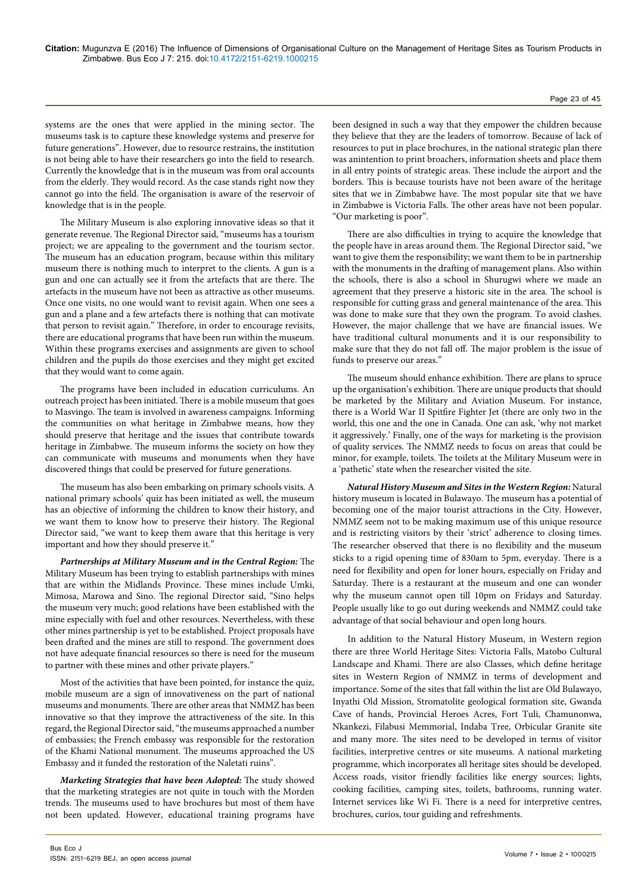systems are the ones that were applied in the mining sector. The museums task is to capture these knowledge systems and preserve for future generations". However, due to resource restrains, the institution is not being able to have their researchers go into the field to research. Currently the knowledge that is in the museum was from oral accounts from the elderly. They would record. As the case stands right now they cannot go into the field. The organisation is aware of the reservoir of knowledge that is in the people.

The Military Museum is also exploring innovative ideas so that it generate revenue. The Regional Director said, "museums has a tourism project; we are appealing to the government and the tourism sector. The museum has an education program, because within this military museum there is nothing much to interpret to the clients. A gun is a gun and one can actually see it from the artefacts that are there. The artefacts in the museum have not been as attractive as other museums. Once one visits, no one would want to revisit again. When one sees a gun and a plane and a few artefacts there is nothing that can motivate that person to revisit again." Therefore, in order to encourage revisits, there are educational programs that have been run within the museum. Within these programs exercises and assignments are given to school children and the pupils do those exercises and they might get excited that they would want to come again.

The programs have been included in education curriculums. An outreach project has been initiated. There is a mobile museum that goes to Masvingo. The team is involved in awareness campaigns. Informing the communities on what heritage in Zimbabwe means, how they should preserve that heritage and the issues that contribute towards heritage in Zimbabwe. The museum informs the society on how they can communicate with museums and monuments when they have discovered things that could be preserved for future generations.

The museum has also been embarking on primary schools visits. A national primary schools' quiz has been initiated as well, the museum has an objective of informing the children to know their history, and we want them to know how to preserve their history. The Regional Director said, "we want to keep them aware that this heritage is very important and how they should preserve it."

***Partnerships at Military Museum and in the Central Region:*** The Military Museum has been trying to establish partnerships with mines that are within the Midlands Province. These mines include Umki, Mimosa, Marowa and Sino. The regional Director said, "Sino helps the museum very much; good relations have been established with the mine especially with fuel and other resources. Nevertheless, with these other mines partnership is yet to be established. Project proposals have been drafted and the mines are still to respond. The government does not have adequate financial resources so there is need for the museum to partner with these mines and other private players."

Most of the activities that have been pointed, for instance the quiz, mobile museum are a sign of innovativeness on the part of national museums and monuments. There are other areas that NMMZ has been innovative so that they improve the attractiveness of the site. In this regard, the Regional Director said, "the museums approached a number of embassies; the French embassy was responsible for the restoration of the Khami National monument. The museums approached the US Embassy and it funded the restoration of the Naletati ruins".

***Marketing Strategies that have been Adopted:*** The study showed that the marketing strategies are not quite in touch with the Morden trends. The museums used to have brochures but most of them have not been updated. However, educational training programs have been designed in such a way that they empower the children because they believe that they are the leaders of tomorrow. Because of lack of resources to put in place brochures, in the national strategic plan there was anintention to print broachers, information sheets and place them in all entry points of strategic areas. These include the airport and the borders. This is because tourists have not been aware of the heritage sites that we in Zimbabwe have. The most popular site that we have in Zimbabwe is Victoria Falls. The other areas have not been popular. "Our marketing is poor".

There are also difficulties in trying to acquire the knowledge that the people have in areas around them. The Regional Director said, "we want to give them the responsibility; we want them to be in partnership with the monuments in the drafting of management plans. Also within the schools, there is also a school in Shurugwi where we made an agreement that they preserve a historic site in the area. The school is responsible for cutting grass and general maintenance of the area. This was done to make sure that they own the program. To avoid clashes. However, the major challenge that we have are financial issues. We have traditional cultural monuments and it is our responsibility to make sure that they do not fall off. The major problem is the issue of funds to preserve our areas."

The museum should enhance exhibition. There are plans to spruce up the organisation's exhibition. There are unique products that should be marketed by the Military and Aviation Museum. For instance, there is a World War II Spitfire Fighter Jet (there are only two in the world, this one and the one in Canada. One can ask, 'why not market it aggressively.' Finally, one of the ways for marketing is the provision of quality services. The NMMZ needs to focus on areas that could be minor, for example, toilets. The toilets at the Military Museum were in a 'pathetic' state when the researcher visited the site.

***Natural History Museum and Sites in the Western Region:*** Natural history museum is located in Bulawayo. The museum has a potential of becoming one of the major tourist attractions in the City. However, NMMZ seem not to be making maximum use of this unique resource and is restricting visitors by their 'strict' adherence to closing times. The researcher observed that there is no flexibility and the museum sticks to a rigid opening time of 830am to 5pm, everyday. There is a need for flexibility and open for loner hours, especially on Friday and Saturday. There is a restaurant at the museum and one can wonder why the museum cannot open till 10pm on Fridays and Saturday. People usually like to go out during weekends and NMMZ could take advantage of that social behaviour and open long hours.

In addition to the Natural History Museum, in Western region there are three World Heritage Sites: Victoria Falls, Matobo Cultural Landscape and Khami. There are also Classes, which define heritage sites in Western Region of NMMZ in terms of development and importance. Some of the sites that fall within the list are Old Bulawayo, Inyathi Old Mission, Stromatolite geological formation site, Gwanda Cave of hands, Provincial Heroes Acres, Fort Tuli, Chamunonwa, Nkankezi, Filabusi Memmorial, Indaba Tree, Orbicular Granite site and many more. The sites need to be developed in terms of visitor facilities, interpretive centres or site museums. A national marketing programme, which incorporates all heritage sites should be developed. Access roads, visitor friendly facilities like energy sources; lights, cooking facilities, camping sites, toilets, bathrooms, running water. Internet services like Wi Fi. There is a need for interpretive centres, brochures, curios, tour guiding and refreshments.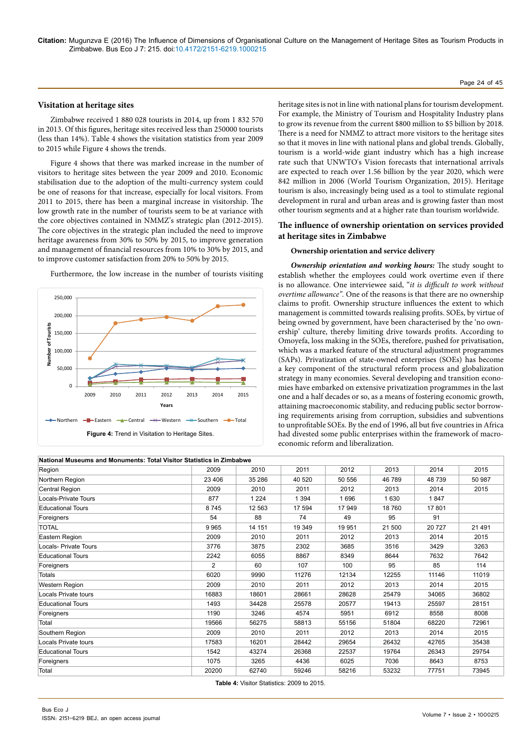## Visitation at heritage sites

Zimbabwe received 1 880 028 tourists in 2014, up from 1 832 570 in 2013. Of this figures, heritage sites received less than 250000 tourists (less than 14%). Table 4 shows the visitation statistics from year 2009 to 2015 while Figure 4 shows the trends.

Figure 4 shows that there was marked increase in the number of visitors to heritage sites between the year 2009 and 2010. Economic stabilisation due to the adoption of the multi-currency system could be one of reasons for that increase, especially for local visitors. From 2011 to 2015, there has been a marginal increase in visitorship. The low growth rate in the number of tourists seem to be at variance with the core objectives contained in NMMZ's strategic plan (2012-2015). The core objectives in the strategic plan included the need to improve heritage awareness from 30% to 50% by 2015, to improve generation and management of financial resources from 10% to 30% by 2015, and to improve customer satisfaction from 20% to 50% by 2015.

Furthermore, the low increase in the number of tourists visiting heritage sites is not in line with national plans for tourism development. For example, the Ministry of Tourism and Hospitality Industry plans to grow its revenue from the current \$800 million to \$5 billion by 2018. There is a need for NMMZ to attract more visitors to the heritage sites so that it moves in line with national plans and global trends. Globally, tourism is a world-wide giant industry which has a high increase rate such that UNWTO's Vision forecasts that international arrivals are expected to reach over 1.56 billion by the year 2020, which were 842 million in 2006 (World Tourism Organization, 2015). Heritage tourism is also, increasingly being used as a tool to stimulate regional development in rural and urban areas and is growing faster than most other tourism segments and at a higher rate than tourism worldwide.

**Figure 4:** Trend in Visitation to Heritage Sites.

## The influence of ownership orientation on services provided at heritage sites in Zimbabwe

### Ownership orientation and service delivery

***Ownership orientation and working hours:*** The study sought to establish whether the employees could work overtime even if there is no allowance. One interviewee said, "*it is difficult to work without overtime allowance"*. One of the reasons is that there are no ownership claims to profit. Ownership structure influences the extent to which management is committed towards realising profits. SOEs, by virtue of being owned by government, have been characterised by the 'no ownership' culture, thereby limiting drive towards profits. According to Omoyefa, loss making in the SOEs, therefore, pushed for privatisation, which was a marked feature of the structural adjustment programmes (SAPs). Privatization of state-owned enterprises (SOEs) has become a key component of the structural reform process and globalization strategy in many economies. Several developing and transition economies have embarked on extensive privatization programmes in the last one and a half decades or so, as a means of fostering economic growth, attaining macroeconomic stability, and reducing public sector borrowing requirements arising from corruption, subsidies and subventions to unprofitable SOEs. By the end of 1996, all but five countries in Africa had divested some public enterprises within the framework of macroeconomic reform and liberalization.

| National Museums and Monuments: Total Visitor Statistics in Zimbabwe | | | | | | | |
|---|---|---|---|---|---|---|---|
| Region | 2009 | 2010 | 2011 | 2012 | 2013 | 2014 | 2015 |
| Northern Region | 23 406 | 35 286 | 40 520 | 50 556 | 46 789 | 48 739 | 50 987 |
| Central Region | 2009 | 2010 | 2011 | 2012 | 2013 | 2014 | 2015 |
| Locals-Private Tours | 877 | 1 224 | 1 394 | 1 696 | 1 630 | 1 847 | |
| Educational Tours | 8 745 | 12 563 | 17 594 | 17 949 | 18 760 | 17 801 | |
| Foreigners | 54 | 88 | 74 | 49 | 95 | 91 | |
| TOTAL | 9 965 | 14 151 | 19 349 | 19 951 | 21 500 | 20 727 | 21 491 |
| Eastern Region | 2009 | 2010 | 2011 | 2012 | 2013 | 2014 | 2015 |
| Locals- Private Tours | 3776 | 3875 | 2302 | 3685 | 3516 | 3429 | 3263 |
| Educational Tours | 2242 | 6055 | 8867 | 8349 | 8644 | 7632 | 7642 |
| Foreigners | 2 | 60 | 107 | 100 | 95 | 85 | 114 |
| Totals | 6020 | 9990 | 11276 | 12134 | 12255 | 11146 | 11019 |
| Western Region | 2009 | 2010 | 2011 | 2012 | 2013 | 2014 | 2015 |
| Locals Private tours | 16883 | 18601 | 28661 | 28628 | 25479 | 34065 | 36802 |
| Educational Tours | 1493 | 34428 | 25578 | 20577 | 19413 | 25597 | 28151 |
| Foreigners | 1190 | 3246 | 4574 | 5951 | 6912 | 8558 | 8008 |
| Total | 19566 | 56275 | 58813 | 55156 | 51804 | 68220 | 72961 |
| Southern Region | 2009 | 2010 | 2011 | 2012 | 2013 | 2014 | 2015 |
| Locals Private tours | 17583 | 16201 | 28442 | 29654 | 26432 | 42765 | 35438 |
| Educational Tours | 1542 | 43274 | 26368 | 22537 | 19764 | 26343 | 29754 |
| Foreigners | 1075 | 3265 | 4436 | 6025 | 7036 | 8643 | 8753 |
| Total | 20200 | 62740 | 59246 | 58216 | 53232 | 77751 | 73945 |

**Table 4:** Visitor Statistics: 2009 to 2015.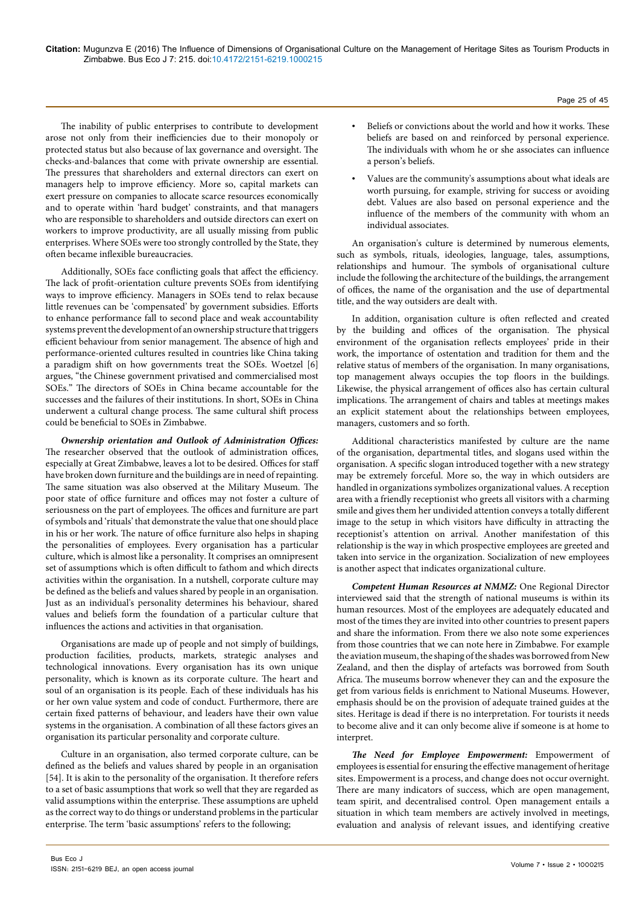The inability of public enterprises to contribute to development arose not only from their inefficiencies due to their monopoly or protected status but also because of lax governance and oversight. The checks-and-balances that come with private ownership are essential. The pressures that shareholders and external directors can exert on managers help to improve efficiency. More so, capital markets can exert pressure on companies to allocate scarce resources economically and to operate within 'hard budget' constraints, and that managers who are responsible to shareholders and outside directors can exert on workers to improve productivity, are all usually missing from public enterprises. Where SOEs were too strongly controlled by the State, they often became inflexible bureaucracies.

Additionally, SOEs face conflicting goals that affect the efficiency. The lack of profit-orientation culture prevents SOEs from identifying ways to improve efficiency. Managers in SOEs tend to relax because little revenues can be 'compensated' by government subsidies. Efforts to enhance performance fall to second place and weak accountability systems prevent the development of an ownership structure that triggers efficient behaviour from senior management. The absence of high and performance-oriented cultures resulted in countries like China taking a paradigm shift on how governments treat the SOEs. Woetzel [6] argues, "the Chinese government privatised and commercialised most SOEs." The directors of SOEs in China became accountable for the successes and the failures of their institutions. In short, SOEs in China underwent a cultural change process. The same cultural shift process could be beneficial to SOEs in Zimbabwe.

***Ownership orientation and Outlook of Administration Offices:*** The researcher observed that the outlook of administration offices, especially at Great Zimbabwe, leaves a lot to be desired. Offices for staff have broken down furniture and the buildings are in need of repainting. The same situation was also observed at the Military Museum. The poor state of office furniture and offices may not foster a culture of seriousness on the part of employees. The offices and furniture are part of symbols and 'rituals' that demonstrate the value that one should place in his or her work. The nature of office furniture also helps in shaping the personalities of employees. Every organisation has a particular culture, which is almost like a personality. It comprises an omnipresent set of assumptions which is often difficult to fathom and which directs activities within the organisation. In a nutshell, corporate culture may be defined as the beliefs and values shared by people in an organisation. Just as an individual's personality determines his behaviour, shared values and beliefs form the foundation of a particular culture that influences the actions and activities in that organisation.

Organisations are made up of people and not simply of buildings, production facilities, products, markets, strategic analyses and technological innovations. Every organisation has its own unique personality, which is known as its corporate culture. The heart and soul of an organisation is its people. Each of these individuals has his or her own value system and code of conduct. Furthermore, there are certain fixed patterns of behaviour, and leaders have their own value systems in the organisation. A combination of all these factors gives an organisation its particular personality and corporate culture.

Culture in an organisation, also termed corporate culture, can be defined as the beliefs and values shared by people in an organisation [54]. It is akin to the personality of the organisation. It therefore refers to a set of basic assumptions that work so well that they are regarded as valid assumptions within the enterprise. These assumptions are upheld as the correct way to do things or understand problems in the particular enterprise. The term 'basic assumptions' refers to the following;

- Beliefs or convictions about the world and how it works. These beliefs are based on and reinforced by personal experience. The individuals with whom he or she associates can influence a person's beliefs.
- Values are the community's assumptions about what ideals are worth pursuing, for example, striving for success or avoiding debt. Values are also based on personal experience and the influence of the members of the community with whom an individual associates.

An organisation's culture is determined by numerous elements, such as symbols, rituals, ideologies, language, tales, assumptions, relationships and humour. The symbols of organisational culture include the following the architecture of the buildings, the arrangement of offices, the name of the organisation and the use of departmental title, and the way outsiders are dealt with.

In addition, organisation culture is often reflected and created by the building and offices of the organisation. The physical environment of the organisation reflects employees' pride in their work, the importance of ostentation and tradition for them and the relative status of members of the organisation. In many organisations, top management always occupies the top floors in the buildings. Likewise, the physical arrangement of offices also has certain cultural implications. The arrangement of chairs and tables at meetings makes an explicit statement about the relationships between employees, managers, customers and so forth.

Additional characteristics manifested by culture are the name of the organisation, departmental titles, and slogans used within the organisation. A specific slogan introduced together with a new strategy may be extremely forceful. More so, the way in which outsiders are handled in organizations symbolizes organizational values. A reception area with a friendly receptionist who greets all visitors with a charming smile and gives them her undivided attention conveys a totally different image to the setup in which visitors have difficulty in attracting the receptionist's attention on arrival. Another manifestation of this relationship is the way in which prospective employees are greeted and taken into service in the organization. Socialization of new employees is another aspect that indicates organizational culture.

***Competent Human Resources at NMMZ:*** One Regional Director interviewed said that the strength of national museums is within its human resources. Most of the employees are adequately educated and most of the times they are invited into other countries to present papers and share the information. From there we also note some experiences from those countries that we can note here in Zimbabwe. For example the aviation museum, the shaping of the shades was borrowed from New Zealand, and then the display of artefacts was borrowed from South Africa. The museums borrow whenever they can and the exposure the get from various fields is enrichment to National Museums. However, emphasis should be on the provision of adequate trained guides at the sites. Heritage is dead if there is no interpretation. For tourists it needs to become alive and it can only become alive if someone is at home to interpret.

***The Need for Employee Empowerment:*** Empowerment of employees is essential for ensuring the effective management of heritage sites. Empowerment is a process, and change does not occur overnight. There are many indicators of success, which are open management, team spirit, and decentralised control. Open management entails a situation in which team members are actively involved in meetings, evaluation and analysis of relevant issues, and identifying creative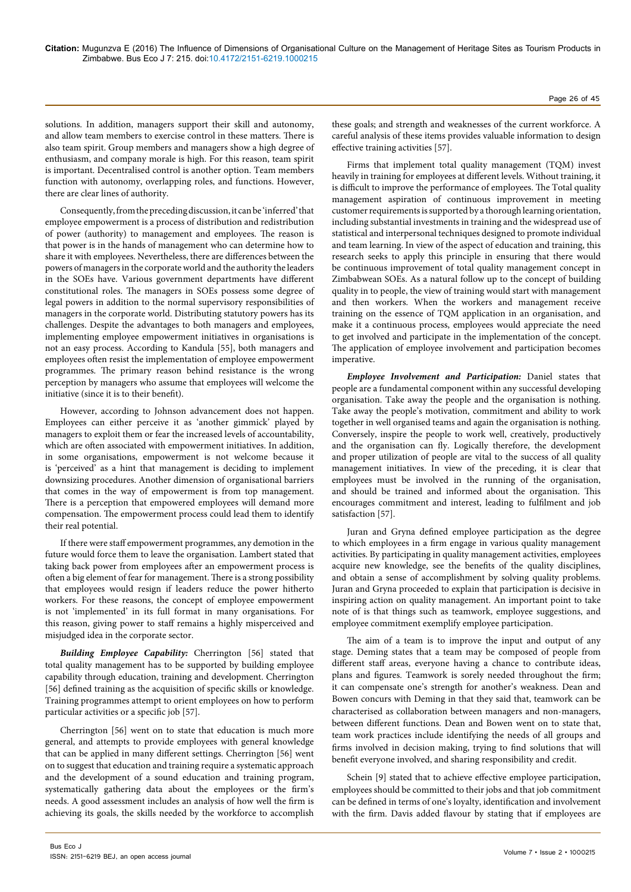solutions. In addition, managers support their skill and autonomy, and allow team members to exercise control in these matters. There is also team spirit. Group members and managers show a high degree of enthusiasm, and company morale is high. For this reason, team spirit is important. Decentralised control is another option. Team members function with autonomy, overlapping roles, and functions. However, there are clear lines of authority.

Consequently, from the preceding discussion, it can be 'inferred' that employee empowerment is a process of distribution and redistribution of power (authority) to management and employees. The reason is that power is in the hands of management who can determine how to share it with employees. Nevertheless, there are differences between the powers of managers in the corporate world and the authority the leaders in the SOEs have. Various government departments have different constitutional roles. The managers in SOEs possess some degree of legal powers in addition to the normal supervisory responsibilities of managers in the corporate world. Distributing statutory powers has its challenges. Despite the advantages to both managers and employees, implementing employee empowerment initiatives in organisations is not an easy process. According to Kandula [55], both managers and employees often resist the implementation of employee empowerment programmes. The primary reason behind resistance is the wrong perception by managers who assume that employees will welcome the initiative (since it is to their benefit).

However, according to Johnson advancement does not happen. Employees can either perceive it as 'another gimmick' played by managers to exploit them or fear the increased levels of accountability, which are often associated with empowerment initiatives. In addition, in some organisations, empowerment is not welcome because it is 'perceived' as a hint that management is deciding to implement downsizing procedures. Another dimension of organisational barriers that comes in the way of empowerment is from top management. There is a perception that empowered employees will demand more compensation. The empowerment process could lead them to identify their real potential.

If there were staff empowerment programmes, any demotion in the future would force them to leave the organisation. Lambert stated that taking back power from employees after an empowerment process is often a big element of fear for management. There is a strong possibility that employees would resign if leaders reduce the power hitherto workers. For these reasons, the concept of employee empowerment is not 'implemented' in its full format in many organisations. For this reason, giving power to staff remains a highly misperceived and misjudged idea in the corporate sector.

***Building Employee Capability:*** Cherrington [56] stated that total quality management has to be supported by building employee capability through education, training and development. Cherrington [56] defined training as the acquisition of specific skills or knowledge. Training programmes attempt to orient employees on how to perform particular activities or a specific job [57].

Cherrington [56] went on to state that education is much more general, and attempts to provide employees with general knowledge that can be applied in many different settings. Cherrington [56] went on to suggest that education and training require a systematic approach and the development of a sound education and training program, systematically gathering data about the employees or the firm's needs. A good assessment includes an analysis of how well the firm is achieving its goals, the skills needed by the workforce to accomplish these goals; and strength and weaknesses of the current workforce. A careful analysis of these items provides valuable information to design effective training activities [57].

Firms that implement total quality management (TQM) invest heavily in training for employees at different levels. Without training, it is difficult to improve the performance of employees. The Total quality management aspiration of continuous improvement in meeting customer requirements is supported by a thorough learning orientation, including substantial investments in training and the widespread use of statistical and interpersonal techniques designed to promote individual and team learning. In view of the aspect of education and training, this research seeks to apply this principle in ensuring that there would be continuous improvement of total quality management concept in Zimbabwean SOEs. As a natural follow up to the concept of building quality in to people, the view of training would start with management and then workers. When the workers and management receive training on the essence of TQM application in an organisation, and make it a continuous process, employees would appreciate the need to get involved and participate in the implementation of the concept. The application of employee involvement and participation becomes imperative.

***Employee Involvement and Participation:*** Daniel states that people are a fundamental component within any successful developing organisation. Take away the people and the organisation is nothing. Take away the people's motivation, commitment and ability to work together in well organised teams and again the organisation is nothing. Conversely, inspire the people to work well, creatively, productively and the organisation can fly. Logically therefore, the development and proper utilization of people are vital to the success of all quality management initiatives. In view of the preceding, it is clear that employees must be involved in the running of the organisation, and should be trained and informed about the organisation. This encourages commitment and interest, leading to fulfilment and job satisfaction [57].

Juran and Gryna defined employee participation as the degree to which employees in a firm engage in various quality management activities. By participating in quality management activities, employees acquire new knowledge, see the benefits of the quality disciplines, and obtain a sense of accomplishment by solving quality problems. Juran and Gryna proceeded to explain that participation is decisive in inspiring action on quality management. An important point to take note of is that things such as teamwork, employee suggestions, and employee commitment exemplify employee participation.

The aim of a team is to improve the input and output of any stage. Deming states that a team may be composed of people from different staff areas, everyone having a chance to contribute ideas, plans and figures. Teamwork is sorely needed throughout the firm; it can compensate one's strength for another's weakness. Dean and Bowen concurs with Deming in that they said that, teamwork can be characterised as collaboration between managers and non-managers, between different functions. Dean and Bowen went on to state that, team work practices include identifying the needs of all groups and firms involved in decision making, trying to find solutions that will benefit everyone involved, and sharing responsibility and credit.

Schein [9] stated that to achieve effective employee participation, employees should be committed to their jobs and that job commitment can be defined in terms of one's loyalty, identification and involvement with the firm. Davis added flavour by stating that if employees are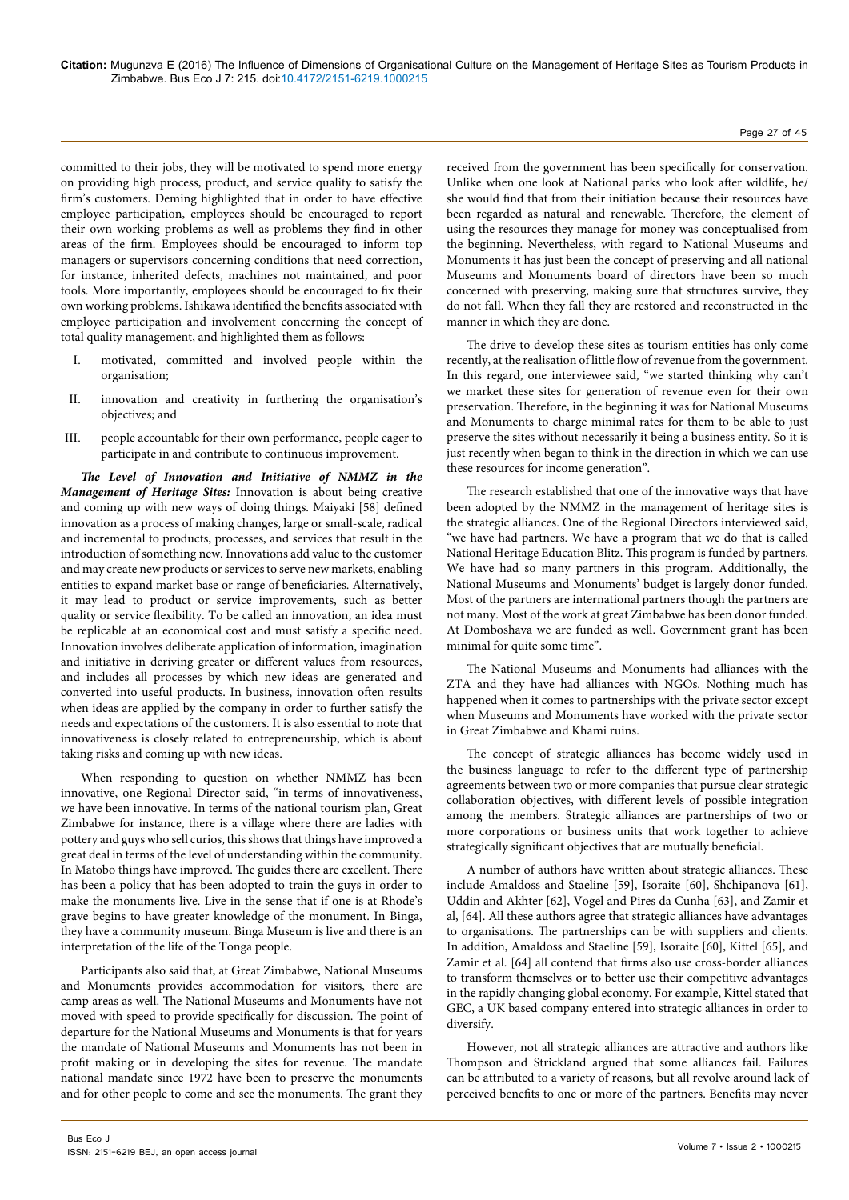committed to their jobs, they will be motivated to spend more energy on providing high process, product, and service quality to satisfy the firm's customers. Deming highlighted that in order to have effective employee participation, employees should be encouraged to report their own working problems as well as problems they find in other areas of the firm. Employees should be encouraged to inform top managers or supervisors concerning conditions that need correction, for instance, inherited defects, machines not maintained, and poor tools. More importantly, employees should be encouraged to fix their own working problems. Ishikawa identified the benefits associated with employee participation and involvement concerning the concept of total quality management, and highlighted them as follows:

I. motivated, committed and involved people within the organisation;

II. innovation and creativity in furthering the organisation's objectives; and

III. people accountable for their own performance, people eager to participate in and contribute to continuous improvement.

***The Level of Innovation and Initiative of NMMZ in the Management of Heritage Sites:*** Innovation is about being creative and coming up with new ways of doing things. Maiyaki [58] defined innovation as a process of making changes, large or small-scale, radical and incremental to products, processes, and services that result in the introduction of something new. Innovations add value to the customer and may create new products or services to serve new markets, enabling entities to expand market base or range of beneficiaries. Alternatively, it may lead to product or service improvements, such as better quality or service flexibility. To be called an innovation, an idea must be replicable at an economical cost and must satisfy a specific need. Innovation involves deliberate application of information, imagination and initiative in deriving greater or different values from resources, and includes all processes by which new ideas are generated and converted into useful products. In business, innovation often results when ideas are applied by the company in order to further satisfy the needs and expectations of the customers. It is also essential to note that innovativeness is closely related to entrepreneurship, which is about taking risks and coming up with new ideas.

When responding to question on whether NMMZ has been innovative, one Regional Director said, "in terms of innovativeness, we have been innovative. In terms of the national tourism plan, Great Zimbabwe for instance, there is a village where there are ladies with pottery and guys who sell curios, this shows that things have improved a great deal in terms of the level of understanding within the community. In Matobo things have improved. The guides there are excellent. There has been a policy that has been adopted to train the guys in order to make the monuments live. Live in the sense that if one is at Rhode's grave begins to have greater knowledge of the monument. In Binga, they have a community museum. Binga Museum is live and there is an interpretation of the life of the Tonga people.

Participants also said that, at Great Zimbabwe, National Museums and Monuments provides accommodation for visitors, there are camp areas as well. The National Museums and Monuments have not moved with speed to provide specifically for discussion. The point of departure for the National Museums and Monuments is that for years the mandate of National Museums and Monuments has not been in profit making or in developing the sites for revenue. The mandate national mandate since 1972 have been to preserve the monuments and for other people to come and see the monuments. The grant they received from the government has been specifically for conservation. Unlike when one look at National parks who look after wildlife, he/she would find that from their initiation because their resources have been regarded as natural and renewable. Therefore, the element of using the resources they manage for money was conceptualised from the beginning. Nevertheless, with regard to National Museums and Monuments it has just been the concept of preserving and all national Museums and Monuments board of directors have been so much concerned with preserving, making sure that structures survive, they do not fall. When they fall they are restored and reconstructed in the manner in which they are done.

The drive to develop these sites as tourism entities has only come recently, at the realisation of little flow of revenue from the government. In this regard, one interviewee said, "we started thinking why can't we market these sites for generation of revenue even for their own preservation. Therefore, in the beginning it was for National Museums and Monuments to charge minimal rates for them to be able to just preserve the sites without necessarily it being a business entity. So it is just recently when began to think in the direction in which we can use these resources for income generation".

The research established that one of the innovative ways that have been adopted by the NMMZ in the management of heritage sites is the strategic alliances. One of the Regional Directors interviewed said, "we have had partners. We have a program that we do that is called National Heritage Education Blitz. This program is funded by partners. We have had so many partners in this program. Additionally, the National Museums and Monuments' budget is largely donor funded. Most of the partners are international partners though the partners are not many. Most of the work at great Zimbabwe has been donor funded. At Domboshava we are funded as well. Government grant has been minimal for quite some time".

The National Museums and Monuments had alliances with the ZTA and they have had alliances with NGOs. Nothing much has happened when it comes to partnerships with the private sector except when Museums and Monuments have worked with the private sector in Great Zimbabwe and Khami ruins.

The concept of strategic alliances has become widely used in the business language to refer to the different type of partnership agreements between two or more companies that pursue clear strategic collaboration objectives, with different levels of possible integration among the members. Strategic alliances are partnerships of two or more corporations or business units that work together to achieve strategically significant objectives that are mutually beneficial.

A number of authors have written about strategic alliances. These include Amaldoss and Staeline [59], Isoraite [60], Shchipanova [61], Uddin and Akhter [62], Vogel and Pires da Cunha [63], and Zamir et al, [64]. All these authors agree that strategic alliances have advantages to organisations. The partnerships can be with suppliers and clients. In addition, Amaldoss and Staeline [59], Isoraite [60], Kittel [65], and Zamir et al. [64] all contend that firms also use cross-border alliances to transform themselves or to better use their competitive advantages in the rapidly changing global economy. For example, Kittel stated that GEC, a UK based company entered into strategic alliances in order to diversify.

However, not all strategic alliances are attractive and authors like Thompson and Strickland argued that some alliances fail. Failures can be attributed to a variety of reasons, but all revolve around lack of perceived benefits to one or more of the partners. Benefits may never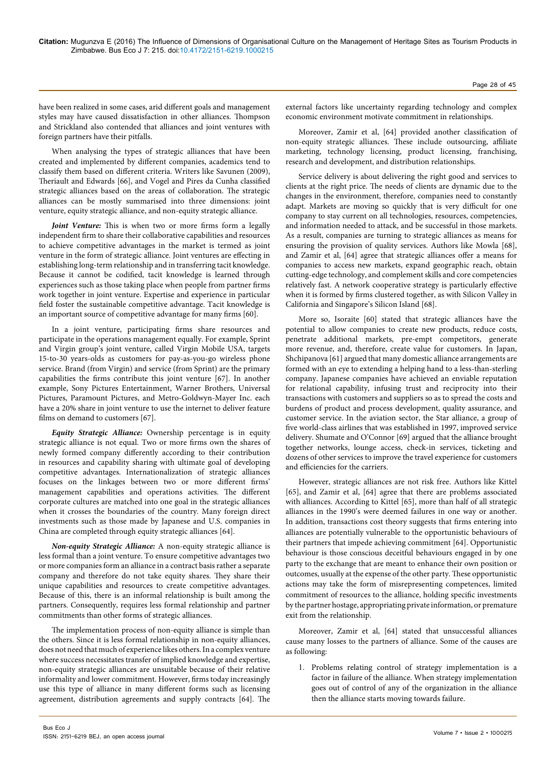have been realized in some cases, arid different goals and management styles may have caused dissatisfaction in other alliances. Thompson and Strickland also contended that alliances and joint ventures with foreign partners have their pitfalls.

When analysing the types of strategic alliances that have been created and implemented by different companies, academics tend to classify them based on different criteria. Writers like Savunen (2009), Theriault and Edwards [66], and Vogel and Pires da Cunha classified strategic alliances based on the areas of collaboration. The strategic alliances can be mostly summarised into three dimensions: joint venture, equity strategic alliance, and non-equity strategic alliance.

***Joint Venture:*** This is when two or more firms form a legally independent firm to share their collaborative capabilities and resources to achieve competitive advantages in the market is termed as joint venture in the form of strategic alliance. Joint ventures are effecting in establishing long-term relationship and in transferring tacit knowledge. Because it cannot be codified, tacit knowledge is learned through experiences such as those taking place when people from partner firms work together in joint venture. Expertise and experience in particular field foster the sustainable competitive advantage. Tacit knowledge is an important source of competitive advantage for many firms [60].

In a joint venture, participating firms share resources and participate in the operations management equally. For example, Sprint and Virgin group's joint venture, called Virgin Mobile USA, targets 15-to-30 years-olds as customers for pay-as-you-go wireless phone service. Brand (from Virgin) and service (from Sprint) are the primary capabilities the firms contribute this joint venture [67]. In another example, Sony Pictures Entertainment, Warner Brothers, Universal Pictures, Paramount Pictures, and Metro-Goldwyn-Mayer Inc. each have a 20% share in joint venture to use the internet to deliver feature films on demand to customers [67].

***Equity Strategic Alliance:*** Ownership percentage is in equity strategic alliance is not equal. Two or more firms own the shares of newly formed company differently according to their contribution in resources and capability sharing with ultimate goal of developing competitive advantages. Internationalization of strategic alliances focuses on the linkages between two or more different firms' management capabilities and operations activities. The different corporate cultures are matched into one goal in the strategic alliances when it crosses the boundaries of the country. Many foreign direct investments such as those made by Japanese and U.S. companies in China are completed through equity strategic alliances [64].

***Non-equity Strategic Alliance:*** A non-equity strategic alliance is less formal than a joint venture. To ensure competitive advantages two or more companies form an alliance in a contract basis rather a separate company and therefore do not take equity shares. They share their unique capabilities and resources to create competitive advantages. Because of this, there is an informal relationship is built among the partners. Consequently, requires less formal relationship and partner commitments than other forms of strategic alliances.

The implementation process of non-equity alliance is simple than the others. Since it is less formal relationship in non-equity alliances, does not need that much of experience likes others. In a complex venture where success necessitates transfer of implied knowledge and expertise, non-equity strategic alliances are unsuitable because of their relative informality and lower commitment. However, firms today increasingly use this type of alliance in many different forms such as licensing agreement, distribution agreements and supply contracts [64]. The external factors like uncertainty regarding technology and complex economic environment motivate commitment in relationships.

Moreover, Zamir et al, [64] provided another classification of non-equity strategic alliances. These include outsourcing, affiliate marketing, technology licensing, product licensing, franchising, research and development, and distribution relationships.

Service delivery is about delivering the right good and services to clients at the right price. The needs of clients are dynamic due to the changes in the environment, therefore, companies need to constantly adapt. Markets are moving so quickly that is very difficult for one company to stay current on all technologies, resources, competencies, and information needed to attack, and be successful in those markets. As a result, companies are turning to strategic alliances as means for ensuring the provision of quality services. Authors like Mowla [68], and Zamir et al, [64] agree that strategic alliances offer a means for companies to access new markets, expand geographic reach, obtain cutting-edge technology, and complement skills and core competencies relatively fast. A network cooperative strategy is particularly effective when it is formed by firms clustered together, as with Silicon Valley in California and Singapore's Silicon Island [68].

More so, Isoraite [60] stated that strategic alliances have the potential to allow companies to create new products, reduce costs, penetrate additional markets, pre-empt competitors, generate more revenue, and, therefore, create value for customers. In Japan, Shchipanova [61] argued that many domestic alliance arrangements are formed with an eye to extending a helping hand to a less-than-sterling company. Japanese companies have achieved an enviable reputation for relational capability, infusing trust and reciprocity into their transactions with customers and suppliers so as to spread the costs and burdens of product and process development, quality assurance, and customer service. In the aviation sector, the Star alliance, a group of five world-class airlines that was established in 1997, improved service delivery. Shumate and O'Connor [69] argued that the alliance brought together networks, lounge access, check-in services, ticketing and dozens of other services to improve the travel experience for customers and efficiencies for the carriers.

However, strategic alliances are not risk free. Authors like Kittel [65], and Zamir et al, [64] agree that there are problems associated with alliances. According to Kittel [65], more than half of all strategic alliances in the 1990's were deemed failures in one way or another. In addition, transactions cost theory suggests that firms entering into alliances are potentially vulnerable to the opportunistic behaviours of their partners that impede achieving commitment [64]. Opportunistic behaviour is those conscious deceitful behaviours engaged in by one party to the exchange that are meant to enhance their own position or outcomes, usually at the expense of the other party. These opportunistic actions may take the form of misrepresenting competences, limited commitment of resources to the alliance, holding specific investments by the partner hostage, appropriating private information, or premature exit from the relationship.

Moreover, Zamir et al, [64] stated that unsuccessful alliances cause many losses to the partners of alliance. Some of the causes are as following:

1. Problems relating control of strategy implementation is a factor in failure of the alliance. When strategy implementation goes out of control of any of the organization in the alliance then the alliance starts moving towards failure.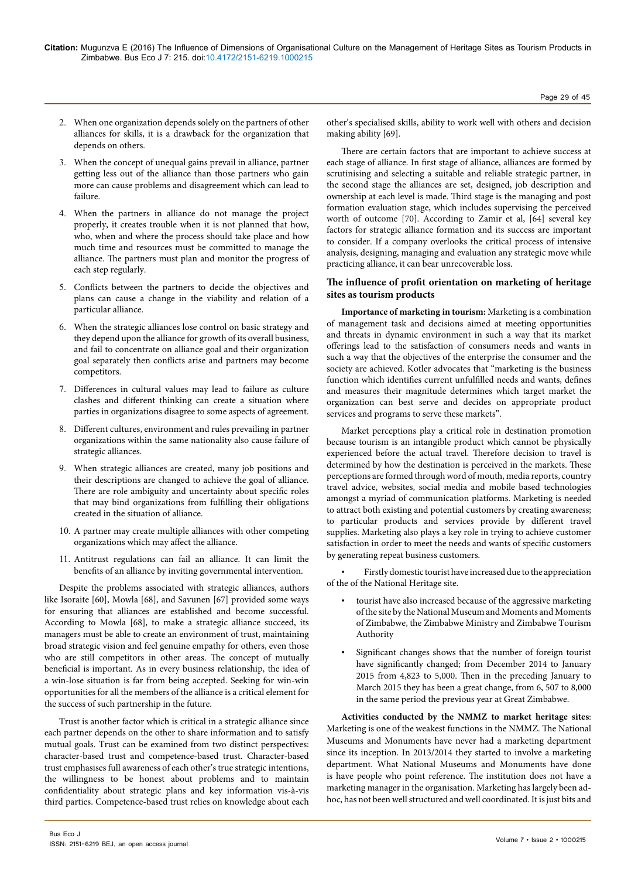2. When one organization depends solely on the partners of other alliances for skills, it is a drawback for the organization that depends on others.

3. When the concept of unequal gains prevail in alliance, partner getting less out of the alliance than those partners who gain more can cause problems and disagreement which can lead to failure.

4. When the partners in alliance do not manage the project properly, it creates trouble when it is not planned that how, who, when and where the process should take place and how much time and resources must be committed to manage the alliance. The partners must plan and monitor the progress of each step regularly.

5. Conflicts between the partners to decide the objectives and plans can cause a change in the viability and relation of a particular alliance.

6. When the strategic alliances lose control on basic strategy and they depend upon the alliance for growth of its overall business, and fail to concentrate on alliance goal and their organization goal separately then conflicts arise and partners may become competitors.

7. Differences in cultural values may lead to failure as culture clashes and different thinking can create a situation where parties in organizations disagree to some aspects of agreement.

8. Different cultures, environment and rules prevailing in partner organizations within the same nationality also cause failure of strategic alliances.

9. When strategic alliances are created, many job positions and their descriptions are changed to achieve the goal of alliance. There are role ambiguity and uncertainty about specific roles that may bind organizations from fulfilling their obligations created in the situation of alliance.

10. A partner may create multiple alliances with other competing organizations which may affect the alliance.

11. Antitrust regulations can fail an alliance. It can limit the benefits of an alliance by inviting governmental intervention.

Despite the problems associated with strategic alliances, authors like Isoraite [60], Mowla [68], and Savunen [67] provided some ways for ensuring that alliances are established and become successful. According to Mowla [68], to make a strategic alliance succeed, its managers must be able to create an environment of trust, maintaining broad strategic vision and feel genuine empathy for others, even those who are still competitors in other areas. The concept of mutually beneficial is important. As in every business relationship, the idea of a win-lose situation is far from being accepted. Seeking for win-win opportunities for all the members of the alliance is a critical element for the success of such partnership in the future.

Trust is another factor which is critical in a strategic alliance since each partner depends on the other to share information and to satisfy mutual goals. Trust can be examined from two distinct perspectives: character-based trust and competence-based trust. Character-based trust emphasises full awareness of each other's true strategic intentions, the willingness to be honest about problems and to maintain confidentiality about strategic plans and key information vis-à-vis third parties. Competence-based trust relies on knowledge about each other's specialised skills, ability to work well with others and decision making ability [69].

There are certain factors that are important to achieve success at each stage of alliance. In first stage of alliance, alliances are formed by scrutinising and selecting a suitable and reliable strategic partner, in the second stage the alliances are set, designed, job description and ownership at each level is made. Third stage is the managing and post formation evaluation stage, which includes supervising the perceived worth of outcome [70]. According to Zamir et al, [64] several key factors for strategic alliance formation and its success are important to consider. If a company overlooks the critical process of intensive analysis, designing, managing and evaluation any strategic move while practicing alliance, it can bear unrecoverable loss.

### The influence of profit orientation on marketing of heritage sites as tourism products

**Importance of marketing in tourism:** Marketing is a combination of management task and decisions aimed at meeting opportunities and threats in dynamic environment in such a way that its market offerings lead to the satisfaction of consumers needs and wants in such a way that the objectives of the enterprise the consumer and the society are achieved. Kotler advocates that "marketing is the business function which identifies current unfulfilled needs and wants, defines and measures their magnitude determines which target market the organization can best serve and decides on appropriate product services and programs to serve these markets".

Market perceptions play a critical role in destination promotion because tourism is an intangible product which cannot be physically experienced before the actual travel. Therefore decision to travel is determined by how the destination is perceived in the markets. These perceptions are formed through word of mouth, media reports, country travel advice, websites, social media and mobile based technologies amongst a myriad of communication platforms. Marketing is needed to attract both existing and potential customers by creating awareness; to particular products and services provide by different travel supplies. Marketing also plays a key role in trying to achieve customer satisfaction in order to meet the needs and wants of specific customers by generating repeat business customers.

- Firstly domestic tourist have increased due to the appreciation of the of the National Heritage site.
- tourist have also increased because of the aggressive marketing of the site by the National Museum and Moments and Moments of Zimbabwe, the Zimbabwe Ministry and Zimbabwe Tourism Authority
- Significant changes shows that the number of foreign tourist have significantly changed; from December 2014 to January 2015 from 4,823 to 5,000. Then in the preceding January to March 2015 they has been a great change, from 6, 507 to 8,000 in the same period the previous year at Great Zimbabwe.

**Activities conducted by the NMMZ to market heritage sites**: Marketing is one of the weakest functions in the NMMZ. The National Museums and Monuments have never had a marketing department since its inception. In 2013/2014 they started to involve a marketing department. What National Museums and Monuments have done is have people who point reference. The institution does not have a marketing manager in the organisation. Marketing has largely been ad-hoc, has not been well structured and well coordinated. It is just bits and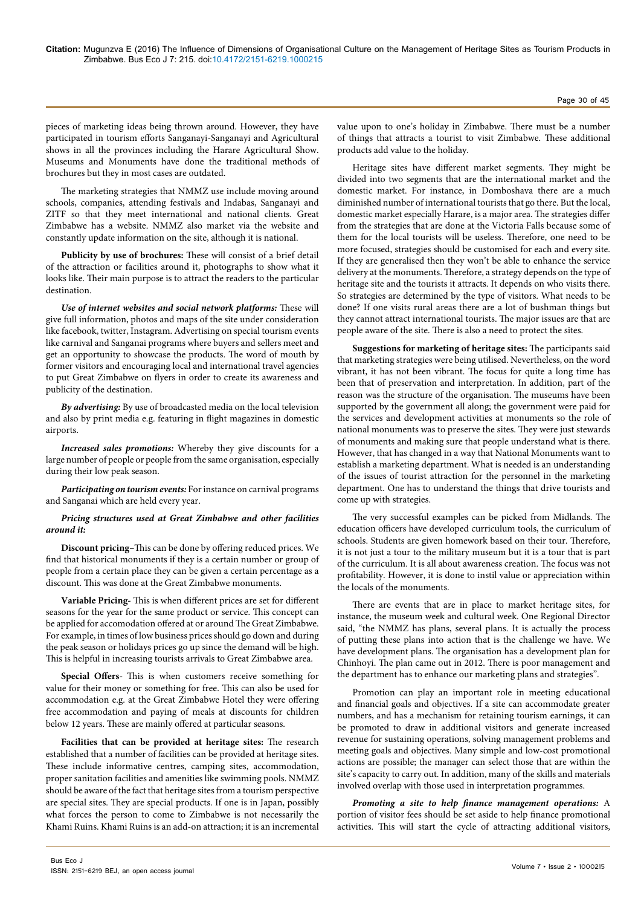pieces of marketing ideas being thrown around. However, they have participated in tourism efforts Sanganayi-Sanganayi and Agricultural shows in all the provinces including the Harare Agricultural Show. Museums and Monuments have done the traditional methods of brochures but they in most cases are outdated.

The marketing strategies that NMMZ use include moving around schools, companies, attending festivals and Indabas, Sanganayi and ZITF so that they meet international and national clients. Great Zimbabwe has a website. NMMZ also market via the website and constantly update information on the site, although it is national.

**Publicity by use of brochures:** These will consist of a brief detail of the attraction or facilities around it, photographs to show what it looks like. Their main purpose is to attract the readers to the particular destination.

***Use of internet websites and social network platforms:*** These will give full information, photos and maps of the site under consideration like facebook, twitter, Instagram. Advertising on special tourism events like carnival and Sanganai programs where buyers and sellers meet and get an opportunity to showcase the products. The word of mouth by former visitors and encouraging local and international travel agencies to put Great Zimbabwe on flyers in order to create its awareness and publicity of the destination.

***By advertising:*** By use of broadcasted media on the local television and also by print media e.g. featuring in flight magazines in domestic airports.

***Increased sales promotions:*** Whereby they give discounts for a large number of people or people from the same organisation, especially during their low peak season.

***Participating on tourism events:*** For instance on carnival programs and Sanganai which are held every year.

***Pricing structures used at Great Zimbabwe and other facilities around it:***

**Discount pricing**–This can be done by offering reduced prices. We find that historical monuments if they is a certain number or group of people from a certain place they can be given a certain percentage as a discount. This was done at the Great Zimbabwe monuments.

**Variable Pricing**- This is when different prices are set for different seasons for the year for the same product or service. This concept can be applied for accomodation offered at or around The Great Zimbabwe. For example, in times of low business prices should go down and during the peak season or holidays prices go up since the demand will be high. This is helpful in increasing tourists arrivals to Great Zimbabwe area.

**Special Offers**- This is when customers receive something for value for their money or something for free. This can also be used for accommodation e.g. at the Great Zimbabwe Hotel they were offering free accommodation and paying of meals at discounts for children below 12 years. These are mainly offered at particular seasons.

**Facilities that can be provided at heritage sites:** The research established that a number of facilities can be provided at heritage sites. These include informative centres, camping sites, accommodation, proper sanitation facilities and amenities like swimming pools. NMMZ should be aware of the fact that heritage sites from a tourism perspective are special sites. They are special products. If one is in Japan, possibly what forces the person to come to Zimbabwe is not necessarily the Khami Ruins. Khami Ruins is an add-on attraction; it is an incremental value upon to one's holiday in Zimbabwe. There must be a number of things that attracts a tourist to visit Zimbabwe. These additional products add value to the holiday.

Heritage sites have different market segments. They might be divided into two segments that are the international market and the domestic market. For instance, in Domboshava there are a much diminished number of international tourists that go there. But the local, domestic market especially Harare, is a major area. The strategies differ from the strategies that are done at the Victoria Falls because some of them for the local tourists will be useless. Therefore, one need to be more focused, strategies should be customised for each and every site. If they are generalised then they won't be able to enhance the service delivery at the monuments. Therefore, a strategy depends on the type of heritage site and the tourists it attracts. It depends on who visits there. So strategies are determined by the type of visitors. What needs to be done? If one visits rural areas there are a lot of bushman things but they cannot attract international tourists. The major issues are that are people aware of the site. There is also a need to protect the sites.

**Suggestions for marketing of heritage sites:** The participants said that marketing strategies were being utilised. Nevertheless, on the word vibrant, it has not been vibrant. The focus for quite a long time has been that of preservation and interpretation. In addition, part of the reason was the structure of the organisation. The museums have been supported by the government all along; the government were paid for the services and development activities at monuments so the role of national monuments was to preserve the sites. They were just stewards of monuments and making sure that people understand what is there. However, that has changed in a way that National Monuments want to establish a marketing department. What is needed is an understanding of the issues of tourist attraction for the personnel in the marketing department. One has to understand the things that drive tourists and come up with strategies.

The very successful examples can be picked from Midlands. The education officers have developed curriculum tools, the curriculum of schools. Students are given homework based on their tour. Therefore, it is not just a tour to the military museum but it is a tour that is part of the curriculum. It is all about awareness creation. The focus was not profitability. However, it is done to instil value or appreciation within the locals of the monuments.

There are events that are in place to market heritage sites, for instance, the museum week and cultural week. One Regional Director said, "the NMMZ has plans, several plans. It is actually the process of putting these plans into action that is the challenge we have. We have development plans. The organisation has a development plan for Chinhoyi. The plan came out in 2012. There is poor management and the department has to enhance our marketing plans and strategies".

Promotion can play an important role in meeting educational and financial goals and objectives. If a site can accommodate greater numbers, and has a mechanism for retaining tourism earnings, it can be promoted to draw in additional visitors and generate increased revenue for sustaining operations, solving management problems and meeting goals and objectives. Many simple and low-cost promotional actions are possible; the manager can select those that are within the site's capacity to carry out. In addition, many of the skills and materials involved overlap with those used in interpretation programmes.

***Promoting a site to help finance management operations:*** A portion of visitor fees should be set aside to help finance promotional activities. This will start the cycle of attracting additional visitors,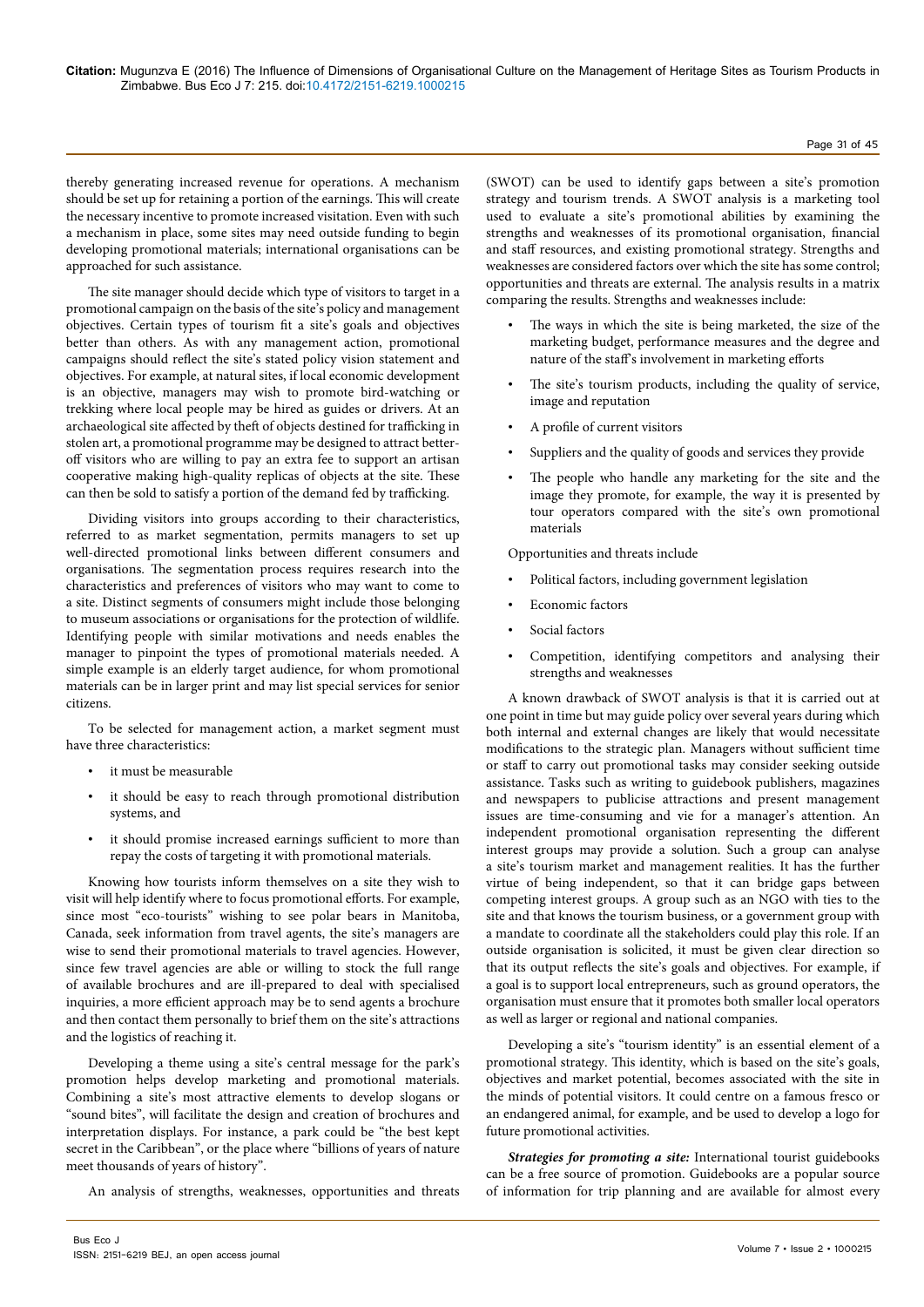thereby generating increased revenue for operations. A mechanism should be set up for retaining a portion of the earnings. This will create the necessary incentive to promote increased visitation. Even with such a mechanism in place, some sites may need outside funding to begin developing promotional materials; international organisations can be approached for such assistance.

The site manager should decide which type of visitors to target in a promotional campaign on the basis of the site's policy and management objectives. Certain types of tourism fit a site's goals and objectives better than others. As with any management action, promotional campaigns should reflect the site's stated policy vision statement and objectives. For example, at natural sites, if local economic development is an objective, managers may wish to promote bird-watching or trekking where local people may be hired as guides or drivers. At an archaeological site affected by theft of objects destined for trafficking in stolen art, a promotional programme may be designed to attract better-off visitors who are willing to pay an extra fee to support an artisan cooperative making high-quality replicas of objects at the site. These can then be sold to satisfy a portion of the demand fed by trafficking.

Dividing visitors into groups according to their characteristics, referred to as market segmentation, permits managers to set up well-directed promotional links between different consumers and organisations. The segmentation process requires research into the characteristics and preferences of visitors who may want to come to a site. Distinct segments of consumers might include those belonging to museum associations or organisations for the protection of wildlife. Identifying people with similar motivations and needs enables the manager to pinpoint the types of promotional materials needed. A simple example is an elderly target audience, for whom promotional materials can be in larger print and may list special services for senior citizens.

To be selected for management action, a market segment must have three characteristics:

- it must be measurable
- it should be easy to reach through promotional distribution systems, and
- it should promise increased earnings sufficient to more than repay the costs of targeting it with promotional materials.

Knowing how tourists inform themselves on a site they wish to visit will help identify where to focus promotional efforts. For example, since most "eco-tourists" wishing to see polar bears in Manitoba, Canada, seek information from travel agents, the site's managers are wise to send their promotional materials to travel agencies. However, since few travel agencies are able or willing to stock the full range of available brochures and are ill-prepared to deal with specialised inquiries, a more efficient approach may be to send agents a brochure and then contact them personally to brief them on the site's attractions and the logistics of reaching it.

Developing a theme using a site's central message for the park's promotion helps develop marketing and promotional materials. Combining a site's most attractive elements to develop slogans or "sound bites", will facilitate the design and creation of brochures and interpretation displays. For instance, a park could be "the best kept secret in the Caribbean", or the place where "billions of years of nature meet thousands of years of history".

An analysis of strengths, weaknesses, opportunities and threats (SWOT) can be used to identify gaps between a site's promotion strategy and tourism trends. A SWOT analysis is a marketing tool used to evaluate a site's promotional abilities by examining the strengths and weaknesses of its promotional organisation, financial and staff resources, and existing promotional strategy. Strengths and weaknesses are considered factors over which the site has some control; opportunities and threats are external. The analysis results in a matrix comparing the results. Strengths and weaknesses include:

- The ways in which the site is being marketed, the size of the marketing budget, performance measures and the degree and nature of the staff's involvement in marketing efforts
- The site's tourism products, including the quality of service, image and reputation
- A profile of current visitors
- Suppliers and the quality of goods and services they provide
- The people who handle any marketing for the site and the image they promote, for example, the way it is presented by tour operators compared with the site's own promotional materials

Opportunities and threats include

- Political factors, including government legislation
- Economic factors
- Social factors
- Competition, identifying competitors and analysing their strengths and weaknesses

A known drawback of SWOT analysis is that it is carried out at one point in time but may guide policy over several years during which both internal and external changes are likely that would necessitate modifications to the strategic plan. Managers without sufficient time or staff to carry out promotional tasks may consider seeking outside assistance. Tasks such as writing to guidebook publishers, magazines and newspapers to publicise attractions and present management issues are time-consuming and vie for a manager's attention. An independent promotional organisation representing the different interest groups may provide a solution. Such a group can analyse a site's tourism market and management realities. It has the further virtue of being independent, so that it can bridge gaps between competing interest groups. A group such as an NGO with ties to the site and that knows the tourism business, or a government group with a mandate to coordinate all the stakeholders could play this role. If an outside organisation is solicited, it must be given clear direction so that its output reflects the site's goals and objectives. For example, if a goal is to support local entrepreneurs, such as ground operators, the organisation must ensure that it promotes both smaller local operators as well as larger or regional and national companies.

Developing a site's "tourism identity" is an essential element of a promotional strategy. This identity, which is based on the site's goals, objectives and market potential, becomes associated with the site in the minds of potential visitors. It could centre on a famous fresco or an endangered animal, for example, and be used to develop a logo for future promotional activities.

***Strategies for promoting a site:*** International tourist guidebooks can be a free source of promotion. Guidebooks are a popular source of information for trip planning and are available for almost every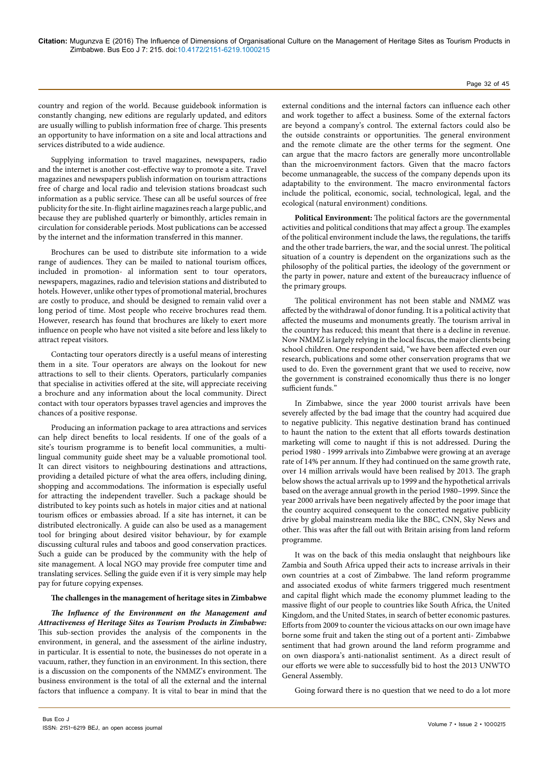country and region of the world. Because guidebook information is constantly changing, new editions are regularly updated, and editors are usually willing to publish information free of charge. This presents an opportunity to have information on a site and local attractions and services distributed to a wide audience.

Supplying information to travel magazines, newspapers, radio and the internet is another cost-effective way to promote a site. Travel magazines and newspapers publish information on tourism attractions free of charge and local radio and television stations broadcast such information as a public service. These can all be useful sources of free publicity for the site. In-flight airline magazines reach a large public, and because they are published quarterly or bimonthly, articles remain in circulation for considerable periods. Most publications can be accessed by the internet and the information transferred in this manner.

Brochures can be used to distribute site information to a wide range of audiences. They can be mailed to national tourism offices, included in promotion- al information sent to tour operators, newspapers, magazines, radio and television stations and distributed to hotels. However, unlike other types of promotional material, brochures are costly to produce, and should be designed to remain valid over a long period of time. Most people who receive brochures read them. However, research has found that brochures are likely to exert more influence on people who have not visited a site before and less likely to attract repeat visitors.

Contacting tour operators directly is a useful means of interesting them in a site. Tour operators are always on the lookout for new attractions to sell to their clients. Operators, particularly companies that specialise in activities offered at the site, will appreciate receiving a brochure and any information about the local community. Direct contact with tour operators bypasses travel agencies and improves the chances of a positive response.

Producing an information package to area attractions and services can help direct benefits to local residents. If one of the goals of a site's tourism programme is to benefit local communities, a multi-lingual community guide sheet may be a valuable promotional tool. It can direct visitors to neighbouring destinations and attractions, providing a detailed picture of what the area offers, including dining, shopping and accommodations. The information is especially useful for attracting the independent traveller. Such a package should be distributed to key points such as hotels in major cities and at national tourism offices or embassies abroad. If a site has internet, it can be distributed electronically. A guide can also be used as a management tool for bringing about desired visitor behaviour, by for example discussing cultural rules and taboos and good conservation practices. Such a guide can be produced by the community with the help of site management. A local NGO may provide free computer time and translating services. Selling the guide even if it is very simple may help pay for future copying expenses.

**The challenges in the management of heritage sites in Zimbabwe**

***The Influence of the Environment on the Management and Attractiveness of Heritage Sites as Tourism Products in Zimbabwe:*** This sub-section provides the analysis of the components in the environment, in general, and the assessment of the airline industry, in particular. It is essential to note, the businesses do not operate in a vacuum, rather, they function in an environment. In this section, there is a discussion on the components of the NMMZ's environment. The business environment is the total of all the external and the internal factors that influence a company. It is vital to bear in mind that the external conditions and the internal factors can influence each other and work together to affect a business. Some of the external factors are beyond a company's control. The external factors could also be the outside constraints or opportunities. The general environment and the remote climate are the other terms for the segment. One can argue that the macro factors are generally more uncontrollable than the microenvironment factors. Given that the macro factors become unmanageable, the success of the company depends upon its adaptability to the environment. The macro environmental factors include the political, economic, social, technological, legal, and the ecological (natural environment) conditions.

**Political Environment:** The political factors are the governmental activities and political conditions that may affect a group. The examples of the political environment include the laws, the regulations, the tariffs and the other trade barriers, the war, and the social unrest. The political situation of a country is dependent on the organizations such as the philosophy of the political parties, the ideology of the government or the party in power, nature and extent of the bureaucracy influence of the primary groups.

The political environment has not been stable and NMMZ was affected by the withdrawal of donor funding. It is a political activity that affected the museums and monuments greatly. The tourism arrival in the country has reduced; this meant that there is a decline in revenue. Now NMMZ is largely relying in the local fiscus, the major clients being school children. One respondent said, "we have been affected even our research, publications and some other conservation programs that we used to do. Even the government grant that we used to receive, now the government is constrained economically thus there is no longer sufficient funds."

In Zimbabwe, since the year 2000 tourist arrivals have been severely affected by the bad image that the country had acquired due to negative publicity. This negative destination brand has continued to haunt the nation to the extent that all efforts towards destination marketing will come to naught if this is not addressed. During the period 1980 - 1999 arrivals into Zimbabwe were growing at an average rate of 14% per annum. If they had continued on the same growth rate, over 14 million arrivals would have been realised by 2013. The graph below shows the actual arrivals up to 1999 and the hypothetical arrivals based on the average annual growth in the period 1980–1999. Since the year 2000 arrivals have been negatively affected by the poor image that the country acquired consequent to the concerted negative publicity drive by global mainstream media like the BBC, CNN, Sky News and other. This was after the fall out with Britain arising from land reform programme.

It was on the back of this media onslaught that neighbours like Zambia and South Africa upped their acts to increase arrivals in their own countries at a cost of Zimbabwe. The land reform programme and associated exodus of white farmers triggered much resentment and capital flight which made the economy plummet leading to the massive flight of our people to countries like South Africa, the United Kingdom, and the United States, in search of better economic pastures. Efforts from 2009 to counter the vicious attacks on our own image have borne some fruit and taken the sting out of a portent anti- Zimbabwe sentiment that had grown around the land reform programme and on own diaspora's anti-nationalist sentiment. As a direct result of our efforts we were able to successfully bid to host the 2013 UNWTO General Assembly.

Going forward there is no question that we need to do a lot more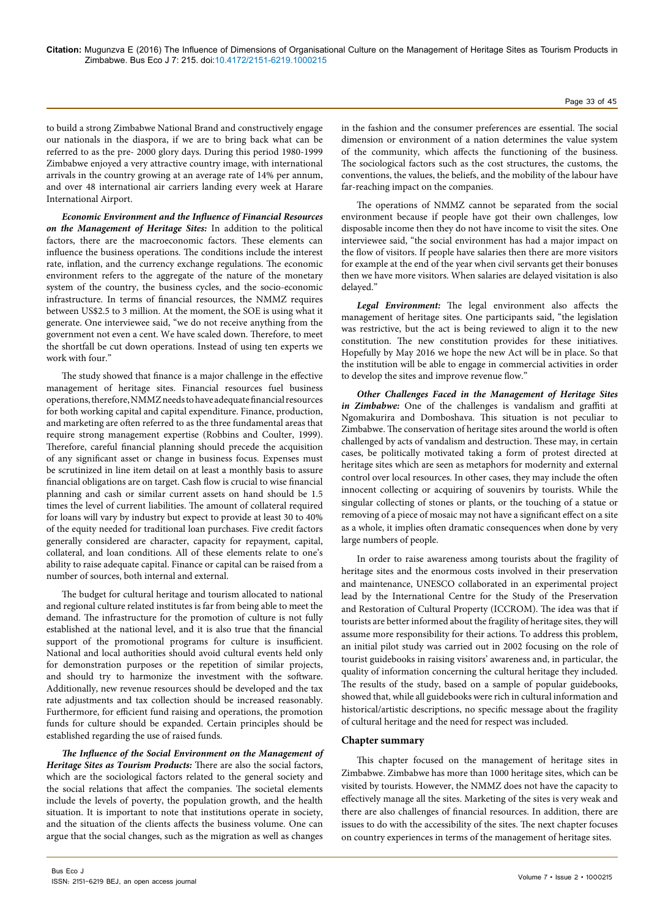to build a strong Zimbabwe National Brand and constructively engage our nationals in the diaspora, if we are to bring back what can be referred to as the pre- 2000 glory days. During this period 1980-1999 Zimbabwe enjoyed a very attractive country image, with international arrivals in the country growing at an average rate of 14% per annum, and over 48 international air carriers landing every week at Harare International Airport.

***Economic Environment and the Influence of Financial Resources on the Management of Heritage Sites:*** In addition to the political factors, there are the macroeconomic factors. These elements can influence the business operations. The conditions include the interest rate, inflation, and the currency exchange regulations. The economic environment refers to the aggregate of the nature of the monetary system of the country, the business cycles, and the socio-economic infrastructure. In terms of financial resources, the NMMZ requires between US$2.5 to 3 million. At the moment, the SOE is using what it generate. One interviewee said, "we do not receive anything from the government not even a cent. We have scaled down. Therefore, to meet the shortfall be cut down operations. Instead of using ten experts we work with four."

The study showed that finance is a major challenge in the effective management of heritage sites. Financial resources fuel business operations, therefore, NMMZ needs to have adequate financial resources for both working capital and capital expenditure. Finance, production, and marketing are often referred to as the three fundamental areas that require strong management expertise (Robbins and Coulter, 1999). Therefore, careful financial planning should precede the acquisition of any significant asset or change in business focus. Expenses must be scrutinized in line item detail on at least a monthly basis to assure financial obligations are on target. Cash flow is crucial to wise financial planning and cash or similar current assets on hand should be 1.5 times the level of current liabilities. The amount of collateral required for loans will vary by industry but expect to provide at least 30 to 40% of the equity needed for traditional loan purchases. Five credit factors generally considered are character, capacity for repayment, capital, collateral, and loan conditions. All of these elements relate to one's ability to raise adequate capital. Finance or capital can be raised from a number of sources, both internal and external.

The budget for cultural heritage and tourism allocated to national and regional culture related institutes is far from being able to meet the demand. The infrastructure for the promotion of culture is not fully established at the national level, and it is also true that the financial support of the promotional programs for culture is insufficient. National and local authorities should avoid cultural events held only for demonstration purposes or the repetition of similar projects, and should try to harmonize the investment with the software. Additionally, new revenue resources should be developed and the tax rate adjustments and tax collection should be increased reasonably. Furthermore, for efficient fund raising and operations, the promotion funds for culture should be expanded. Certain principles should be established regarding the use of raised funds.

***The Influence of the Social Environment on the Management of Heritage Sites as Tourism Products:*** There are also the social factors, which are the sociological factors related to the general society and the social relations that affect the companies. The societal elements include the levels of poverty, the population growth, and the health situation. It is important to note that institutions operate in society, and the situation of the clients affects the business volume. One can argue that the social changes, such as the migration as well as changes in the fashion and the consumer preferences are essential. The social dimension or environment of a nation determines the value system of the community, which affects the functioning of the business. The sociological factors such as the cost structures, the customs, the conventions, the values, the beliefs, and the mobility of the labour have far-reaching impact on the companies.

The operations of NMMZ cannot be separated from the social environment because if people have got their own challenges, low disposable income then they do not have income to visit the sites. One interviewee said, "the social environment has had a major impact on the flow of visitors. If people have salaries then there are more visitors for example at the end of the year when civil servants get their bonuses then we have more visitors. When salaries are delayed visitation is also delayed."

***Legal Environment:*** The legal environment also affects the management of heritage sites. One participants said, "the legislation was restrictive, but the act is being reviewed to align it to the new constitution. The new constitution provides for these initiatives. Hopefully by May 2016 we hope the new Act will be in place. So that the institution will be able to engage in commercial activities in order to develop the sites and improve revenue flow."

***Other Challenges Faced in the Management of Heritage Sites in Zimbabwe:*** One of the challenges is vandalism and graffiti at Ngomakurira and Domboshava. This situation is not peculiar to Zimbabwe. The conservation of heritage sites around the world is often challenged by acts of vandalism and destruction. These may, in certain cases, be politically motivated taking a form of protest directed at heritage sites which are seen as metaphors for modernity and external control over local resources. In other cases, they may include the often innocent collecting or acquiring of souvenirs by tourists. While the singular collecting of stones or plants, or the touching of a statue or removing of a piece of mosaic may not have a significant effect on a site as a whole, it implies often dramatic consequences when done by very large numbers of people.

In order to raise awareness among tourists about the fragility of heritage sites and the enormous costs involved in their preservation and maintenance, UNESCO collaborated in an experimental project lead by the International Centre for the Study of the Preservation and Restoration of Cultural Property (ICCROM). The idea was that if tourists are better informed about the fragility of heritage sites, they will assume more responsibility for their actions. To address this problem, an initial pilot study was carried out in 2002 focusing on the role of tourist guidebooks in raising visitors' awareness and, in particular, the quality of information concerning the cultural heritage they included. The results of the study, based on a sample of popular guidebooks, showed that, while all guidebooks were rich in cultural information and historical/artistic descriptions, no specific message about the fragility of cultural heritage and the need for respect was included.

## Chapter summary

This chapter focused on the management of heritage sites in Zimbabwe. Zimbabwe has more than 1000 heritage sites, which can be visited by tourists. However, the NMMZ does not have the capacity to effectively manage all the sites. Marketing of the sites is very weak and there are also challenges of financial resources. In addition, there are issues to do with the accessibility of the sites. The next chapter focuses on country experiences in terms of the management of heritage sites.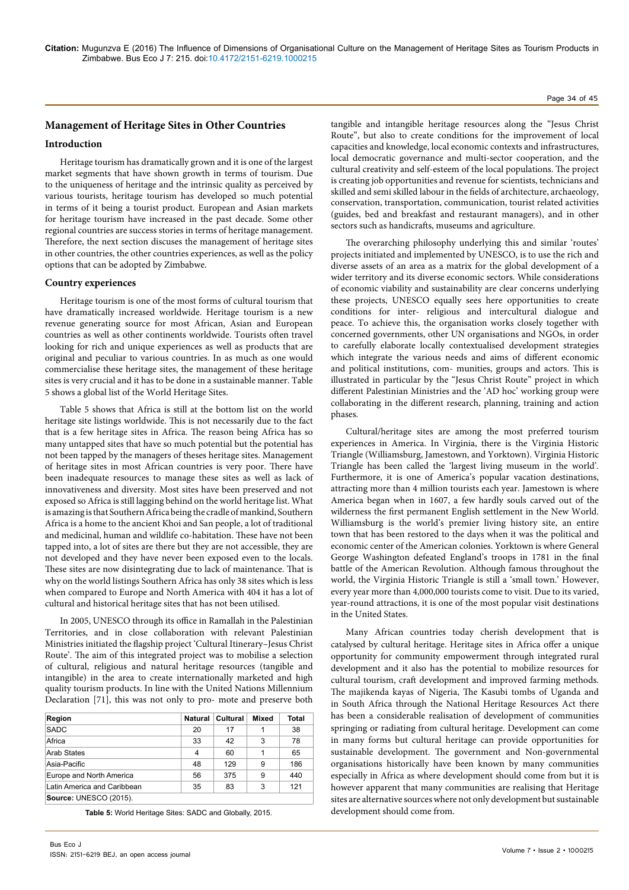## Management of Heritage Sites in Other Countries

### Introduction

Heritage tourism has dramatically grown and it is one of the largest market segments that have shown growth in terms of tourism. Due to the uniqueness of heritage and the intrinsic quality as perceived by various tourists, heritage tourism has developed so much potential in terms of it being a tourist product. European and Asian markets for heritage tourism have increased in the past decade. Some other regional countries are success stories in terms of heritage management. Therefore, the next section discuses the management of heritage sites in other countries, the other countries experiences, as well as the policy options that can be adopted by Zimbabwe.

### Country experiences

Heritage tourism is one of the most forms of cultural tourism that have dramatically increased worldwide. Heritage tourism is a new revenue generating source for most African, Asian and European countries as well as other continents worldwide. Tourists often travel looking for rich and unique experiences as well as products that are original and peculiar to various countries. In as much as one would commercialise these heritage sites, the management of these heritage sites is very crucial and it has to be done in a sustainable manner. Table 5 shows a global list of the World Heritage Sites.

Table 5 shows that Africa is still at the bottom list on the world heritage site listings worldwide. This is not necessarily due to the fact that is a few heritage sites in Africa. The reason being Africa has so many untapped sites that have so much potential but the potential has not been tapped by the managers of theses heritage sites. Management of heritage sites in most African countries is very poor. There have been inadequate resources to manage these sites as well as lack of innovativeness and diversity. Most sites have been preserved and not exposed so Africa is still lagging behind on the world heritage list. What is amazing is that Southern Africa being the cradle of mankind, Southern Africa is a home to the ancient Khoi and San people, a lot of traditional and medicinal, human and wildlife co-habitation. These have not been tapped into, a lot of sites are there but they are not accessible, they are not developed and they have never been exposed even to the locals. These sites are now disintegrating due to lack of maintenance. That is why on the world listings Southern Africa has only 38 sites which is less when compared to Europe and North America with 404 it has a lot of cultural and historical heritage sites that has not been utilised.

In 2005, UNESCO through its office in Ramallah in the Palestinian Territories, and in close collaboration with relevant Palestinian Ministries initiated the flagship project 'Cultural Itinerary–Jesus Christ Route'. The aim of this integrated project was to mobilise a selection of cultural, religious and natural heritage resources (tangible and intangible) in the area to create internationally marketed and high quality tourism products. In line with the United Nations Millennium Declaration [71], this was not only to pro- mote and preserve both tangible and intangible heritage resources along the "Jesus Christ Route", but also to create conditions for the improvement of local capacities and knowledge, local economic contexts and infrastructures, local democratic governance and multi-sector cooperation, and the cultural creativity and self-esteem of the local populations. The project is creating job opportunities and revenue for scientists, technicians and skilled and semi skilled labour in the fields of architecture, archaeology, conservation, transportation, communication, tourist related activities (guides, bed and breakfast and restaurant managers), and in other sectors such as handicrafts, museums and agriculture.

| Region | Natural | Cultural | Mixed | Total |
|---|---|---|---|---|
| SADC | 20 | 17 | 1 | 38 |
| Africa | 33 | 42 | 3 | 78 |
| Arab States | 4 | 60 | 1 | 65 |
| Asia-Pacific | 48 | 129 | 9 | 186 |
| Europe and North America | 56 | 375 | 9 | 440 |
| Latin America and Caribbean | 35 | 83 | 3 | 121 |

**Source:** UNESCO (2015).

**Table 5:** World Heritage Sites: SADC and Globally, 2015.

The overarching philosophy underlying this and similar 'routes' projects initiated and implemented by UNESCO, is to use the rich and diverse assets of an area as a matrix for the global development of a wider territory and its diverse economic sectors. While considerations of economic viability and sustainability are clear concerns underlying these projects, UNESCO equally sees here opportunities to create conditions for inter- religious and intercultural dialogue and peace. To achieve this, the organisation works closely together with concerned governments, other UN organisations and NGOs, in order to carefully elaborate locally contextualised development strategies which integrate the various needs and aims of different economic and political institutions, com- munities, groups and actors. This is illustrated in particular by the "Jesus Christ Route" project in which different Palestinian Ministries and the 'AD hoc' working group were collaborating in the different research, planning, training and action phases.

Cultural/heritage sites are among the most preferred tourism experiences in America. In Virginia, there is the Virginia Historic Triangle (Williamsburg, Jamestown, and Yorktown). Virginia Historic Triangle has been called the 'largest living museum in the world'. Furthermore, it is one of America's popular vacation destinations, attracting more than 4 million tourists each year. Jamestown is where America began when in 1607, a few hardly souls carved out of the wilderness the first permanent English settlement in the New World. Williamsburg is the world's premier living history site, an entire town that has been restored to the days when it was the political and economic center of the American colonies. Yorktown is where General George Washington defeated England's troops in 1781 in the final battle of the American Revolution. Although famous throughout the world, the Virginia Historic Triangle is still a 'small town.' However, every year more than 4,000,000 tourists come to visit. Due to its varied, year-round attractions, it is one of the most popular visit destinations in the United States.

Many African countries today cherish development that is catalysed by cultural heritage. Heritage sites in Africa offer a unique opportunity for community empowerment through integrated rural development and it also has the potential to mobilize resources for cultural tourism, craft development and improved farming methods. The majikenda kayas of Nigeria, The Kasubi tombs of Uganda and in South Africa through the National Heritage Resources Act there has been a considerable realisation of development of communities springing or radiating from cultural heritage. Development can come in many forms but cultural heritage can provide opportunities for sustainable development. The government and Non-governmental organisations historically have been known by many communities especially in Africa as where development should come from but it is however apparent that many communities are realising that Heritage sites are alternative sources where not only development but sustainable development should come from.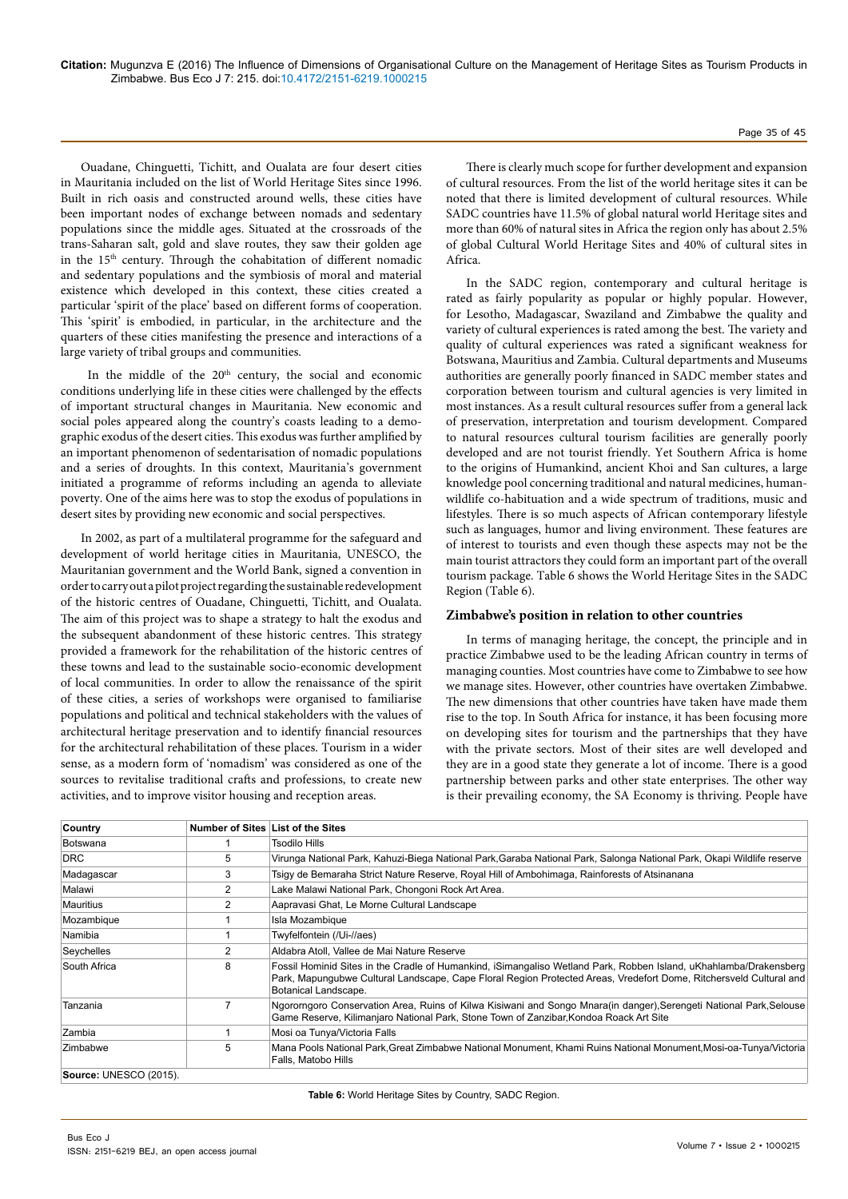Ouadane, Chinguetti, Tichitt, and Oualata are four desert cities in Mauritania included on the list of World Heritage Sites since 1996. Built in rich oasis and constructed around wells, these cities have been important nodes of exchange between nomads and sedentary populations since the middle ages. Situated at the crossroads of the trans-Saharan salt, gold and slave routes, they saw their golden age in the 15th century. Through the cohabitation of different nomadic and sedentary populations and the symbiosis of moral and material existence which developed in this context, these cities created a particular 'spirit of the place' based on different forms of cooperation. This 'spirit' is embodied, in particular, in the architecture and the quarters of these cities manifesting the presence and interactions of a large variety of tribal groups and communities.

In the middle of the 20th century, the social and economic conditions underlying life in these cities were challenged by the effects of important structural changes in Mauritania. New economic and social poles appeared along the country's coasts leading to a demographic exodus of the desert cities. This exodus was further amplified by an important phenomenon of sedentarisation of nomadic populations and a series of droughts. In this context, Mauritania's government initiated a programme of reforms including an agenda to alleviate poverty. One of the aims here was to stop the exodus of populations in desert sites by providing new economic and social perspectives.

In 2002, as part of a multilateral programme for the safeguard and development of world heritage cities in Mauritania, UNESCO, the Mauritanian government and the World Bank, signed a convention in order to carry out a pilot project regarding the sustainable redevelopment of the historic centres of Ouadane, Chinguetti, Tichitt, and Oualata. The aim of this project was to shape a strategy to halt the exodus and the subsequent abandonment of these historic centres. This strategy provided a framework for the rehabilitation of the historic centres of these towns and lead to the sustainable socio-economic development of local communities. In order to allow the renaissance of the spirit of these cities, a series of workshops were organised to familiarise populations and political and technical stakeholders with the values of architectural heritage preservation and to identify financial resources for the architectural rehabilitation of these places. Tourism in a wider sense, as a modern form of 'nomadism' was considered as one of the sources to revitalise traditional crafts and professions, to create new activities, and to improve visitor housing and reception areas.

There is clearly much scope for further development and expansion of cultural resources. From the list of the world heritage sites it can be noted that there is limited development of cultural resources. While SADC countries have 11.5% of global natural world Heritage sites and more than 60% of natural sites in Africa the region only has about 2.5% of global Cultural World Heritage Sites and 40% of cultural sites in Africa.

In the SADC region, contemporary and cultural heritage is rated as fairly popularity as popular or highly popular. However, for Lesotho, Madagascar, Swaziland and Zimbabwe the quality and variety of cultural experiences is rated among the best. The variety and quality of cultural experiences was rated a significant weakness for Botswana, Mauritius and Zambia. Cultural departments and Museums authorities are generally poorly financed in SADC member states and corporation between tourism and cultural agencies is very limited in most instances. As a result cultural resources suffer from a general lack of preservation, interpretation and tourism development. Compared to natural resources cultural tourism facilities are generally poorly developed and are not tourist friendly. Yet Southern Africa is home to the origins of Humankind, ancient Khoi and San cultures, a large knowledge pool concerning traditional and natural medicines, human-wildlife co-habituation and a wide spectrum of traditions, music and lifestyles. There is so much aspects of African contemporary lifestyle such as languages, humor and living environment. These features are of interest to tourists and even though these aspects may not be the main tourist attractors they could form an important part of the overall tourism package. Table 6 shows the World Heritage Sites in the SADC Region (Table 6).

## Zimbabwe's position in relation to other countries

In terms of managing heritage, the concept, the principle and in practice Zimbabwe used to be the leading African country in terms of managing counties. Most countries have come to Zimbabwe to see how we manage sites. However, other countries have overtaken Zimbabwe. The new dimensions that other countries have taken have made them rise to the top. In South Africa for instance, it has been focusing more on developing sites for tourism and the partnerships that they have with the private sectors. Most of their sites are well developed and they are in a good state they generate a lot of income. There is a good partnership between parks and other state enterprises. The other way is their prevailing economy, the SA Economy is thriving. People have

| Country | Number of Sites | List of the Sites |
|---|---|---|
| Botswana | 1 | Tsodilo Hills |
| DRC | 5 | Virunga National Park, Kahuzi-Biega National Park,Garaba National Park, Salonga National Park, Okapi Wildlife reserve |
| Madagascar | 3 | Tsigy de Bemaraha Strict Nature Reserve, Royal Hill of Ambohimaga, Rainforests of Atsinanana |
| Malawi | 2 | Lake Malawi National Park, Chongoni Rock Art Area. |
| Mauritius | 2 | Aapravasi Ghat, Le Morne Cultural Landscape |
| Mozambique | 1 | Isla Mozambique |
| Namibia | 1 | Twyfelfontein (/Ui-//aes) |
| Seychelles | 2 | Aldabra Atoll, Vallee de Mai Nature Reserve |
| South Africa | 8 | Fossil Hominid Sites in the Cradle of Humankind, iSimangaliso Wetland Park, Robben Island, uKhahlamba/Drakensberg Park, Mapungubwe Cultural Landscape, Cape Floral Region Protected Areas, Vredefort Dome, Ritchersveld Cultural and Botanical Landscape. |
| Tanzania | 7 | Ngororngoro Conservation Area, Ruins of Kilwa Kisiwani and Songo Mnara(in danger),Serengeti National Park,Selouse Game Reserve, Kilimanjaro National Park, Stone Town of Zanzibar,Kondoa Roack Art Site |
| Zambia | 1 | Mosi oa Tunya/Victoria Falls |
| Zimbabwe | 5 | Mana Pools National Park,Great Zimbabwe National Monument, Khami Ruins National Monument,Mosi-oa-Tunya/Victoria Falls, Matobo Hills |

**Source:** UNESCO (2015).

**Table 6:** World Heritage Sites by Country, SADC Region.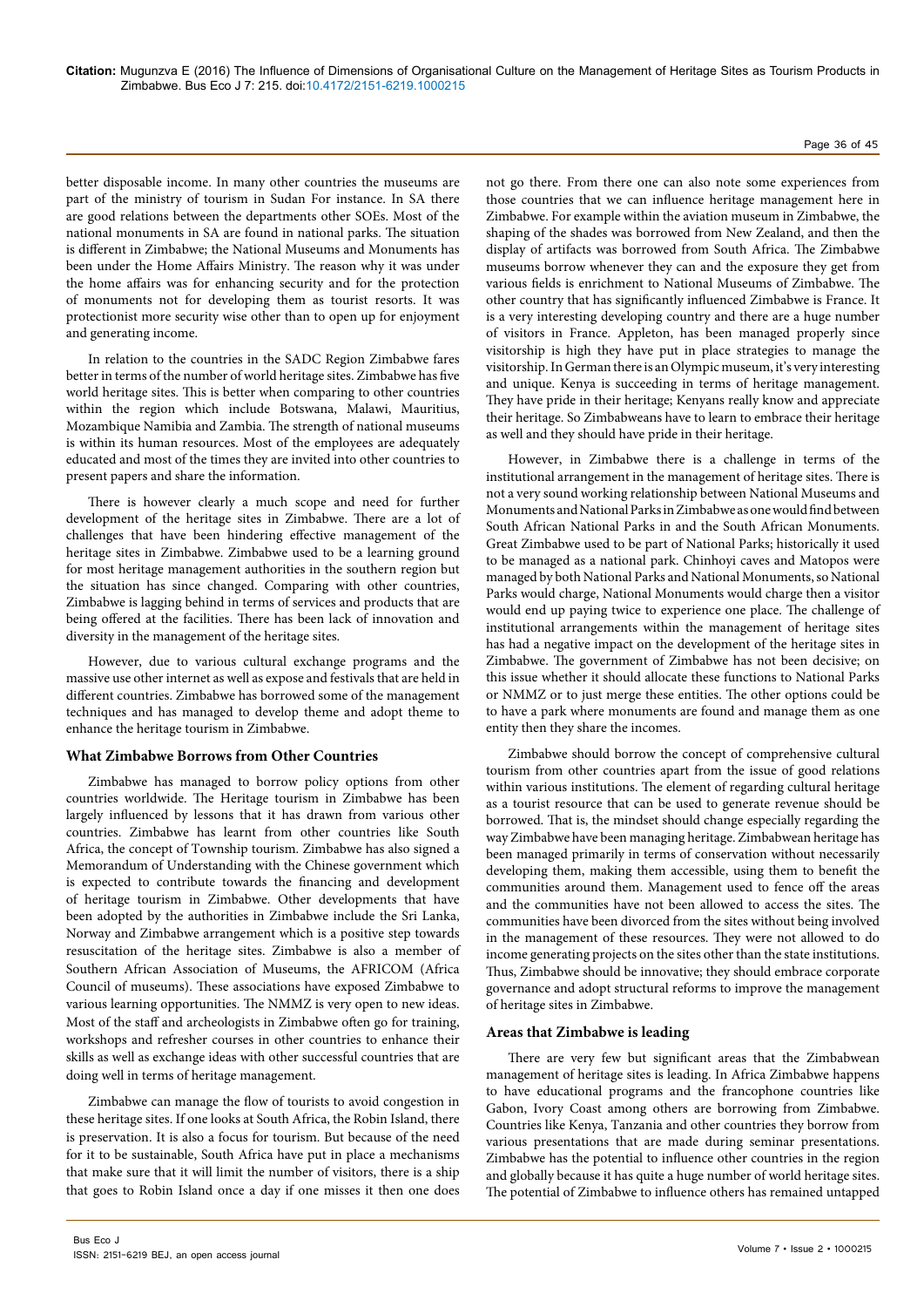better disposable income. In many other countries the museums are part of the ministry of tourism in Sudan For instance. In SA there are good relations between the departments other SOEs. Most of the national monuments in SA are found in national parks. The situation is different in Zimbabwe; the National Museums and Monuments has been under the Home Affairs Ministry. The reason why it was under the home affairs was for enhancing security and for the protection of monuments not for developing them as tourist resorts. It was protectionist more security wise other than to open up for enjoyment and generating income.

In relation to the countries in the SADC Region Zimbabwe fares better in terms of the number of world heritage sites. Zimbabwe has five world heritage sites. This is better when comparing to other countries within the region which include Botswana, Malawi, Mauritius, Mozambique Namibia and Zambia. The strength of national museums is within its human resources. Most of the employees are adequately educated and most of the times they are invited into other countries to present papers and share the information.

There is however clearly a much scope and need for further development of the heritage sites in Zimbabwe. There are a lot of challenges that have been hindering effective management of the heritage sites in Zimbabwe. Zimbabwe used to be a learning ground for most heritage management authorities in the southern region but the situation has since changed. Comparing with other countries, Zimbabwe is lagging behind in terms of services and products that are being offered at the facilities. There has been lack of innovation and diversity in the management of the heritage sites.

However, due to various cultural exchange programs and the massive use other internet as well as expose and festivals that are held in different countries. Zimbabwe has borrowed some of the management techniques and has managed to develop theme and adopt theme to enhance the heritage tourism in Zimbabwe.

### What Zimbabwe Borrows from Other Countries

Zimbabwe has managed to borrow policy options from other countries worldwide. The Heritage tourism in Zimbabwe has been largely influenced by lessons that it has drawn from various other countries. Zimbabwe has learnt from other countries like South Africa, the concept of Township tourism. Zimbabwe has also signed a Memorandum of Understanding with the Chinese government which is expected to contribute towards the financing and development of heritage tourism in Zimbabwe. Other developments that have been adopted by the authorities in Zimbabwe include the Sri Lanka, Norway and Zimbabwe arrangement which is a positive step towards resuscitation of the heritage sites. Zimbabwe is also a member of Southern African Association of Museums, the AFRICOM (Africa Council of museums). These associations have exposed Zimbabwe to various learning opportunities. The NMMZ is very open to new ideas. Most of the staff and archeologists in Zimbabwe often go for training, workshops and refresher courses in other countries to enhance their skills as well as exchange ideas with other successful countries that are doing well in terms of heritage management.

Zimbabwe can manage the flow of tourists to avoid congestion in these heritage sites. If one looks at South Africa, the Robin Island, there is preservation. It is also a focus for tourism. But because of the need for it to be sustainable, South Africa have put in place a mechanisms that make sure that it will limit the number of visitors, there is a ship that goes to Robin Island once a day if one misses it then one does not go there. From there one can also note some experiences from those countries that we can influence heritage management here in Zimbabwe. For example within the aviation museum in Zimbabwe, the shaping of the shades was borrowed from New Zealand, and then the display of artifacts was borrowed from South Africa. The Zimbabwe museums borrow whenever they can and the exposure they get from various fields is enrichment to National Museums of Zimbabwe. The other country that has significantly influenced Zimbabwe is France. It is a very interesting developing country and there are a huge number of visitors in France. Appleton, has been managed properly since visitorship is high they have put in place strategies to manage the visitorship. In German there is an Olympic museum, it's very interesting and unique. Kenya is succeeding in terms of heritage management. They have pride in their heritage; Kenyans really know and appreciate their heritage. So Zimbabweans have to learn to embrace their heritage as well and they should have pride in their heritage.

However, in Zimbabwe there is a challenge in terms of the institutional arrangement in the management of heritage sites. There is not a very sound working relationship between National Museums and Monuments and National Parks in Zimbabwe as one would find between South African National Parks in and the South African Monuments. Great Zimbabwe used to be part of National Parks; historically it used to be managed as a national park. Chinhoyi caves and Matopos were managed by both National Parks and National Monuments, so National Parks would charge, National Monuments would charge then a visitor would end up paying twice to experience one place. The challenge of institutional arrangements within the management of heritage sites has had a negative impact on the development of the heritage sites in Zimbabwe. The government of Zimbabwe has not been decisive; on this issue whether it should allocate these functions to National Parks or NMMZ or to just merge these entities. The other options could be to have a park where monuments are found and manage them as one entity then they share the incomes.

Zimbabwe should borrow the concept of comprehensive cultural tourism from other countries apart from the issue of good relations within various institutions. The element of regarding cultural heritage as a tourist resource that can be used to generate revenue should be borrowed. That is, the mindset should change especially regarding the way Zimbabwe have been managing heritage. Zimbabwean heritage has been managed primarily in terms of conservation without necessarily developing them, making them accessible, using them to benefit the communities around them. Management used to fence off the areas and the communities have not been allowed to access the sites. The communities have been divorced from the sites without being involved in the management of these resources. They were not allowed to do income generating projects on the sites other than the state institutions. Thus, Zimbabwe should be innovative; they should embrace corporate governance and adopt structural reforms to improve the management of heritage sites in Zimbabwe.

### Areas that Zimbabwe is leading

There are very few but significant areas that the Zimbabwean management of heritage sites is leading. In Africa Zimbabwe happens to have educational programs and the francophone countries like Gabon, Ivory Coast among others are borrowing from Zimbabwe. Countries like Kenya, Tanzania and other countries they borrow from various presentations that are made during seminar presentations. Zimbabwe has the potential to influence other countries in the region and globally because it has quite a huge number of world heritage sites. The potential of Zimbabwe to influence others has remained untapped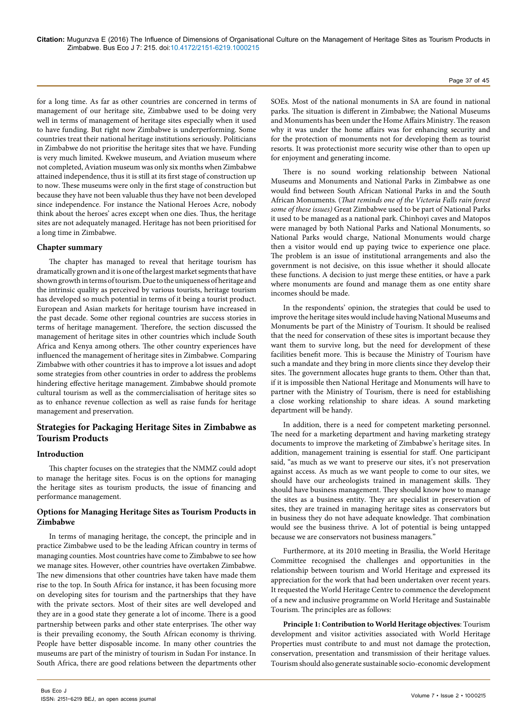for a long time. As far as other countries are concerned in terms of management of our heritage site, Zimbabwe used to be doing very well in terms of management of heritage sites especially when it used to have funding. But right now Zimbabwe is underperforming. Some countries treat their national heritage institutions seriously. Politicians in Zimbabwe do not prioritise the heritage sites that we have. Funding is very much limited. Kwekwe museum, and Aviation museum where not completed, Aviation museum was only six months when Zimbabwe attained independence, thus it is still at its first stage of construction up to now. These museums were only in the first stage of construction but because they have not been valuable thus they have not been developed since independence. For instance the National Heroes Acre, nobody think about the heroes' acres except when one dies. Thus, the heritage sites are not adequately managed. Heritage has not been prioritised for a long time in Zimbabwe.

### Chapter summary

The chapter has managed to reveal that heritage tourism has dramatically grown and it is one of the largest market segments that have shown growth in terms of tourism. Due to the uniqueness of heritage and the intrinsic quality as perceived by various tourists, heritage tourism has developed so much potential in terms of it being a tourist product. European and Asian markets for heritage tourism have increased in the past decade. Some other regional countries are success stories in terms of heritage management. Therefore, the section discussed the management of heritage sites in other countries which include South Africa and Kenya among others. The other country experiences have influenced the management of heritage sites in Zimbabwe. Comparing Zimbabwe with other countries it has to improve a lot issues and adopt some strategies from other countries in order to address the problems hindering effective heritage management. Zimbabwe should promote cultural tourism as well as the commercialisation of heritage sites so as to enhance revenue collection as well as raise funds for heritage management and preservation.

## Strategies for Packaging Heritage Sites in Zimbabwe as Tourism Products

### Introduction

This chapter focuses on the strategies that the NMMZ could adopt to manage the heritage sites. Focus is on the options for managing the heritage sites as tourism products, the issue of financing and performance management.

### Options for Managing Heritage Sites as Tourism Products in Zimbabwe

In terms of managing heritage, the concept, the principle and in practice Zimbabwe used to be the leading African country in terms of managing counties. Most countries have come to Zimbabwe to see how we manage sites. However, other countries have overtaken Zimbabwe. The new dimensions that other countries have taken have made them rise to the top. In South Africa for instance, it has been focusing more on developing sites for tourism and the partnerships that they have with the private sectors. Most of their sites are well developed and they are in a good state they generate a lot of income. There is a good partnership between parks and other state enterprises. The other way is their prevailing economy, the South African economy is thriving. People have better disposable income. In many other countries the museums are part of the ministry of tourism in Sudan For instance. In South Africa, there are good relations between the departments other SOEs. Most of the national monuments in SA are found in national parks. The situation is different in Zimbabwe; the National Museums and Monuments has been under the Home Affairs Ministry. The reason why it was under the home affairs was for enhancing security and for the protection of monuments not for developing them as tourist resorts. It was protectionist more security wise other than to open up for enjoyment and generating income.

There is no sound working relationship between National Museums and Monuments and National Parks in Zimbabwe as one would find between South African National Parks in and the South African Monuments. (*That reminds one of the Victoria Falls rain forest some of these issues)* Great Zimbabwe used to be part of National Parks it used to be managed as a national park. Chinhoyi caves and Matopos were managed by both National Parks and National Monuments, so National Parks would charge, National Monuments would charge then a visitor would end up paying twice to experience one place. The problem is an issue of institutional arrangements and also the government is not decisive, on this issue whether it should allocate these functions. A decision to just merge these entities, or have a park where monuments are found and manage them as one entity share incomes should be made.

In the respondents' opinion, the strategies that could be used to improve the heritage sites would include having National Museums and Monuments be part of the Ministry of Tourism. It should be realised that the need for conservation of these sites is important because they want them to survive long, but the need for development of these facilities benefit more. This is because the Ministry of Tourism have such a mandate and they bring in more clients since they develop their sites. The government allocates huge grants to them**.** Other than that, if it is impossible then National Heritage and Monuments will have to partner with the Ministry of Tourism, there is need for establishing a close working relationship to share ideas. A sound marketing department will be handy.

In addition, there is a need for competent marketing personnel. The need for a marketing department and having marketing strategy documents to improve the marketing of Zimbabwe's heritage sites. In addition, management training is essential for staff. One participant said, "as much as we want to preserve our sites, it's not preservation against access. As much as we want people to come to our sites, we should have our archeologists trained in management skills. They should have business management. They should know how to manage the sites as a business entity. They are specialist in preservation of sites, they are trained in managing heritage sites as conservators but in business they do not have adequate knowledge. That combination would see the business thrive. A lot of potential is being untapped because we are conservators not business managers."

Furthermore, at its 2010 meeting in Brasilia, the World Heritage Committee recognised the challenges and opportunities in the relationship between tourism and World Heritage and expressed its appreciation for the work that had been undertaken over recent years. It requested the World Heritage Centre to commence the development of a new and inclusive programme on World Heritage and Sustainable Tourism. The principles are as follows:

**Principle 1: Contribution to World Heritage objectives**: Tourism development and visitor activities associated with World Heritage Properties must contribute to and must not damage the protection, conservation, presentation and transmission of their heritage values. Tourism should also generate sustainable socio-economic development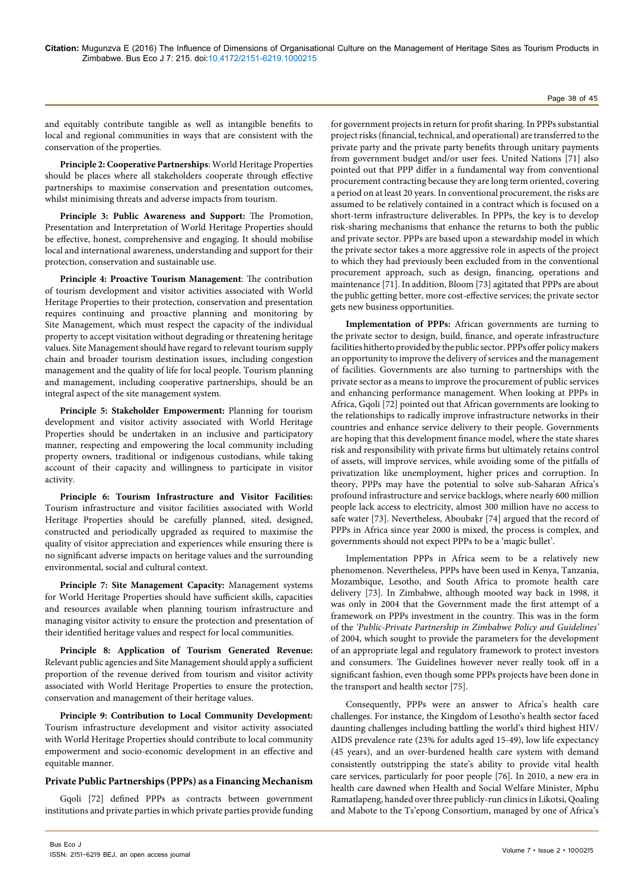and equitably contribute tangible as well as intangible benefits to local and regional communities in ways that are consistent with the conservation of the properties.

**Principle 2: Cooperative Partnerships**: World Heritage Properties should be places where all stakeholders cooperate through effective partnerships to maximise conservation and presentation outcomes, whilst minimising threats and adverse impacts from tourism.

**Principle 3: Public Awareness and Support:** The Promotion, Presentation and Interpretation of World Heritage Properties should be effective, honest, comprehensive and engaging. It should mobilise local and international awareness, understanding and support for their protection, conservation and sustainable use.

**Principle 4: Proactive Tourism Management**: The contribution of tourism development and visitor activities associated with World Heritage Properties to their protection, conservation and presentation requires continuing and proactive planning and monitoring by Site Management, which must respect the capacity of the individual property to accept visitation without degrading or threatening heritage values. Site Management should have regard to relevant tourism supply chain and broader tourism destination issues, including congestion management and the quality of life for local people. Tourism planning and management, including cooperative partnerships, should be an integral aspect of the site management system.

**Principle 5: Stakeholder Empowerment:** Planning for tourism development and visitor activity associated with World Heritage Properties should be undertaken in an inclusive and participatory manner, respecting and empowering the local community including property owners, traditional or indigenous custodians, while taking account of their capacity and willingness to participate in visitor activity.

**Principle 6: Tourism Infrastructure and Visitor Facilities:** Tourism infrastructure and visitor facilities associated with World Heritage Properties should be carefully planned, sited, designed, constructed and periodically upgraded as required to maximise the quality of visitor appreciation and experiences while ensuring there is no significant adverse impacts on heritage values and the surrounding environmental, social and cultural context.

**Principle 7: Site Management Capacity:** Management systems for World Heritage Properties should have sufficient skills, capacities and resources available when planning tourism infrastructure and managing visitor activity to ensure the protection and presentation of their identified heritage values and respect for local communities.

**Principle 8: Application of Tourism Generated Revenue:** Relevant public agencies and Site Management should apply a sufficient proportion of the revenue derived from tourism and visitor activity associated with World Heritage Properties to ensure the protection, conservation and management of their heritage values.

**Principle 9: Contribution to Local Community Development:** Tourism infrastructure development and visitor activity associated with World Heritage Properties should contribute to local community empowerment and socio-economic development in an effective and equitable manner.

### Private Public Partnerships (PPPs) as a Financing Mechanism

Gqoli [72] defined PPPs as contracts between government institutions and private parties in which private parties provide funding for government projects in return for profit sharing. In PPPs substantial project risks (financial, technical, and operational) are transferred to the private party and the private party benefits through unitary payments from government budget and/or user fees. United Nations [71] also pointed out that PPP differ in a fundamental way from conventional procurement contracting because they are long term oriented, covering a period on at least 20 years. In conventional procurement, the risks are assumed to be relatively contained in a contract which is focused on a short-term infrastructure deliverables. In PPPs, the key is to develop risk-sharing mechanisms that enhance the returns to both the public and private sector. PPPs are based upon a stewardship model in which the private sector takes a more aggressive role in aspects of the project to which they had previously been excluded from in the conventional procurement approach, such as design, financing, operations and maintenance [71]. In addition, Bloom [73] agitated that PPPs are about the public getting better, more cost-effective services; the private sector gets new business opportunities.

**Implementation of PPPs:** African governments are turning to the private sector to design, build, finance, and operate infrastructure facilities hitherto provided by the public sector. PPPs offer policy makers an opportunity to improve the delivery of services and the management of facilities. Governments are also turning to partnerships with the private sector as a means to improve the procurement of public services and enhancing performance management. When looking at PPPs in Africa, Gqoli [72] pointed out that African governments are looking to the relationships to radically improve infrastructure networks in their countries and enhance service delivery to their people. Governments are hoping that this development finance model, where the state shares risk and responsibility with private firms but ultimately retains control of assets, will improve services, while avoiding some of the pitfalls of privatization like unemployment, higher prices and corruption. In theory, PPPs may have the potential to solve sub-Saharan Africa's profound infrastructure and service backlogs, where nearly 600 million people lack access to electricity, almost 300 million have no access to safe water [73]. Nevertheless, Aboubakr [74] argued that the record of PPPs in Africa since year 2000 is mixed, the process is complex, and governments should not expect PPPs to be a 'magic bullet'.

Implementation PPPs in Africa seem to be a relatively new phenomenon. Nevertheless, PPPs have been used in Kenya, Tanzania, Mozambique, Lesotho, and South Africa to promote health care delivery [73]. In Zimbabwe, although mooted way back in 1998, it was only in 2004 that the Government made the first attempt of a framework on PPPs investment in the country. This was in the form of the *'Public-Private Partnership in Zimbabwe Policy and Guidelines'* of 2004, which sought to provide the parameters for the development of an appropriate legal and regulatory framework to protect investors and consumers. The Guidelines however never really took off in a significant fashion, even though some PPPs projects have been done in the transport and health sector [75].

Consequently, PPPs were an answer to Africa's health care challenges. For instance, the Kingdom of Lesotho's health sector faced daunting challenges including battling the world's third highest HIV/AIDS prevalence rate (23% for adults aged 15-49), low life expectancy (45 years), and an over-burdened health care system with demand consistently outstripping the state's ability to provide vital health care services, particularly for poor people [76]. In 2010, a new era in health care dawned when Health and Social Welfare Minister, Mphu Ramatlapeng, handed over three publicly-run clinics in Likotsi, Qoaling and Mabote to the Ts'epong Consortium, managed by one of Africa's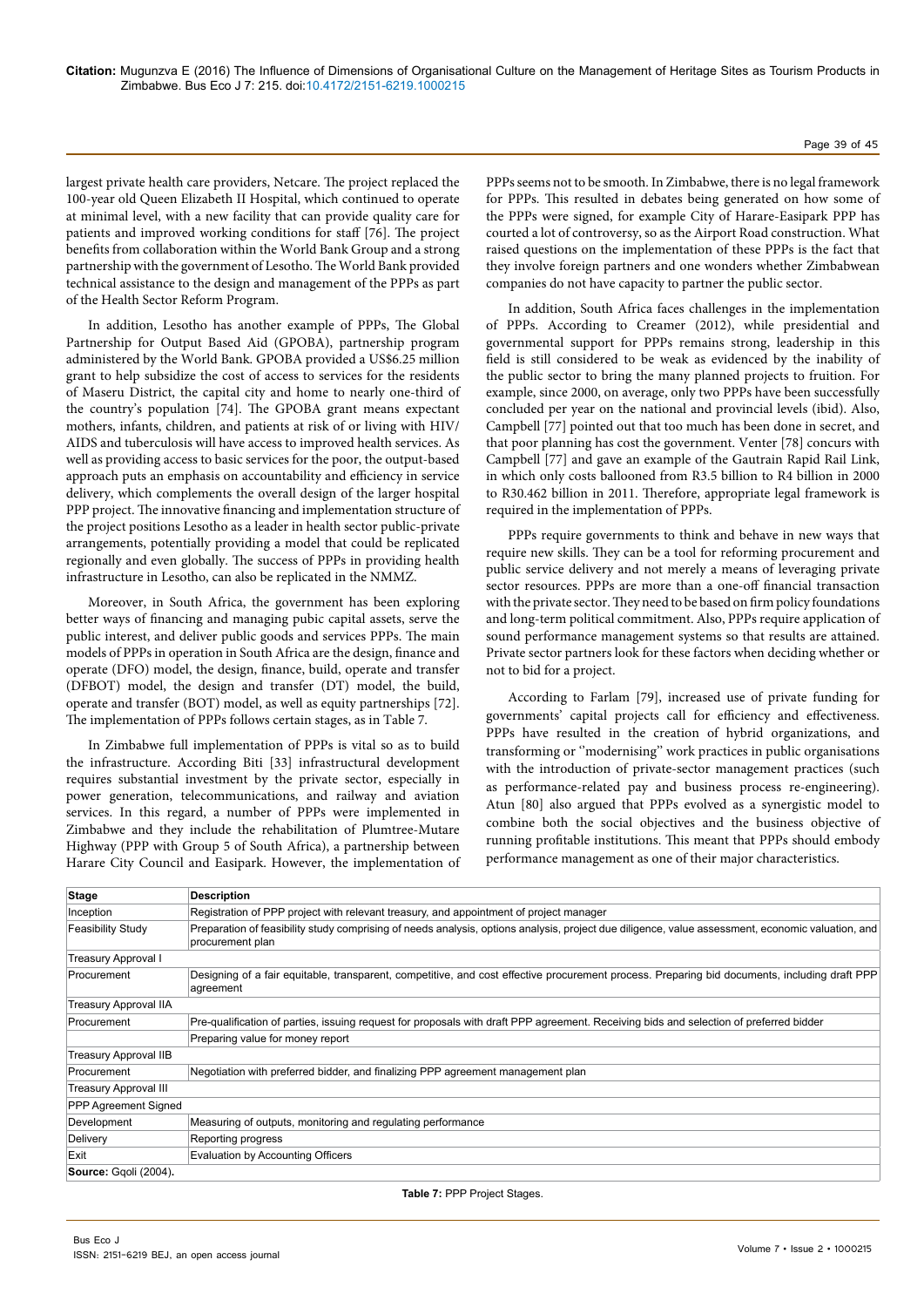largest private health care providers, Netcare. The project replaced the 100-year old Queen Elizabeth II Hospital, which continued to operate at minimal level, with a new facility that can provide quality care for patients and improved working conditions for staff [76]. The project benefits from collaboration within the World Bank Group and a strong partnership with the government of Lesotho. The World Bank provided technical assistance to the design and management of the PPPs as part of the Health Sector Reform Program.

In addition, Lesotho has another example of PPPs, The Global Partnership for Output Based Aid (GPOBA), partnership program administered by the World Bank. GPOBA provided a US$6.25 million grant to help subsidize the cost of access to services for the residents of Maseru District, the capital city and home to nearly one-third of the country's population [74]. The GPOBA grant means expectant mothers, infants, children, and patients at risk of or living with HIV/AIDS and tuberculosis will have access to improved health services. As well as providing access to basic services for the poor, the output-based approach puts an emphasis on accountability and efficiency in service delivery, which complements the overall design of the larger hospital PPP project. The innovative financing and implementation structure of the project positions Lesotho as a leader in health sector public-private arrangements, potentially providing a model that could be replicated regionally and even globally. The success of PPPs in providing health infrastructure in Lesotho, can also be replicated in the NMMZ.

Moreover, in South Africa, the government has been exploring better ways of financing and managing pubic capital assets, serve the public interest, and deliver public goods and services PPPs. The main models of PPPs in operation in South Africa are the design, finance and operate (DFO) model, the design, finance, build, operate and transfer (DFBOT) model, the design and transfer (DT) model, the build, operate and transfer (BOT) model, as well as equity partnerships [72]. The implementation of PPPs follows certain stages, as in Table 7.

In Zimbabwe full implementation of PPPs is vital so as to build the infrastructure. According Biti [33] infrastructural development requires substantial investment by the private sector, especially in power generation, telecommunications, and railway and aviation services. In this regard, a number of PPPs were implemented in Zimbabwe and they include the rehabilitation of Plumtree-Mutare Highway (PPP with Group 5 of South Africa), a partnership between Harare City Council and Easipark. However, the implementation of PPPs seems not to be smooth. In Zimbabwe, there is no legal framework for PPPs. This resulted in debates being generated on how some of the PPPs were signed, for example City of Harare-Easipark PPP has courted a lot of controversy, so as the Airport Road construction. What raised questions on the implementation of these PPPs is the fact that they involve foreign partners and one wonders whether Zimbabwean companies do not have capacity to partner the public sector.

In addition, South Africa faces challenges in the implementation of PPPs. According to Creamer (2012), while presidential and governmental support for PPPs remains strong, leadership in this field is still considered to be weak as evidenced by the inability of the public sector to bring the many planned projects to fruition. For example, since 2000, on average, only two PPPs have been successfully concluded per year on the national and provincial levels (ibid). Also, Campbell [77] pointed out that too much has been done in secret, and that poor planning has cost the government. Venter [78] concurs with Campbell [77] and gave an example of the Gautrain Rapid Rail Link, in which only costs ballooned from R3.5 billion to R4 billion in 2000 to R30.462 billion in 2011. Therefore, appropriate legal framework is required in the implementation of PPPs.

PPPs require governments to think and behave in new ways that require new skills. They can be a tool for reforming procurement and public service delivery and not merely a means of leveraging private sector resources. PPPs are more than a one-off financial transaction with the private sector. They need to be based on firm policy foundations and long-term political commitment. Also, PPPs require application of sound performance management systems so that results are attained. Private sector partners look for these factors when deciding whether or not to bid for a project.

According to Farlam [79], increased use of private funding for governments' capital projects call for efficiency and effectiveness. PPPs have resulted in the creation of hybrid organizations, and transforming or ''modernising'' work practices in public organisations with the introduction of private-sector management practices (such as performance-related pay and business process re-engineering). Atun [80] also argued that PPPs evolved as a synergistic model to combine both the social objectives and the business objective of running profitable institutions. This meant that PPPs should embody performance management as one of their major characteristics.

| Stage | Description |
|---|---|
| Inception | Registration of PPP project with relevant treasury, and appointment of project manager |
| Feasibility Study | Preparation of feasibility study comprising of needs analysis, options analysis, project due diligence, value assessment, economic valuation, and procurement plan |
| Treasury Approval I | |
| Procurement | Designing of a fair equitable, transparent, competitive, and cost effective procurement process. Preparing bid documents, including draft PPP agreement |
| Treasury Approval IIA | |
| Procurement | Pre-qualification of parties, issuing request for proposals with draft PPP agreement. Receiving bids and selection of preferred bidder |
| | Preparing value for money report |
| Treasury Approval IIB | |
| Procurement | Negotiation with preferred bidder, and finalizing PPP agreement management plan |
| Treasury Approval III | |
| PPP Agreement Signed | |
| Development | Measuring of outputs, monitoring and regulating performance |
| Delivery | Reporting progress |
| Exit | Evaluation by Accounting Officers |
| **Source:** Gqoli (2004). | |

**Table 7:** PPP Project Stages.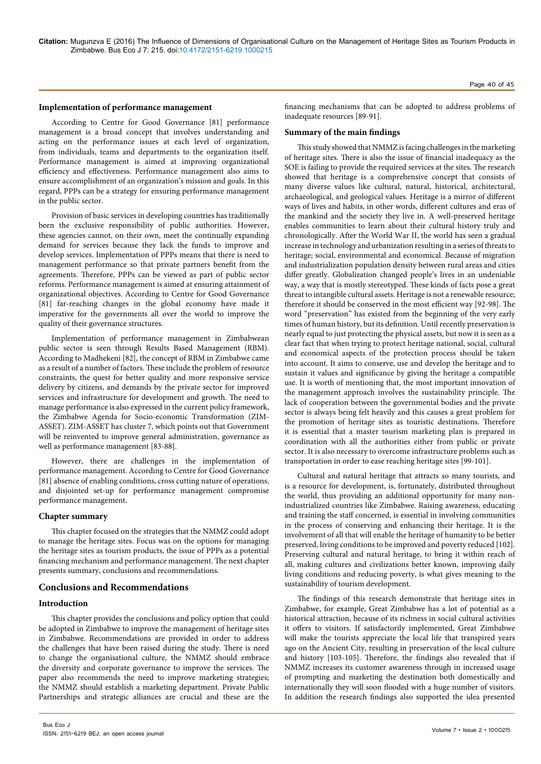### Implementation of performance management

According to Centre for Good Governance [81] performance management is a broad concept that involves understanding and acting on the performance issues at each level of organization, from individuals, teams and departments to the organization itself. Performance management is aimed at improving organizational efficiency and effectiveness. Performance management also aims to ensure accomplishment of an organization's mission and goals. In this regard, PPPs can be a strategy for ensuring performance management in the public sector.

Provision of basic services in developing countries has traditionally been the exclusive responsibility of public authorities. However, these agencies cannot, on their own, meet the continually expanding demand for services because they lack the funds to improve and develop services. Implementation of PPPs means that there is need to management performance so that private partners benefit from the agreements. Therefore, PPPs can be viewed as part of public sector reforms. Performance management is aimed at ensuring attainment of organizational objectives. According to Centre for Good Governance [81] far-reaching changes in the global economy have made it imperative for the governments all over the world to improve the quality of their governance structures.

Implementation of performance management in Zimbabwean public sector is seen through Results Based Management (RBM). According to Madhekeni [82], the concept of RBM in Zimbabwe came as a result of a number of factors. These include the problem of resource constraints, the quest for better quality and more responsive service delivery by citizens, and demands by the private sector for improved services and infrastructure for development and growth. The need to manage performance is also expressed in the current policy framework, the Zimbabwe Agenda for Socio-economic Transformation (ZIM-ASSET). ZIM-ASSET has cluster 7, which points out that Government will be reinvented to improve general administration, governance as well as performance management [83-88].

However, there are challenges in the implementation of performance management. According to Centre for Good Governance [81] absence of enabling conditions, cross cutting nature of operations, and disjointed set-up for performance management compromise performance management.

### Chapter summary

This chapter focused on the strategies that the NMMZ could adopt to manage the heritage sites. Focus was on the options for managing the heritage sites as tourism products, the issue of PPPs as a potential financing mechanism and performance management. The next chapter presents summary, conclusions and recommendations.

## Conclusions and Recommendations

### Introduction

This chapter provides the conclusions and policy option that could be adopted in Zimbabwe to improve the management of heritage sites in Zimbabwe. Recommendations are provided in order to address the challenges that have been raised during the study. There is need to change the organisational culture, the NMMZ should embrace the diversity and corporate governance to improve the services. The paper also recommends the need to improve marketing strategies; the NMMZ should establish a marketing department. Private Public Partnerships and strategic alliances are crucial and these are the financing mechanisms that can be adopted to address problems of inadequate resources [89-91].

### Summary of the main findings

This study showed that NMMZ is facing challenges in the marketing of heritage sites. There is also the issue of financial inadequacy as the SOE is failing to provide the required services at the sites. The research showed that heritage is a comprehensive concept that consists of many diverse values like cultural, natural, historical, architectural, archaeological, and geological values. Heritage is a mirror of different ways of lives and habits, in other words, different cultures and eras of the mankind and the society they live in. A well-preserved heritage enables communities to learn about their cultural history truly and chronologically. After the World War II, the world has seen a gradual increase in technology and urbanization resulting in a series of threats to heritage; social, environmental and economical. Because of migration and industrialization population density between rural areas and cities differ greatly. Globalization changed people's lives in an undeniable way, a way that is mostly stereotyped. These kinds of facts pose a great threat to intangible cultural assets. Heritage is not a renewable resource; therefore it should be conserved in the most efficient way [92-98]. The word "preservation" has existed from the beginning of the very early times of human history, but its definition. Until recently preservation is nearly equal to just protecting the physical assets, but now it is seen as a clear fact that when trying to protect heritage national, social, cultural and economical aspects of the protection process should be taken into account. It aims to conserve, use and develop the heritage and to sustain it values and significance by giving the heritage a compatible use. It is worth of mentioning that, the most important innovation of the management approach involves the sustainability principle. The lack of cooperation between the governmental bodies and the private sector is always being felt heavily and this causes a great problem for the promotion of heritage sites as touristic destinations. Therefore it is essential that a master tourism marketing plan is prepared in coordination with all the authorities either from public or private sector. It is also necessary to overcome infrastructure problems such as transportation in order to ease reaching heritage sites [99-101].

Cultural and natural heritage that attracts so many tourists, and is a resource for development, is, fortunately, distributed throughout the world, thus providing an additional opportunity for many non-industrialized countries like Zimbabwe. Raising awareness, educating and training the staff concerned, is essential in involving communities in the process of conserving and enhancing their heritage. It is the involvement of all that will enable the heritage of humanity to be better preserved, living conditions to be improved and poverty reduced [102]. Preserving cultural and natural heritage, to bring it within reach of all, making cultures and civilizations better known, improving daily living conditions and reducing poverty, is what gives meaning to the sustainability of tourism development.

The findings of this research demonstrate that heritage sites in Zimbabwe, for example, Great Zimbabwe has a lot of potential as a historical attraction, because of its richness in social cultural activities it offers to visitors. If satisfactorily implemented, Great Zimbabwe will make the tourists appreciate the local life that transpired years ago on the Ancient City, resulting in preservation of the local culture and history [103-105]. Therefore, the findings also revealed that if NMMZ increases its customer awareness through in increased usage of prompting and marketing the destination both domestically and internationally they will soon flooded with a huge number of visitors. In addition the research findings also supported the idea presented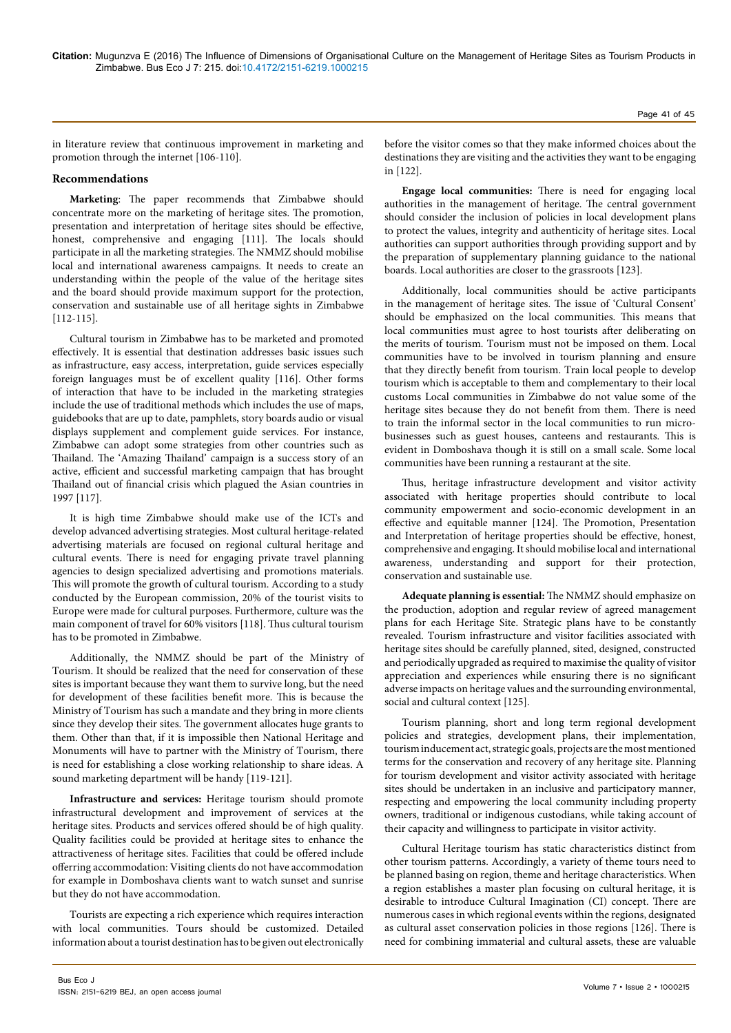in literature review that continuous improvement in marketing and promotion through the internet [106-110].

## Recommendations

**Marketing**: The paper recommends that Zimbabwe should concentrate more on the marketing of heritage sites. The promotion, presentation and interpretation of heritage sites should be effective, honest, comprehensive and engaging [111]. The locals should participate in all the marketing strategies. The NMMZ should mobilise local and international awareness campaigns. It needs to create an understanding within the people of the value of the heritage sites and the board should provide maximum support for the protection, conservation and sustainable use of all heritage sights in Zimbabwe [112-115].

Cultural tourism in Zimbabwe has to be marketed and promoted effectively. It is essential that destination addresses basic issues such as infrastructure, easy access, interpretation, guide services especially foreign languages must be of excellent quality [116]. Other forms of interaction that have to be included in the marketing strategies include the use of traditional methods which includes the use of maps, guidebooks that are up to date, pamphlets, story boards audio or visual displays supplement and complement guide services. For instance, Zimbabwe can adopt some strategies from other countries such as Thailand. The 'Amazing Thailand' campaign is a success story of an active, efficient and successful marketing campaign that has brought Thailand out of financial crisis which plagued the Asian countries in 1997 [117].

It is high time Zimbabwe should make use of the ICTs and develop advanced advertising strategies. Most cultural heritage-related advertising materials are focused on regional cultural heritage and cultural events. There is need for engaging private travel planning agencies to design specialized advertising and promotions materials. This will promote the growth of cultural tourism. According to a study conducted by the European commission, 20% of the tourist visits to Europe were made for cultural purposes. Furthermore, culture was the main component of travel for 60% visitors [118]. Thus cultural tourism has to be promoted in Zimbabwe.

Additionally, the NMMZ should be part of the Ministry of Tourism. It should be realized that the need for conservation of these sites is important because they want them to survive long, but the need for development of these facilities benefit more. This is because the Ministry of Tourism has such a mandate and they bring in more clients since they develop their sites. The government allocates huge grants to them. Other than that, if it is impossible then National Heritage and Monuments will have to partner with the Ministry of Tourism, there is need for establishing a close working relationship to share ideas. A sound marketing department will be handy [119-121].

**Infrastructure and services:** Heritage tourism should promote infrastructural development and improvement of services at the heritage sites. Products and services offered should be of high quality. Quality facilities could be provided at heritage sites to enhance the attractiveness of heritage sites. Facilities that could be offered include offerring accommodation: Visiting clients do not have accommodation for example in Domboshava clients want to watch sunset and sunrise but they do not have accommodation.

Tourists are expecting a rich experience which requires interaction with local communities. Tours should be customized. Detailed information about a tourist destination has to be given out electronically before the visitor comes so that they make informed choices about the destinations they are visiting and the activities they want to be engaging in [122].

**Engage local communities:** There is need for engaging local authorities in the management of heritage. The central government should consider the inclusion of policies in local development plans to protect the values, integrity and authenticity of heritage sites. Local authorities can support authorities through providing support and by the preparation of supplementary planning guidance to the national boards. Local authorities are closer to the grassroots [123].

Additionally, local communities should be active participants in the management of heritage sites. The issue of 'Cultural Consent' should be emphasized on the local communities. This means that local communities must agree to host tourists after deliberating on the merits of tourism. Tourism must not be imposed on them. Local communities have to be involved in tourism planning and ensure that they directly benefit from tourism. Train local people to develop tourism which is acceptable to them and complementary to their local customs Local communities in Zimbabwe do not value some of the heritage sites because they do not benefit from them. There is need to train the informal sector in the local communities to run micro-businesses such as guest houses, canteens and restaurants. This is evident in Domboshava though it is still on a small scale. Some local communities have been running a restaurant at the site.

Thus, heritage infrastructure development and visitor activity associated with heritage properties should contribute to local community empowerment and socio-economic development in an effective and equitable manner [124]. The Promotion, Presentation and Interpretation of heritage properties should be effective, honest, comprehensive and engaging. It should mobilise local and international awareness, understanding and support for their protection, conservation and sustainable use.

**Adequate planning is essential:** The NMMZ should emphasize on the production, adoption and regular review of agreed management plans for each Heritage Site. Strategic plans have to be constantly revealed. Tourism infrastructure and visitor facilities associated with heritage sites should be carefully planned, sited, designed, constructed and periodically upgraded as required to maximise the quality of visitor appreciation and experiences while ensuring there is no significant adverse impacts on heritage values and the surrounding environmental, social and cultural context [125].

Tourism planning, short and long term regional development policies and strategies, development plans, their implementation, tourism inducement act, strategic goals, projects are the most mentioned terms for the conservation and recovery of any heritage site. Planning for tourism development and visitor activity associated with heritage sites should be undertaken in an inclusive and participatory manner, respecting and empowering the local community including property owners, traditional or indigenous custodians, while taking account of their capacity and willingness to participate in visitor activity.

Cultural Heritage tourism has static characteristics distinct from other tourism patterns. Accordingly, a variety of theme tours need to be planned basing on region, theme and heritage characteristics. When a region establishes a master plan focusing on cultural heritage, it is desirable to introduce Cultural Imagination (CI) concept. There are numerous cases in which regional events within the regions, designated as cultural asset conservation policies in those regions [126]. There is need for combining immaterial and cultural assets, these are valuable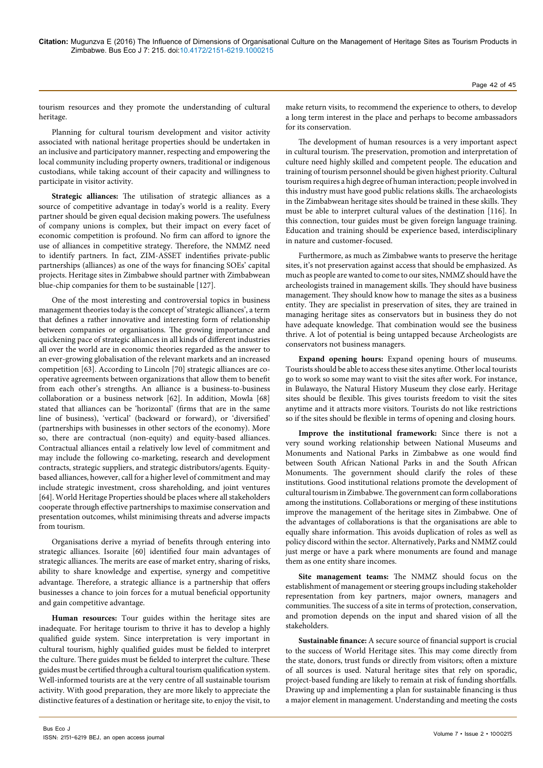tourism resources and they promote the understanding of cultural heritage.

Planning for cultural tourism development and visitor activity associated with national heritage properties should be undertaken in an inclusive and participatory manner, respecting and empowering the local community including property owners, traditional or indigenous custodians, while taking account of their capacity and willingness to participate in visitor activity.

**Strategic alliances:** The utilisation of strategic alliances as a source of competitive advantage in today's world is a reality. Every partner should be given equal decision making powers. The usefulness of company unions is complex, but their impact on every facet of economic competition is profound. No firm can afford to ignore the use of alliances in competitive strategy. Therefore, the NMMZ need to identify partners. In fact, ZIM-ASSET indentifies private-public partnerships (alliances) as one of the ways for financing SOEs' capital projects. Heritage sites in Zimbabwe should partner with Zimbabwean blue-chip companies for them to be sustainable [127].

One of the most interesting and controversial topics in business management theories today is the concept of 'strategic alliances', a term that defines a rather innovative and interesting form of relationship between companies or organisations. The growing importance and quickening pace of strategic alliances in all kinds of different industries all over the world are in economic theories regarded as the answer to an ever-growing globalisation of the relevant markets and an increased competition [63]. According to Lincoln [70] strategic alliances are co-operative agreements between organizations that allow them to benefit from each other's strengths. An alliance is a business-to-business collaboration or a business network [62]. In addition, Mowla [68] stated that alliances can be 'horizontal' (firms that are in the same line of business), 'vertical' (backward or forward), or 'diversified' (partnerships with businesses in other sectors of the economy). More so, there are contractual (non-equity) and equity-based alliances. Contractual alliances entail a relatively low level of commitment and may include the following co-marketing, research and development contracts, strategic suppliers, and strategic distributors/agents. Equity-based alliances, however, call for a higher level of commitment and may include strategic investment, cross shareholding, and joint ventures [64]. World Heritage Properties should be places where all stakeholders cooperate through effective partnerships to maximise conservation and presentation outcomes, whilst minimising threats and adverse impacts from tourism.

Organisations derive a myriad of benefits through entering into strategic alliances. Isoraite [60] identified four main advantages of strategic alliances. The merits are ease of market entry, sharing of risks, ability to share knowledge and expertise, synergy and competitive advantage. Therefore, a strategic alliance is a partnership that offers businesses a chance to join forces for a mutual beneficial opportunity and gain competitive advantage.

**Human resources:** Tour guides within the heritage sites are inadequate. For heritage tourism to thrive it has to develop a highly qualified guide system. Since interpretation is very important in cultural tourism, highly qualified guides must be fielded to interpret the culture. There guides must be fielded to interpret the culture. These guides must be certified through a cultural tourism qualification system. Well-informed tourists are at the very centre of all sustainable tourism activity. With good preparation, they are more likely to appreciate the distinctive features of a destination or heritage site, to enjoy the visit, to make return visits, to recommend the experience to others, to develop a long term interest in the place and perhaps to become ambassadors for its conservation.

The development of human resources is a very important aspect in cultural tourism. The preservation, promotion and interpretation of culture need highly skilled and competent people. The education and training of tourism personnel should be given highest priority. Cultural tourism requires a high degree of human interaction; people involved in this industry must have good public relations skills. The archaeologists in the Zimbabwean heritage sites should be trained in these skills. They must be able to interpret cultural values of the destination [116]. In this connection, tour guides must be given foreign language training. Education and training should be experience based, interdisciplinary in nature and customer-focused.

Furthermore, as much as Zimbabwe wants to preserve the heritage sites, it's not preservation against access that should be emphasized. As much as people are wanted to come to our sites, NMMZ should have the archeologists trained in management skills. They should have business management. They should know how to manage the sites as a business entity. They are specialist in preservation of sites, they are trained in managing heritage sites as conservators but in business they do not have adequate knowledge. That combination would see the business thrive. A lot of potential is being untapped because Archeologists are conservators not business managers.

**Expand opening hours:** Expand opening hours of museums. Tourists should be able to access these sites anytime. Other local tourists go to work so some may want to visit the sites after work. For instance, in Bulawayo, the Natural History Museum they close early. Heritage sites should be flexible. This gives tourists freedom to visit the sites anytime and it attracts more visitors. Tourists do not like restrictions so if the sites should be flexible in terms of opening and closing hours.

**Improve the institutional framework:** Since there is not a very sound working relationship between National Museums and Monuments and National Parks in Zimbabwe as one would find between South African National Parks in and the South African Monuments. The government should clarify the roles of these institutions. Good institutional relations promote the development of cultural tourism in Zimbabwe. The government can form collaborations among the institutions. Collaborations or merging of these institutions improve the management of the heritage sites in Zimbabwe. One of the advantages of collaborations is that the organisations are able to equally share information. This avoids duplication of roles as well as policy discord within the sector. Alternatively, Parks and NMMZ could just merge or have a park where monuments are found and manage them as one entity share incomes.

**Site management teams:** The NMMZ should focus on the establishment of management or steering groups including stakeholder representation from key partners, major owners, managers and communities. The success of a site in terms of protection, conservation, and promotion depends on the input and shared vision of all the stakeholders.

**Sustainable finance:** A secure source of financial support is crucial to the success of World Heritage sites. This may come directly from the state, donors, trust funds or directly from visitors; often a mixture of all sources is used. Natural heritage sites that rely on sporadic, project-based funding are likely to remain at risk of funding shortfalls. Drawing up and implementing a plan for sustainable financing is thus a major element in management. Understanding and meeting the costs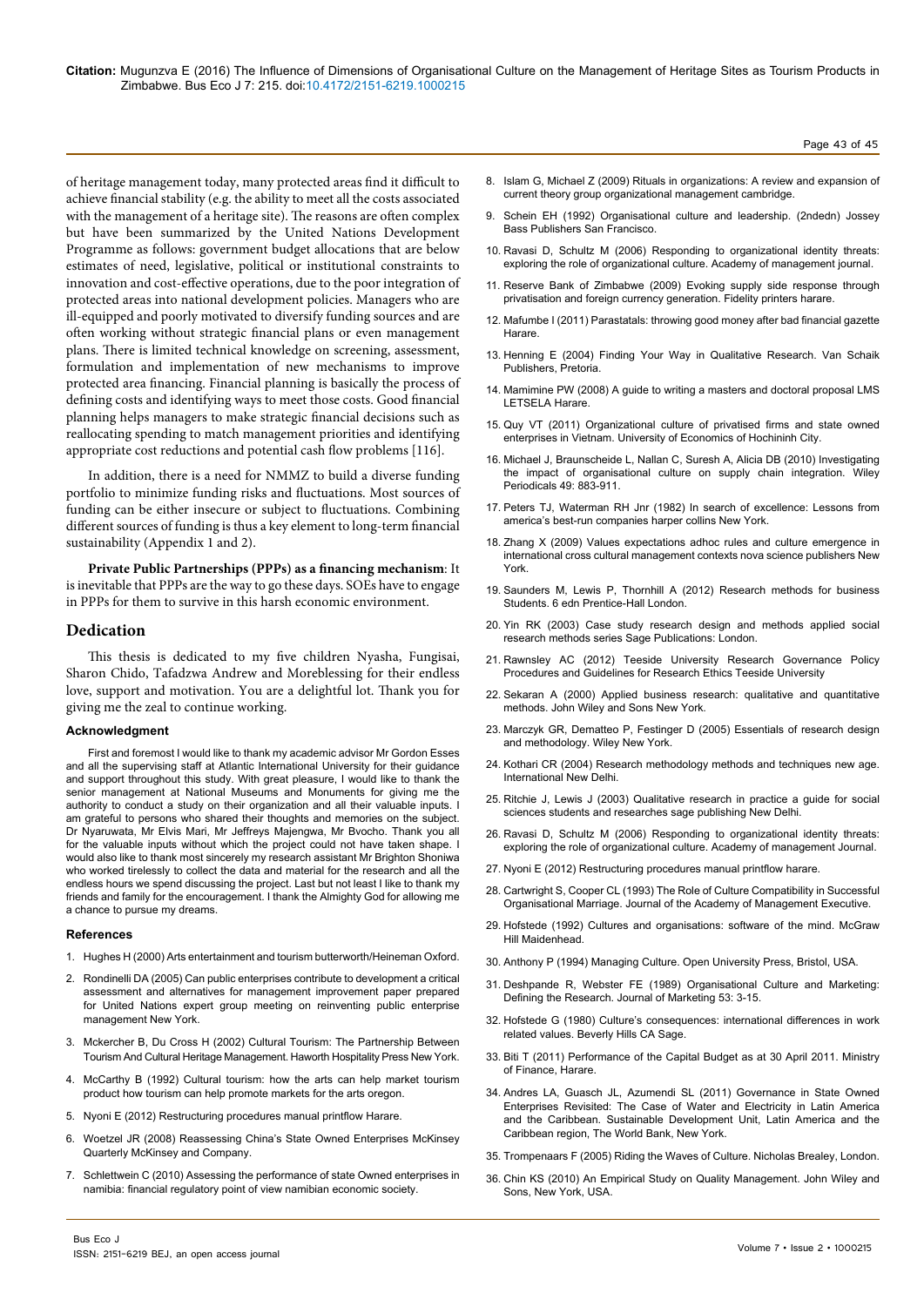of heritage management today, many protected areas find it difficult to achieve financial stability (e.g. the ability to meet all the costs associated with the management of a heritage site). The reasons are often complex but have been summarized by the United Nations Development Programme as follows: government budget allocations that are below estimates of need, legislative, political or institutional constraints to innovation and cost-effective operations, due to the poor integration of protected areas into national development policies. Managers who are ill-equipped and poorly motivated to diversify funding sources and are often working without strategic financial plans or even management plans. There is limited technical knowledge on screening, assessment, formulation and implementation of new mechanisms to improve protected area financing. Financial planning is basically the process of defining costs and identifying ways to meet those costs. Good financial planning helps managers to make strategic financial decisions such as reallocating spending to match management priorities and identifying appropriate cost reductions and potential cash flow problems [116].

In addition, there is a need for NMMZ to build a diverse funding portfolio to minimize funding risks and fluctuations. Most sources of funding can be either insecure or subject to fluctuations. Combining different sources of funding is thus a key element to long-term financial sustainability (Appendix 1 and 2).

**Private Public Partnerships (PPPs) as a financing mechanism**: It is inevitable that PPPs are the way to go these days. SOEs have to engage in PPPs for them to survive in this harsh economic environment.

## Dedication

This thesis is dedicated to my five children Nyasha, Fungisai, Sharon Chido, Tafadzwa Andrew and Moreblessing for their endless love, support and motivation. You are a delightful lot. Thank you for giving me the zeal to continue working.

### Acknowledgment

First and foremost I would like to thank my academic advisor Mr Gordon Esses and all the supervising staff at Atlantic International University for their guidance and support throughout this study. With great pleasure, I would like to thank the senior management at National Museums and Monuments for giving me the authority to conduct a study on their organization and all their valuable inputs. I am grateful to persons who shared their thoughts and memories on the subject. Dr Nyaruwata, Mr Elvis Mari, Mr Jeffreys Majengwa, Mr Bvocho. Thank you all for the valuable inputs without which the project could not have taken shape. I would also like to thank most sincerely my research assistant Mr Brighton Shoniwa who worked tirelessly to collect the data and material for the research and all the endless hours we spend discussing the project. Last but not least I like to thank my friends and family for the encouragement. I thank the Almighty God for allowing me a chance to pursue my dreams.

### References

1. Hughes H (2000) Arts entertainment and tourism butterworth/Heineman Oxford.
2. Rondinelli DA (2005) Can public enterprises contribute to development a critical assessment and alternatives for management improvement paper prepared for United Nations expert group meeting on reinventing public enterprise management New York.
3. Mckercher B, Du Cross H (2002) Cultural Tourism: The Partnership Between Tourism And Cultural Heritage Management. Haworth Hospitality Press New York.
4. McCarthy B (1992) Cultural tourism: how the arts can help market tourism product how tourism can help promote markets for the arts oregon.
5. Nyoni E (2012) Restructuring procedures manual printflow Harare.
6. Woetzel JR (2008) Reassessing China's State Owned Enterprises McKinsey Quarterly McKinsey and Company.
7. Schlettwein C (2010) Assessing the performance of state Owned enterprises in namibia: financial regulatory point of view namibian economic society.
8. Islam G, Michael Z (2009) Rituals in organizations: A review and expansion of current theory group organizational management cambridge.
9. Schein EH (1992) Organisational culture and leadership. (2ndedn) Jossey Bass Publishers San Francisco.
10. Ravasi D, Schultz M (2006) Responding to organizational identity threats: exploring the role of organizational culture. Academy of management journal.
11. Reserve Bank of Zimbabwe (2009) Evoking supply side response through privatisation and foreign currency generation. Fidelity printers harare.
12. Mafumbe I (2011) Parastatals: throwing good money after bad financial gazette Harare.
13. Henning E (2004) Finding Your Way in Qualitative Research. Van Schaik Publishers, Pretoria.
14. Mamimine PW (2008) A guide to writing a masters and doctoral proposal LMS LETSELA Harare.
15. Quy VT (2011) Organizational culture of privatised firms and state owned enterprises in Vietnam. University of Economics of Hochininh City.
16. Michael J, Braunscheide L, Nallan C, Suresh A, Alicia DB (2010) Investigating the impact of organisational culture on supply chain integration. Wiley Periodicals 49: 883-911.
17. Peters TJ, Waterman RH Jnr (1982) In search of excellence: Lessons from america's best-run companies harper collins New York.
18. Zhang X (2009) Values expectations adhoc rules and culture emergence in international cross cultural management contexts nova science publishers New York.
19. Saunders M, Lewis P, Thornhill A (2012) Research methods for business Students. 6 edn Prentice-Hall London.
20. Yin RK (2003) Case study research design and methods applied social research methods series Sage Publications: London.
21. Rawnsley AC (2012) Teeside University Research Governance Policy Procedures and Guidelines for Research Ethics Teeside University
22. Sekaran A (2000) Applied business research: qualitative and quantitative methods. John Wiley and Sons New York.
23. Marczyk GR, Dematteo P, Festinger D (2005) Essentials of research design and methodology. Wiley New York.
24. Kothari CR (2004) Research methodology methods and techniques new age. International New Delhi.
25. Ritchie J, Lewis J (2003) Qualitative research in practice a guide for social sciences students and researches sage publishing New Delhi.
26. Ravasi D, Schultz M (2006) Responding to organizational identity threats: exploring the role of organizational culture. Academy of management Journal.
27. Nyoni E (2012) Restructuring procedures manual printflow harare.
28. Cartwright S, Cooper CL (1993) The Role of Culture Compatibility in Successful Organisational Marriage. Journal of the Academy of Management Executive.
29. Hofstede (1992) Cultures and organisations: software of the mind. McGraw Hill Maidenhead.
30. Anthony P (1994) Managing Culture. Open University Press, Bristol, USA.
31. Deshpande R, Webster FE (1989) Organisational Culture and Marketing: Defining the Research. Journal of Marketing 53: 3-15.
32. Hofstede G (1980) Culture's consequences: international differences in work related values. Beverly Hills CA Sage.
33. Biti T (2011) Performance of the Capital Budget as at 30 April 2011. Ministry of Finance, Harare.
34. Andres LA, Guasch JL, Azumendi SL (2011) Governance in State Owned Enterprises Revisited: The Case of Water and Electricity in Latin America and the Caribbean. Sustainable Development Unit, Latin America and the Caribbean region, The World Bank, New York.
35. Trompenaars F (2005) Riding the Waves of Culture. Nicholas Brealey, London.
36. Chin KS (2010) An Empirical Study on Quality Management. John Wiley and Sons, New York, USA.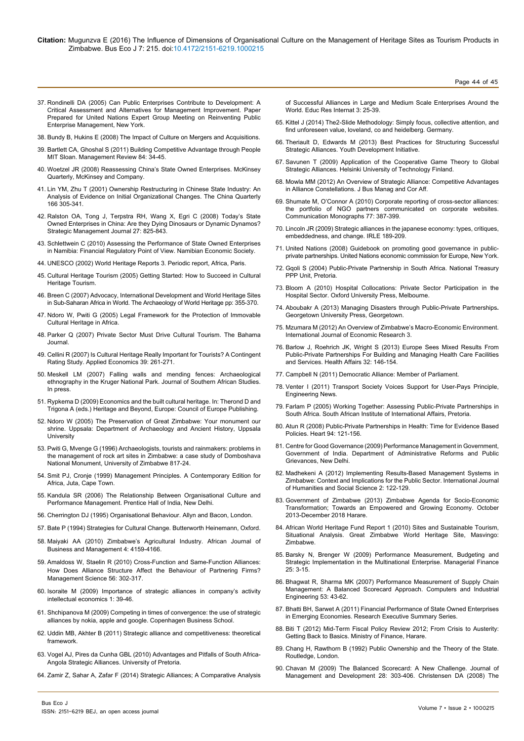37. Rondinelli DA (2005) Can Public Enterprises Contribute to Development: A Critical Assessment and Alternatives for Management Improvement. Paper Prepared for United Nations Expert Group Meeting on Reinventing Public Enterprise Management, New York.

38. Bundy B, Hukins E (2008) The Impact of Culture on Mergers and Acquisitions.

39. Bartlett CA, Ghoshal S (2011) Building Competitive Advantage through People MIT Sloan. Management Review 84: 34-45.

40. Woetzel JR (2008) Reassessing China's State Owned Enterprises. McKinsey Quarterly, McKinsey and Company.

41. Lin YM, Zhu T (2001) Ownership Restructuring in Chinese State Industry: An Analysis of Evidence on Initial Organizational Changes. The China Quarterly 166 305-341.

42. Ralston OA, Tong J, Terpstra RH, Wang X, Egri C (2008) Today's State Owned Enterprises in China: Are they Dying Dinosaurs or Dynamic Dynamos? Strategic Management Journal 27: 825-843.

43. Schlettwein C (2010) Assessing the Performance of State Owned Enterprises in Namibia: Financial Regulatory Point of View. Namibian Economic Society.

44. UNESCO (2002) World Heritage Reports 3. Periodic report, Africa, Paris.

45. Cultural Heritage Tourism (2005) Getting Started: How to Succeed in Cultural Heritage Tourism.

46. Breen C (2007) Advocacy, International Development and World Heritage Sites in Sub-Saharan Africa in World. The Archaeology of World Heritage pp: 355-370.

47. Ndoro W, Pwiti G (2005) Legal Framework for the Protection of Immovable Cultural Heritage in Africa.

48. Parker Q (2007) Private Sector Must Drive Cultural Tourism. The Bahama Journal.

49. Cellini R (2007) Is Cultural Heritage Really Important for Tourists? A Contingent Rating Study. Applied Economics 39: 261-271.

50. Meskell LM (2007) Falling walls and mending fences: Archaeological ethnography in the Kruger National Park. Journal of Southern African Studies. In press.

51. Rypkema D (2009) Economics and the built cultural heritage. In: Therond D and Trigona A (eds.) Heritage and Beyond, Europe: Council of Europe Publishing.

52. Ndoro W (2005) The Preservation of Great Zimbabwe: Your monument our shrine. Uppsala: Department of Archaeology and Ancient History, Uppsala University

53. Pwiti G, Mvenge G (1996) Archaeologists, tourists and rainmakers: problems in the management of rock art sites in Zimbabwe: a case study of Domboshava National Monument, University of Zimbabwe 817-24.

54. Smit PJ, Cronje (1999) Management Principles. A Contemporary Edition for Africa, Juta, Cape Town.

55. Kandula SR (2006) The Relationship Between Organisational Culture and Performance Management. Prentice Hall of India, New Delhi.

56. Cherrington DJ (1995) Organisational Behaviour. Allyn and Bacon, London.

57. Bate P (1994) Strategies for Cultural Change. Butterworth Heinemann, Oxford.

58. Maiyaki AA (2010) Zimbabwe's Agricultural Industry. African Journal of Business and Management 4: 4159-4166.

59. Amaldoss W, Staelin R (2010) Cross-Function and Same-Function Alliances: How Does Alliance Structure Affect the Behaviour of Partnering Firms? Management Science 56: 302-317.

60. Isoraite M (2009) Importance of strategic alliances in company's activity intellectual economics 1: 39-46.

61. Shchipanova M (2009) Competing in times of convergence: the use of strategic alliances by nokia, apple and google. Copenhagen Business School.

62. Uddin MB, Akhter B (2011) Strategic alliance and competitiveness: theoretical framework.

63. Vogel AJ, Pires da Cunha GBL (2010) Advantages and Pitfalls of South Africa-Angola Strategic Alliances. University of Pretoria.

64. Zamir Z, Sahar A, Zafar F (2014) Strategic Alliances; A Comparative Analysis of Successful Alliances in Large and Medium Scale Enterprises Around the World. Educ Res Internat 3: 25-39.

65. Kittel J (2014) The2-Slide Methodology: Simply focus, collective attention, and find unforeseen value, loveland, co and heidelberg. Germany.

66. Theriault D, Edwards M (2013) Best Practices for Structuring Successful Strategic Alliances. Youth Development Initiative.

67. Savunen T (2009) Application of the Cooperative Game Theory to Global Strategic Alliances. Helsinki University of Technology Finland.

68. Mowla MM (2012) An Overview of Strategic Alliance: Competitive Advantages in Alliance Constellations. J Bus Manag and Cor Aff.

69. Shumate M, O'Connor A (2010) Corporate reporting of cross-sector alliances: the portfolio of NGO partners communicated on corporate websites. Communication Monographs 77: 387-399.

70. Lincoln JR (2009) Strategic alliances in the japanese economy: types, critiques, embeddedness, and change. IRLE 189-209.

71. United Nations (2008) Guidebook on promoting good governance in public-private partnerships. United Nations economic commission for Europe, New York.

72. Gqoli S (2004) Public-Private Partnership in South Africa. National Treasury PPP Unit, Pretoria.

73. Bloom A (2010) Hospital Collocations: Private Sector Participation in the Hospital Sector. Oxford University Press, Melbourne.

74. Aboubakr A (2013) Managing Disasters through Public-Private Partnerships**.** Georgetown University Press, Georgetown.

75. Mzumara M (2012) An Overview of Zimbabwe's Macro-Economic Environment. International Journal of Economic Research 3.

76. Barlow J, Roehrich JK, Wright S (2013) Europe Sees Mixed Results From Public-Private Partnerships For Building and Managing Health Care Facilities and Services. Health Affairs 32: 146-154.

77. Campbell N (2011) Democratic Alliance: Member of Parliament.

78. Venter I (2011) Transport Society Voices Support for User-Pays Principle, Engineering News.

79. Farlam P (2005) Working Together: Assessing Public-Private Partnerships in South Africa. South African Institute of International Affairs, Pretoria.

80. Atun R (2008) Public-Private Partnerships in Health: Time for Evidence Based Policies. Heart 94: 121-156.

81. Centre for Good Governance (2009) Performance Management in Government, Government of India. Department of Administrative Reforms and Public Grievances, New Delhi.

82. Madhekeni A (2012) Implementing Results-Based Management Systems in Zimbabwe: Context and Implications for the Public Sector. International Journal of Humanities and Social Science 2: 122-129.

83. Government of Zimbabwe (2013) Zimbabwe Agenda for Socio-Economic Transformation; Towards an Empowered and Growing Economy. October 2013-December 2018 Harare.

84. African World Heritage Fund Report 1 (2010) Sites and Sustainable Tourism, Situational Analysis. Great Zimbabwe World Heritage Site, Masvingo: Zimbabwe.

85. Barsky N, Brenger W (2009) Performance Measurement, Budgeting and Strategic Implementation in the Multinational Enterprise. Managerial Finance 25: 3-15.

86. Bhagwat R, Sharma MK (2007) Performance Measurement of Supply Chain Management: A Balanced Scorecard Approach. Computers and Industrial Engineering 53: 43-62.

87. Bhatti BH, Sarwet A (2011) Financial Performance of State Owned Enterprises in Emerging Economies. Research Executive Summary Series.

88. Biti T (2012) Mid-Term Fiscal Policy Review 2012; From Crisis to Austerity: Getting Back to Basics. Ministry of Finance, Harare.

89. Chang H, Rawthorn B (1992) Public Ownership and the Theory of the State. Routledge, London.

90. Chavan M (2009) The Balanced Scorecard: A New Challenge. Journal of Management and Development 28: 303-406. Christensen DA (2008) The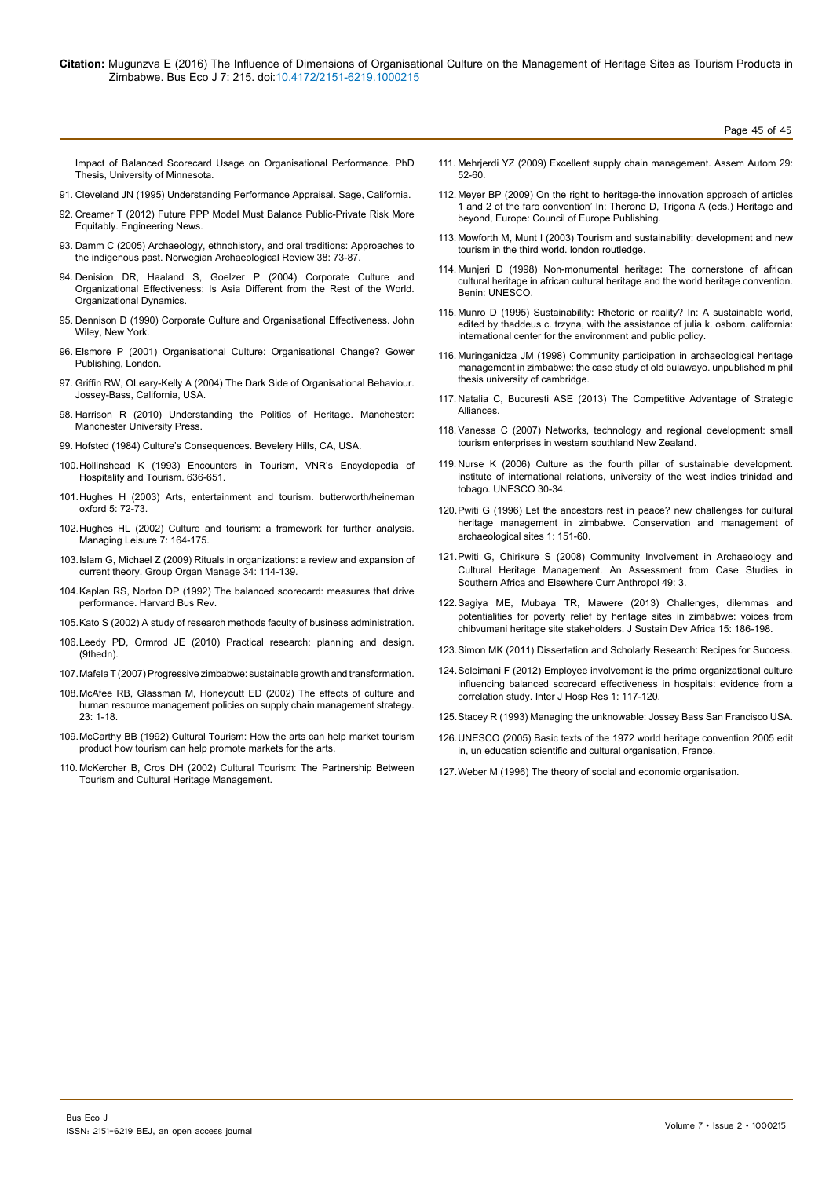Impact of Balanced Scorecard Usage on Organisational Performance. PhD Thesis, University of Minnesota.

91. Cleveland JN (1995) Understanding Performance Appraisal. Sage, California.
92. Creamer T (2012) Future PPP Model Must Balance Public-Private Risk More Equitably. Engineering News.
93. Damm C (2005) Archaeology, ethnohistory, and oral traditions: Approaches to the indigenous past. Norwegian Archaeological Review 38: 73-87.
94. Denision DR, Haaland S, Goelzer P (2004) Corporate Culture and Organizational Effectiveness: Is Asia Different from the Rest of the World. Organizational Dynamics.
95. Dennison D (1990) Corporate Culture and Organisational Effectiveness. John Wiley, New York.
96. Elsmore P (2001) Organisational Culture: Organisational Change? Gower Publishing, London.
97. Griffin RW, OLeary-Kelly A (2004) The Dark Side of Organisational Behaviour. Jossey-Bass, California, USA.
98. Harrison R (2010) Understanding the Politics of Heritage. Manchester: Manchester University Press.
99. Hofsted (1984) Culture's Consequences. Bevelery Hills, CA, USA.
100. Hollinshead K (1993) Encounters in Tourism, VNR's Encyclopedia of Hospitality and Tourism. 636-651.
101. Hughes H (2003) Arts, entertainment and tourism. butterworth/heineman oxford 5: 72-73.
102. Hughes HL (2002) Culture and tourism: a framework for further analysis. Managing Leisure 7: 164-175.
103. Islam G, Michael Z (2009) Rituals in organizations: a review and expansion of current theory. Group Organ Manage 34: 114-139.
104. Kaplan RS, Norton DP (1992) The balanced scorecard: measures that drive performance. Harvard Bus Rev.
105. Kato S (2002) A study of research methods faculty of business administration.
106. Leedy PD, Ormrod JE (2010) Practical research: planning and design. (9thedn).
107. Mafela T (2007) Progressive zimbabwe: sustainable growth and transformation.
108. McAfee RB, Glassman M, Honeycutt ED (2002) The effects of culture and human resource management policies on supply chain management strategy. 23: 1-18.
109. McCarthy BB (1992) Cultural Tourism: How the arts can help market tourism product how tourism can help promote markets for the arts.
110. McKercher B, Cros DH (2002) Cultural Tourism: The Partnership Between Tourism and Cultural Heritage Management.
111. Mehrjerdi YZ (2009) Excellent supply chain management. Assem Autom 29: 52-60.
112. Meyer BP (2009) On the right to heritage-the innovation approach of articles 1 and 2 of the faro convention' In: Therond D, Trigona A (eds.) Heritage and beyond, Europe: Council of Europe Publishing.
113. Mowforth M, Munt I (2003) Tourism and sustainability: development and new tourism in the third world. london routledge.
114. Munjeri D (1998) Non-monumental heritage: The cornerstone of african cultural heritage in african cultural heritage and the world heritage convention. Benin: UNESCO.
115. Munro D (1995) Sustainability: Rhetoric or reality? In: A sustainable world, edited by thaddeus c. trzyna, with the assistance of julia k. osborn. california: international center for the environment and public policy.
116. Muringanidza JM (1998) Community participation in archaeological heritage management in zimbabwe: the case study of old bulawayo. unpublished m phil thesis university of cambridge.
117. Natalia C, Bucuresti ASE (2013) The Competitive Advantage of Strategic Alliances.
118. Vanessa C (2007) Networks, technology and regional development: small tourism enterprises in western southland New Zealand.
119. Nurse K (2006) Culture as the fourth pillar of sustainable development. institute of international relations, university of the west indies trinidad and tobago. UNESCO 30-34.
120. Pwiti G (1996) Let the ancestors rest in peace? new challenges for cultural heritage management in zimbabwe. Conservation and management of archaeological sites 1: 151-60.
121. Pwiti G, Chirikure S (2008) Community Involvement in Archaeology and Cultural Heritage Management. An Assessment from Case Studies in Southern Africa and Elsewhere Curr Anthropol 49: 3.
122. Sagiya ME, Mubaya TR, Mawere (2013) Challenges, dilemmas and potentialities for poverty relief by heritage sites in zimbabwe: voices from chibvumani heritage site stakeholders. J Sustain Dev Africa 15: 186-198.
123. Simon MK (2011) Dissertation and Scholarly Research: Recipes for Success.
124. Soleimani F (2012) Employee involvement is the prime organizational culture influencing balanced scorecard effectiveness in hospitals: evidence from a correlation study. Inter J Hosp Res 1: 117-120.
125. Stacey R (1993) Managing the unknowable: Jossey Bass San Francisco USA.
126. UNESCO (2005) Basic texts of the 1972 world heritage convention 2005 edit in, un education scientific and cultural organisation, France.
127. Weber M (1996) The theory of social and economic organisation.